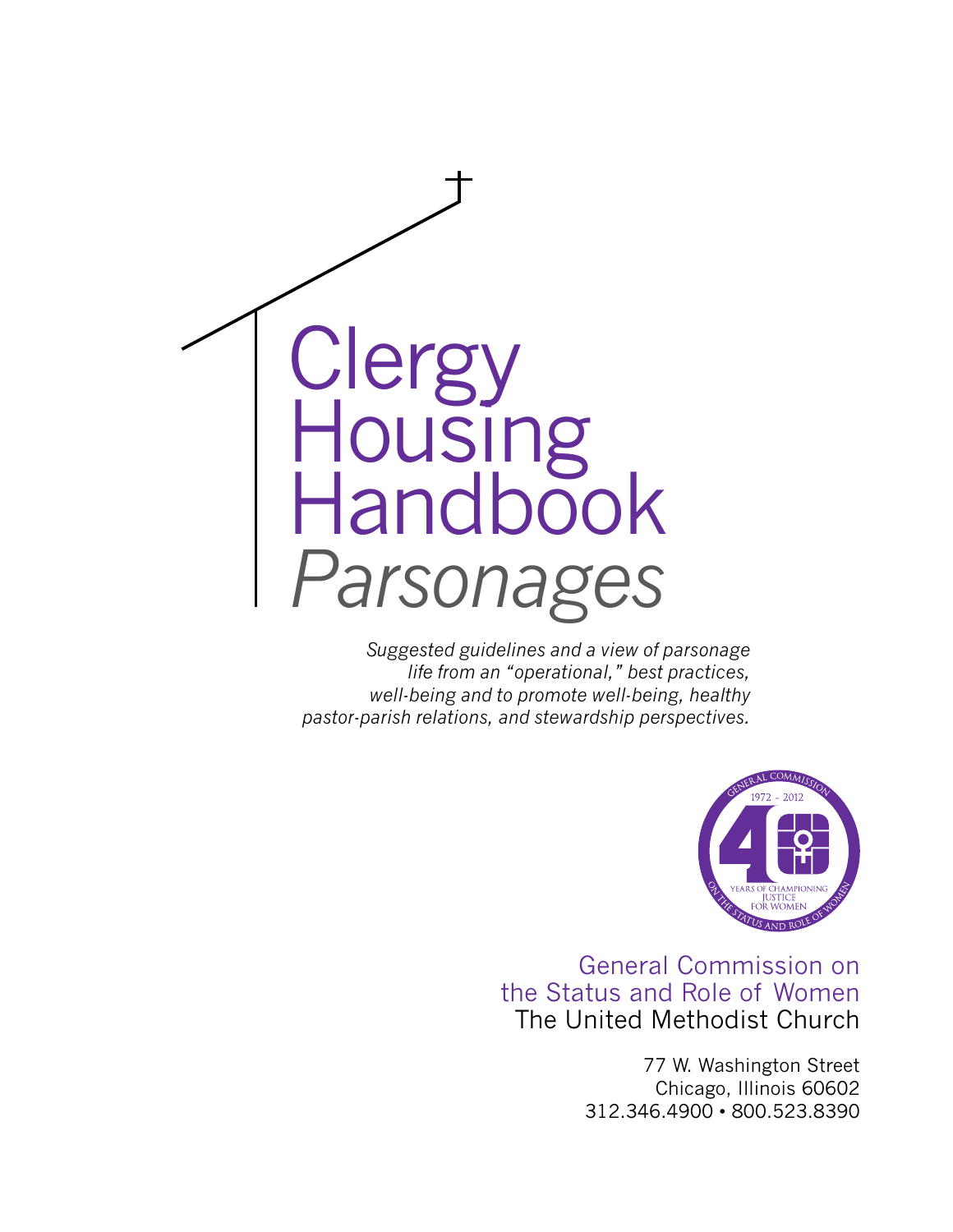# Clergy Housing Handbook
## *Parsonages*

*Suggested guidelines and a view of parsonage life from an "operational," best practices, well-being and to promote well-being, healthy pastor-parish relations, and stewardship perspectives.*

GENERAL COMMISSION ON THE STATUS AND ROLE OF WOMEN
1972 ~ 2012
40 YEARS OF CHAMPIONING JUSTICE FOR WOMEN

General Commission on the Status and Role of Women
The United Methodist Church

77 W. Washington Street
Chicago, Illinois 60602
312.346.4900 • 800.523.8390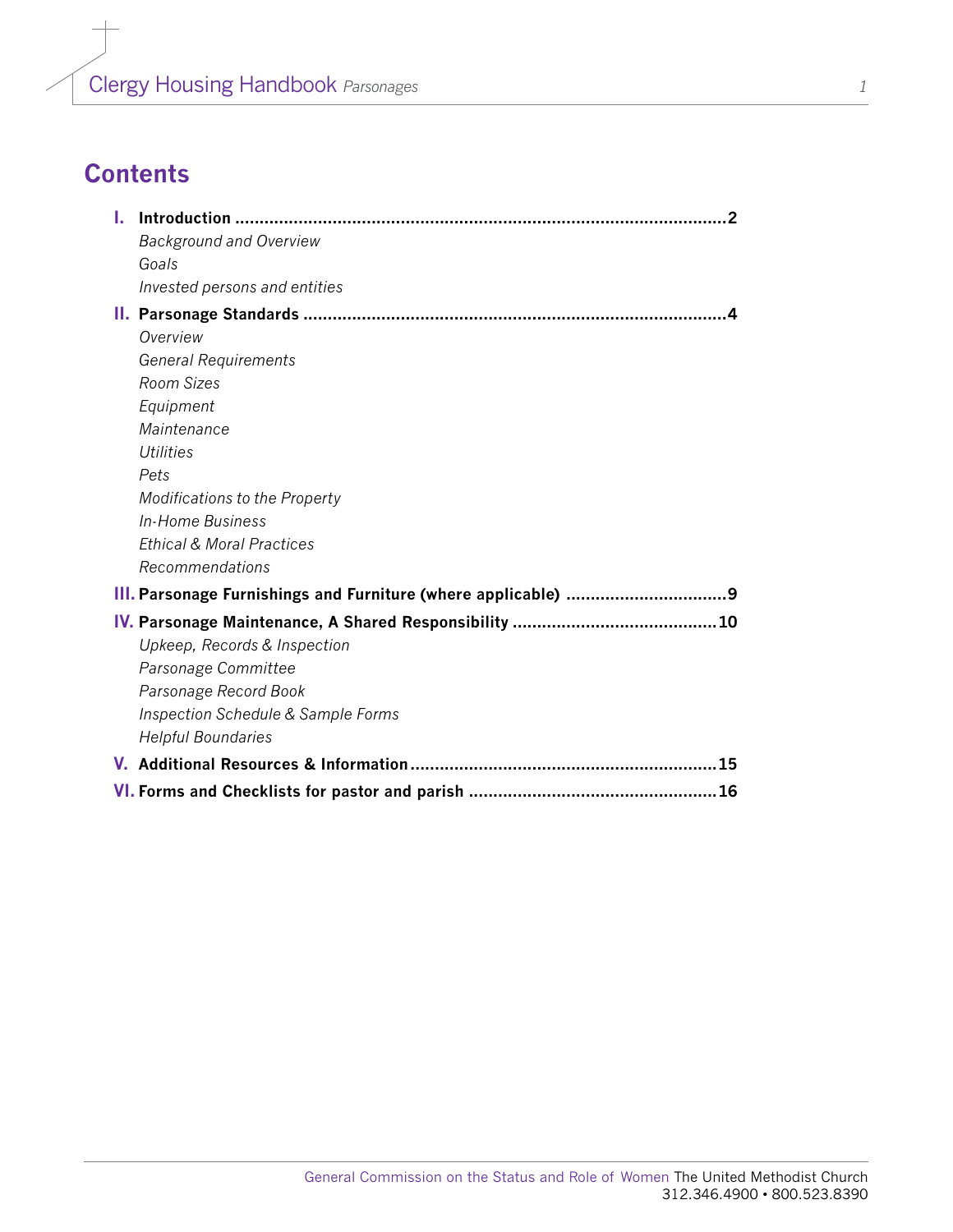## Contents

**I. Introduction** .......... 2

- *Background and Overview*
- *Goals*
- *Invested persons and entities*

**II. Parsonage Standards** .......... 4

- *Overview*
- *General Requirements*
- *Room Sizes*
- *Equipment*
- *Maintenance*
- *Utilities*
- *Pets*
- *Modifications to the Property*
- *In-Home Business*
- *Ethical & Moral Practices*
- *Recommendations*

**III. Parsonage Furnishings and Furniture (where applicable)** .......... 9

**IV. Parsonage Maintenance, A Shared Responsibility** .......... 10

- *Upkeep, Records & Inspection*
- *Parsonage Committee*
- *Parsonage Record Book*
- *Inspection Schedule & Sample Forms*
- *Helpful Boundaries*

**V. Additional Resources & Information** .......... 15

**VI. Forms and Checklists for pastor and parish** .......... 16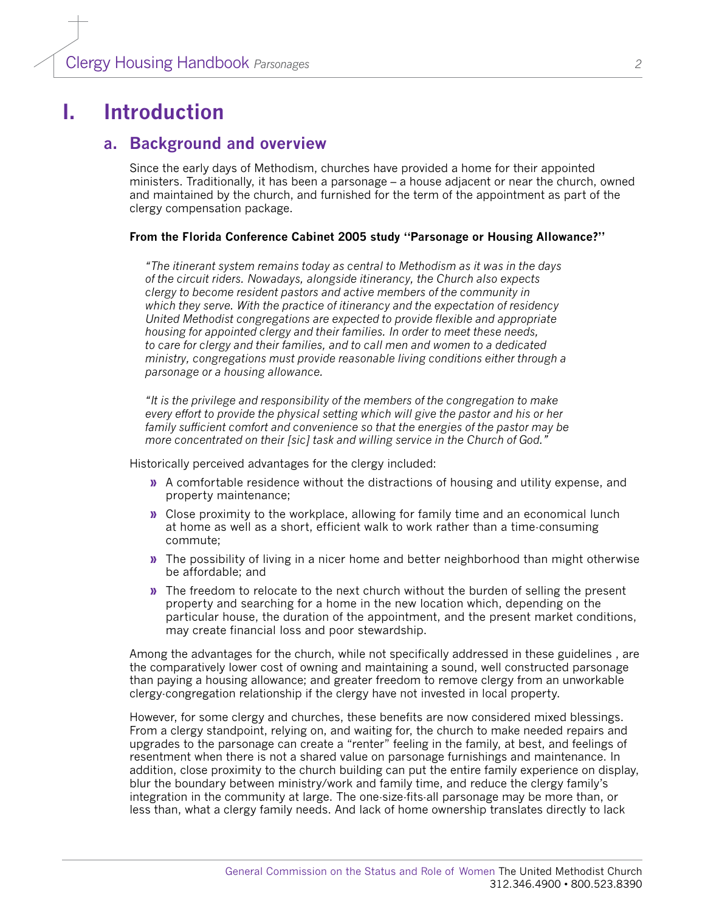# I. Introduction

## a. Background and overview

Since the early days of Methodism, churches have provided a home for their appointed ministers. Traditionally, it has been a parsonage – a house adjacent or near the church, owned and maintained by the church, and furnished for the term of the appointment as part of the clergy compensation package.

**From the Florida Conference Cabinet 2005 study "Parsonage or Housing Allowance?"**

> *"The itinerant system remains today as central to Methodism as it was in the days of the circuit riders. Nowadays, alongside itinerancy, the Church also expects clergy to become resident pastors and active members of the community in which they serve. With the practice of itinerancy and the expectation of residency United Methodist congregations are expected to provide flexible and appropriate housing for appointed clergy and their families. In order to meet these needs, to care for clergy and their families, and to call men and women to a dedicated ministry, congregations must provide reasonable living conditions either through a parsonage or a housing allowance.*
>
> *"It is the privilege and responsibility of the members of the congregation to make every effort to provide the physical setting which will give the pastor and his or her family sufficient comfort and convenience so that the energies of the pastor may be more concentrated on their [sic] task and willing service in the Church of God."*

Historically perceived advantages for the clergy included:

- A comfortable residence without the distractions of housing and utility expense, and property maintenance;
- Close proximity to the workplace, allowing for family time and an economical lunch at home as well as a short, efficient walk to work rather than a time-consuming commute;
- The possibility of living in a nicer home and better neighborhood than might otherwise be affordable; and
- The freedom to relocate to the next church without the burden of selling the present property and searching for a home in the new location which, depending on the particular house, the duration of the appointment, and the present market conditions, may create financial loss and poor stewardship.

Among the advantages for the church, while not specifically addressed in these guidelines , are the comparatively lower cost of owning and maintaining a sound, well constructed parsonage than paying a housing allowance; and greater freedom to remove clergy from an unworkable clergy-congregation relationship if the clergy have not invested in local property.

However, for some clergy and churches, these benefits are now considered mixed blessings. From a clergy standpoint, relying on, and waiting for, the church to make needed repairs and upgrades to the parsonage can create a "renter" feeling in the family, at best, and feelings of resentment when there is not a shared value on parsonage furnishings and maintenance. In addition, close proximity to the church building can put the entire family experience on display, blur the boundary between ministry/work and family time, and reduce the clergy family's integration in the community at large. The one-size-fits-all parsonage may be more than, or less than, what a clergy family needs. And lack of home ownership translates directly to lack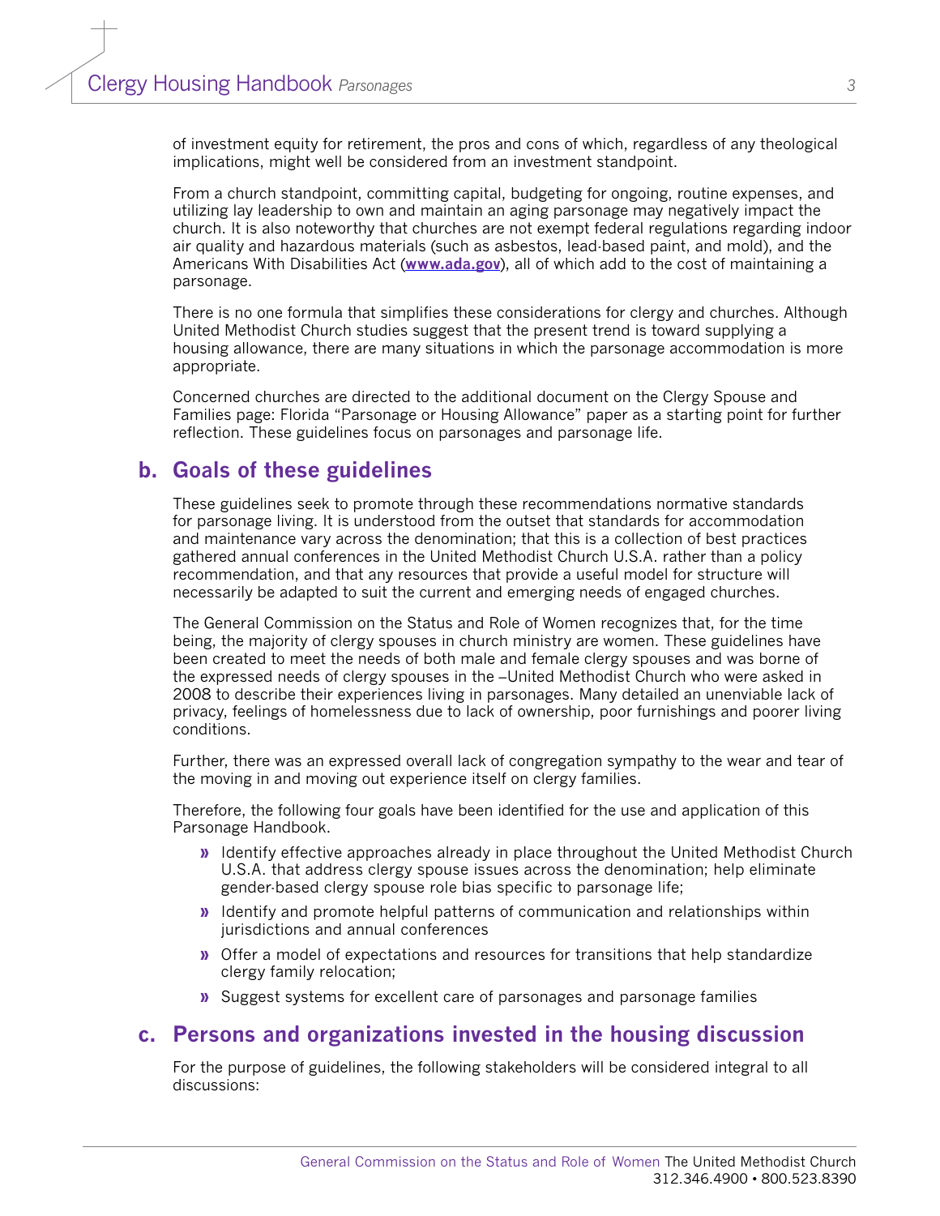of investment equity for retirement, the pros and cons of which, regardless of any theological implications, might well be considered from an investment standpoint.

From a church standpoint, committing capital, budgeting for ongoing, routine expenses, and utilizing lay leadership to own and maintain an aging parsonage may negatively impact the church. It is also noteworthy that churches are not exempt federal regulations regarding indoor air quality and hazardous materials (such as asbestos, lead-based paint, and mold), and the Americans With Disabilities Act (**www.ada.gov**), all of which add to the cost of maintaining a parsonage.

There is no one formula that simplifies these considerations for clergy and churches. Although United Methodist Church studies suggest that the present trend is toward supplying a housing allowance, there are many situations in which the parsonage accommodation is more appropriate.

Concerned churches are directed to the additional document on the Clergy Spouse and Families page: Florida "Parsonage or Housing Allowance" paper as a starting point for further reflection. These guidelines focus on parsonages and parsonage life.

## b. Goals of these guidelines

These guidelines seek to promote through these recommendations normative standards for parsonage living. It is understood from the outset that standards for accommodation and maintenance vary across the denomination; that this is a collection of best practices gathered annual conferences in the United Methodist Church U.S.A. rather than a policy recommendation, and that any resources that provide a useful model for structure will necessarily be adapted to suit the current and emerging needs of engaged churches.

The General Commission on the Status and Role of Women recognizes that, for the time being, the majority of clergy spouses in church ministry are women. These guidelines have been created to meet the needs of both male and female clergy spouses and was borne of the expressed needs of clergy spouses in the –United Methodist Church who were asked in 2008 to describe their experiences living in parsonages. Many detailed an unenviable lack of privacy, feelings of homelessness due to lack of ownership, poor furnishings and poorer living conditions.

Further, there was an expressed overall lack of congregation sympathy to the wear and tear of the moving in and moving out experience itself on clergy families.

Therefore, the following four goals have been identified for the use and application of this Parsonage Handbook.

- Identify effective approaches already in place throughout the United Methodist Church U.S.A. that address clergy spouse issues across the denomination; help eliminate gender-based clergy spouse role bias specific to parsonage life;
- Identify and promote helpful patterns of communication and relationships within jurisdictions and annual conferences
- Offer a model of expectations and resources for transitions that help standardize clergy family relocation;
- Suggest systems for excellent care of parsonages and parsonage families

## c. Persons and organizations invested in the housing discussion

For the purpose of guidelines, the following stakeholders will be considered integral to all discussions: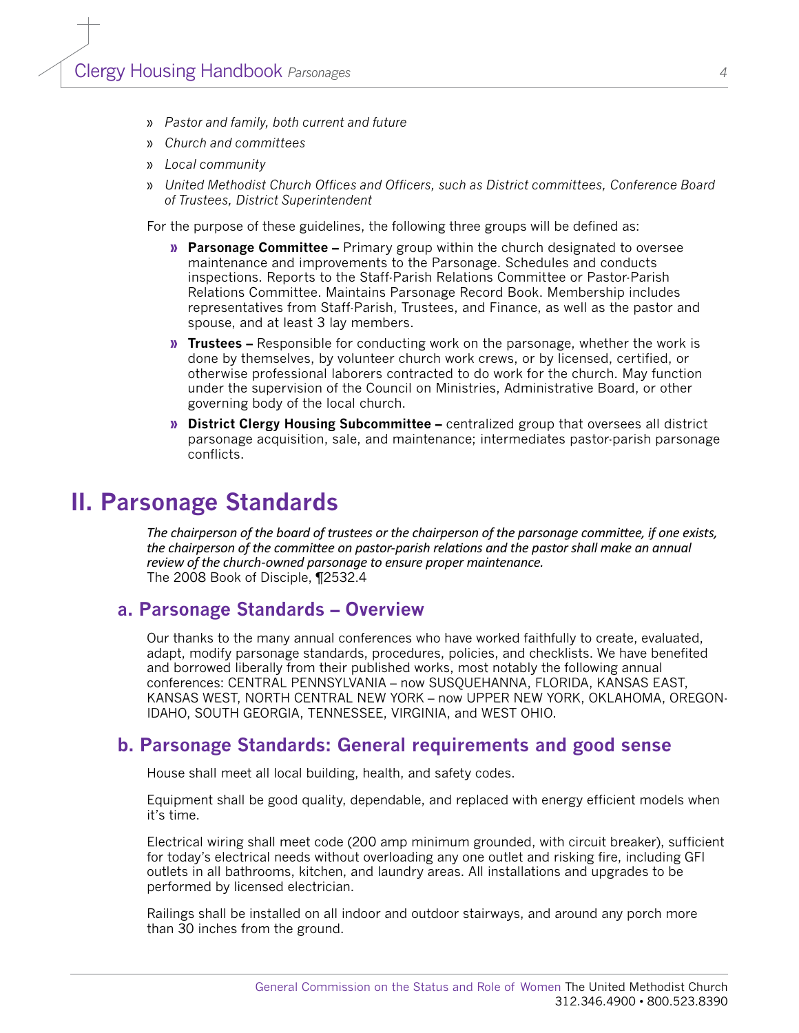- *Pastor and family, both current and future*
- *Church and committees*
- *Local community*
- *United Methodist Church Offices and Officers, such as District committees, Conference Board of Trustees, District Superintendent*

For the purpose of these guidelines, the following three groups will be defined as:

- **Parsonage Committee –** Primary group within the church designated to oversee maintenance and improvements to the Parsonage. Schedules and conducts inspections. Reports to the Staff-Parish Relations Committee or Pastor-Parish Relations Committee. Maintains Parsonage Record Book. Membership includes representatives from Staff-Parish, Trustees, and Finance, as well as the pastor and spouse, and at least 3 lay members.
- **Trustees –** Responsible for conducting work on the parsonage, whether the work is done by themselves, by volunteer church work crews, or by licensed, certified, or otherwise professional laborers contracted to do work for the church. May function under the supervision of the Council on Ministries, Administrative Board, or other governing body of the local church.
- **District Clergy Housing Subcommittee –** centralized group that oversees all district parsonage acquisition, sale, and maintenance; intermediates pastor-parish parsonage conflicts.

# II. Parsonage Standards

*The chairperson of the board of trustees or the chairperson of the parsonage committee, if one exists, the chairperson of the committee on pastor-parish relations and the pastor shall make an annual review of the church-owned parsonage to ensure proper maintenance.*
The 2008 Book of Disciple, ¶2532.4

## a. Parsonage Standards – Overview

Our thanks to the many annual conferences who have worked faithfully to create, evaluated, adapt, modify parsonage standards, procedures, policies, and checklists. We have benefited and borrowed liberally from their published works, most notably the following annual conferences: CENTRAL PENNSYLVANIA – now SUSQUEHANNA, FLORIDA, KANSAS EAST, KANSAS WEST, NORTH CENTRAL NEW YORK – now UPPER NEW YORK, OKLAHOMA, OREGON-IDAHO, SOUTH GEORGIA, TENNESSEE, VIRGINIA, and WEST OHIO.

## b. Parsonage Standards: General requirements and good sense

House shall meet all local building, health, and safety codes.

Equipment shall be good quality, dependable, and replaced with energy efficient models when it's time.

Electrical wiring shall meet code (200 amp minimum grounded, with circuit breaker), sufficient for today's electrical needs without overloading any one outlet and risking fire, including GFI outlets in all bathrooms, kitchen, and laundry areas. All installations and upgrades to be performed by licensed electrician.

Railings shall be installed on all indoor and outdoor stairways, and around any porch more than 30 inches from the ground.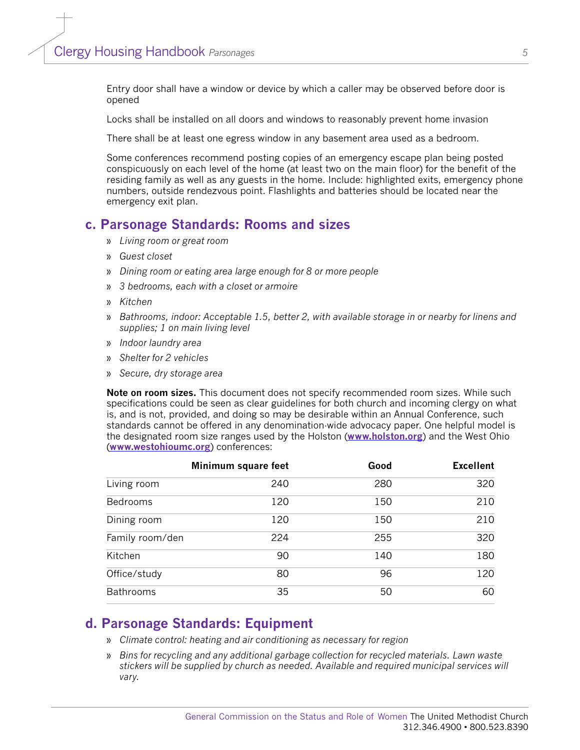Entry door shall have a window or device by which a caller may be observed before door is opened

Locks shall be installed on all doors and windows to reasonably prevent home invasion

There shall be at least one egress window in any basement area used as a bedroom.

Some conferences recommend posting copies of an emergency escape plan being posted conspicuously on each level of the home (at least two on the main floor) for the benefit of the residing family as well as any guests in the home. Include: highlighted exits, emergency phone numbers, outside rendezvous point. Flashlights and batteries should be located near the emergency exit plan.

## c. Parsonage Standards: Rooms and sizes

- *Living room or great room*
- *Guest closet*
- *Dining room or eating area large enough for 8 or more people*
- *3 bedrooms, each with a closet or armoire*
- *Kitchen*
- *Bathrooms, indoor: Acceptable 1.5, better 2, with available storage in or nearby for linens and supplies; 1 on main living level*
- *Indoor laundry area*
- *Shelter for 2 vehicles*
- *Secure, dry storage area*

**Note on room sizes.** This document does not specify recommended room sizes. While such specifications could be seen as clear guidelines for both church and incoming clergy on what is, and is not, provided, and doing so may be desirable within an Annual Conference, such standards cannot be offered in any denomination-wide advocacy paper. One helpful model is the designated room size ranges used by the Holston (**www.holston.org**) and the West Ohio (**www.westohioumc.org**) conferences:

| | Minimum square feet | Good | Excellent |
|---|---|---|---|
| Living room | 240 | 280 | 320 |
| Bedrooms | 120 | 150 | 210 |
| Dining room | 120 | 150 | 210 |
| Family room/den | 224 | 255 | 320 |
| Kitchen | 90 | 140 | 180 |
| Office/study | 80 | 96 | 120 |
| Bathrooms | 35 | 50 | 60 |

## d. Parsonage Standards: Equipment

- *Climate control: heating and air conditioning as necessary for region*
- *Bins for recycling and any additional garbage collection for recycled materials. Lawn waste stickers will be supplied by church as needed. Available and required municipal services will vary.*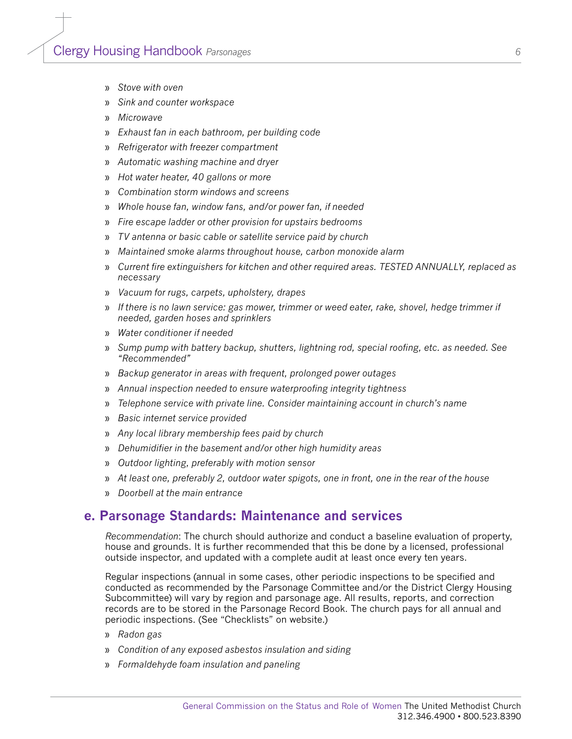- *Stove with oven*
- *Sink and counter workspace*
- *Microwave*
- *Exhaust fan in each bathroom, per building code*
- *Refrigerator with freezer compartment*
- *Automatic washing machine and dryer*
- *Hot water heater, 40 gallons or more*
- *Combination storm windows and screens*
- *Whole house fan, window fans, and/or power fan, if needed*
- *Fire escape ladder or other provision for upstairs bedrooms*
- *TV antenna or basic cable or satellite service paid by church*
- *Maintained smoke alarms throughout house, carbon monoxide alarm*
- *Current fire extinguishers for kitchen and other required areas. TESTED ANNUALLY, replaced as necessary*
- *Vacuum for rugs, carpets, upholstery, drapes*
- *If there is no lawn service: gas mower, trimmer or weed eater, rake, shovel, hedge trimmer if needed, garden hoses and sprinklers*
- *Water conditioner if needed*
- *Sump pump with battery backup, shutters, lightning rod, special roofing, etc. as needed. See "Recommended"*
- *Backup generator in areas with frequent, prolonged power outages*
- *Annual inspection needed to ensure waterproofing integrity tightness*
- *Telephone service with private line. Consider maintaining account in church's name*
- *Basic internet service provided*
- *Any local library membership fees paid by church*
- *Dehumidifier in the basement and/or other high humidity areas*
- *Outdoor lighting, preferably with motion sensor*
- *At least one, preferably 2, outdoor water spigots, one in front, one in the rear of the house*
- *Doorbell at the main entrance*

## e. Parsonage Standards: Maintenance and services

*Recommendation*: The church should authorize and conduct a baseline evaluation of property, house and grounds. It is further recommended that this be done by a licensed, professional outside inspector, and updated with a complete audit at least once every ten years.

Regular inspections (annual in some cases, other periodic inspections to be specified and conducted as recommended by the Parsonage Committee and/or the District Clergy Housing Subcommittee) will vary by region and parsonage age. All results, reports, and correction records are to be stored in the Parsonage Record Book. The church pays for all annual and periodic inspections. (See "Checklists" on website.)

- *Radon gas*
- *Condition of any exposed asbestos insulation and siding*
- *Formaldehyde foam insulation and paneling*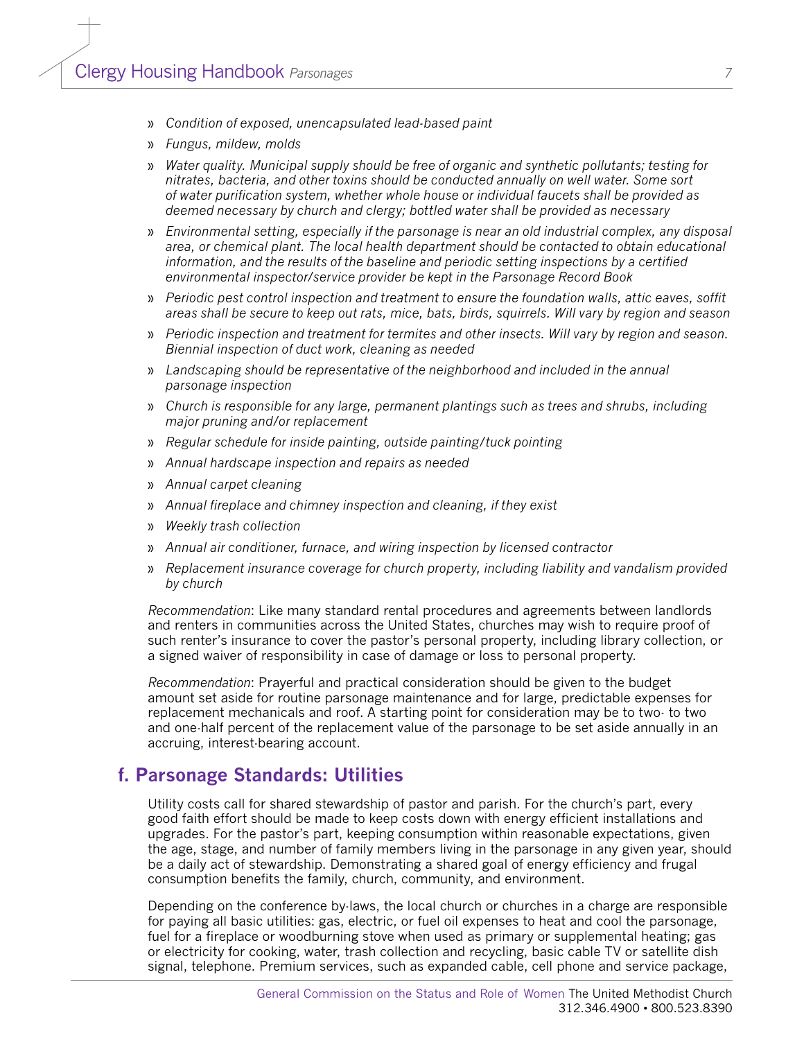- *Condition of exposed, unencapsulated lead-based paint*
- *Fungus, mildew, molds*
- *Water quality. Municipal supply should be free of organic and synthetic pollutants; testing for nitrates, bacteria, and other toxins should be conducted annually on well water. Some sort of water purification system, whether whole house or individual faucets shall be provided as deemed necessary by church and clergy; bottled water shall be provided as necessary*
- *Environmental setting, especially if the parsonage is near an old industrial complex, any disposal area, or chemical plant. The local health department should be contacted to obtain educational information, and the results of the baseline and periodic setting inspections by a certified environmental inspector/service provider be kept in the Parsonage Record Book*
- *Periodic pest control inspection and treatment to ensure the foundation walls, attic eaves, soffit areas shall be secure to keep out rats, mice, bats, birds, squirrels. Will vary by region and season*
- *Periodic inspection and treatment for termites and other insects. Will vary by region and season. Biennial inspection of duct work, cleaning as needed*
- *Landscaping should be representative of the neighborhood and included in the annual parsonage inspection*
- *Church is responsible for any large, permanent plantings such as trees and shrubs, including major pruning and/or replacement*
- *Regular schedule for inside painting, outside painting/tuck pointing*
- *Annual hardscape inspection and repairs as needed*
- *Annual carpet cleaning*
- *Annual fireplace and chimney inspection and cleaning, if they exist*
- *Weekly trash collection*
- *Annual air conditioner, furnace, and wiring inspection by licensed contractor*
- *Replacement insurance coverage for church property, including liability and vandalism provided by church*

*Recommendation*: Like many standard rental procedures and agreements between landlords and renters in communities across the United States, churches may wish to require proof of such renter's insurance to cover the pastor's personal property, including library collection, or a signed waiver of responsibility in case of damage or loss to personal property.

*Recommendation*: Prayerful and practical consideration should be given to the budget amount set aside for routine parsonage maintenance and for large, predictable expenses for replacement mechanicals and roof. A starting point for consideration may be to two- to two and one-half percent of the replacement value of the parsonage to be set aside annually in an accruing, interest-bearing account.

## f. Parsonage Standards: Utilities

Utility costs call for shared stewardship of pastor and parish. For the church's part, every good faith effort should be made to keep costs down with energy efficient installations and upgrades. For the pastor's part, keeping consumption within reasonable expectations, given the age, stage, and number of family members living in the parsonage in any given year, should be a daily act of stewardship. Demonstrating a shared goal of energy efficiency and frugal consumption benefits the family, church, community, and environment.

Depending on the conference by-laws, the local church or churches in a charge are responsible for paying all basic utilities: gas, electric, or fuel oil expenses to heat and cool the parsonage, fuel for a fireplace or woodburning stove when used as primary or supplemental heating; gas or electricity for cooking, water, trash collection and recycling, basic cable TV or satellite dish signal, telephone. Premium services, such as expanded cable, cell phone and service package,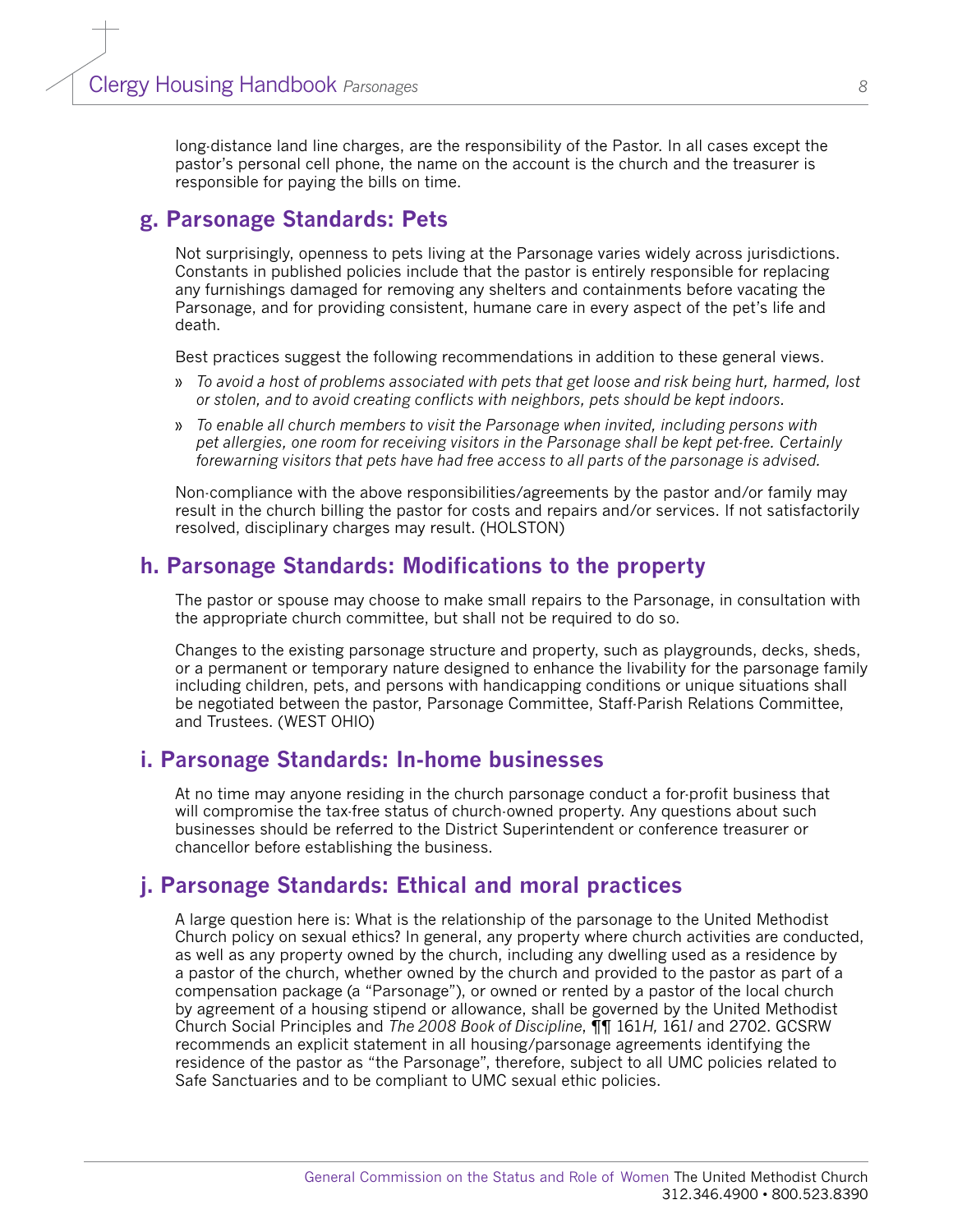long-distance land line charges, are the responsibility of the Pastor. In all cases except the pastor's personal cell phone, the name on the account is the church and the treasurer is responsible for paying the bills on time.

## g. Parsonage Standards: Pets

Not surprisingly, openness to pets living at the Parsonage varies widely across jurisdictions. Constants in published policies include that the pastor is entirely responsible for replacing any furnishings damaged for removing any shelters and containments before vacating the Parsonage, and for providing consistent, humane care in every aspect of the pet's life and death.

Best practices suggest the following recommendations in addition to these general views.

» *To avoid a host of problems associated with pets that get loose and risk being hurt, harmed, lost or stolen, and to avoid creating conflicts with neighbors, pets should be kept indoors.*

» *To enable all church members to visit the Parsonage when invited, including persons with pet allergies, one room for receiving visitors in the Parsonage shall be kept pet-free. Certainly forewarning visitors that pets have had free access to all parts of the parsonage is advised.*

Non-compliance with the above responsibilities/agreements by the pastor and/or family may result in the church billing the pastor for costs and repairs and/or services. If not satisfactorily resolved, disciplinary charges may result. (HOLSTON)

## h. Parsonage Standards: Modifications to the property

The pastor or spouse may choose to make small repairs to the Parsonage, in consultation with the appropriate church committee, but shall not be required to do so.

Changes to the existing parsonage structure and property, such as playgrounds, decks, sheds, or a permanent or temporary nature designed to enhance the livability for the parsonage family including children, pets, and persons with handicapping conditions or unique situations shall be negotiated between the pastor, Parsonage Committee, Staff-Parish Relations Committee, and Trustees. (WEST OHIO)

## i. Parsonage Standards: In-home businesses

At no time may anyone residing in the church parsonage conduct a for-profit business that will compromise the tax-free status of church-owned property. Any questions about such businesses should be referred to the District Superintendent or conference treasurer or chancellor before establishing the business.

## j. Parsonage Standards: Ethical and moral practices

A large question here is: What is the relationship of the parsonage to the United Methodist Church policy on sexual ethics? In general, any property where church activities are conducted, as well as any property owned by the church, including any dwelling used as a residence by a pastor of the church, whether owned by the church and provided to the pastor as part of a compensation package (a "Parsonage"), or owned or rented by a pastor of the local church by agreement of a housing stipend or allowance, shall be governed by the United Methodist Church Social Principles and *The 2008 Book of Discipline*, ¶¶ 161*H*, 161*I* and 2702. GCSRW recommends an explicit statement in all housing/parsonage agreements identifying the residence of the pastor as "the Parsonage", therefore, subject to all UMC policies related to Safe Sanctuaries and to be compliant to UMC sexual ethic policies.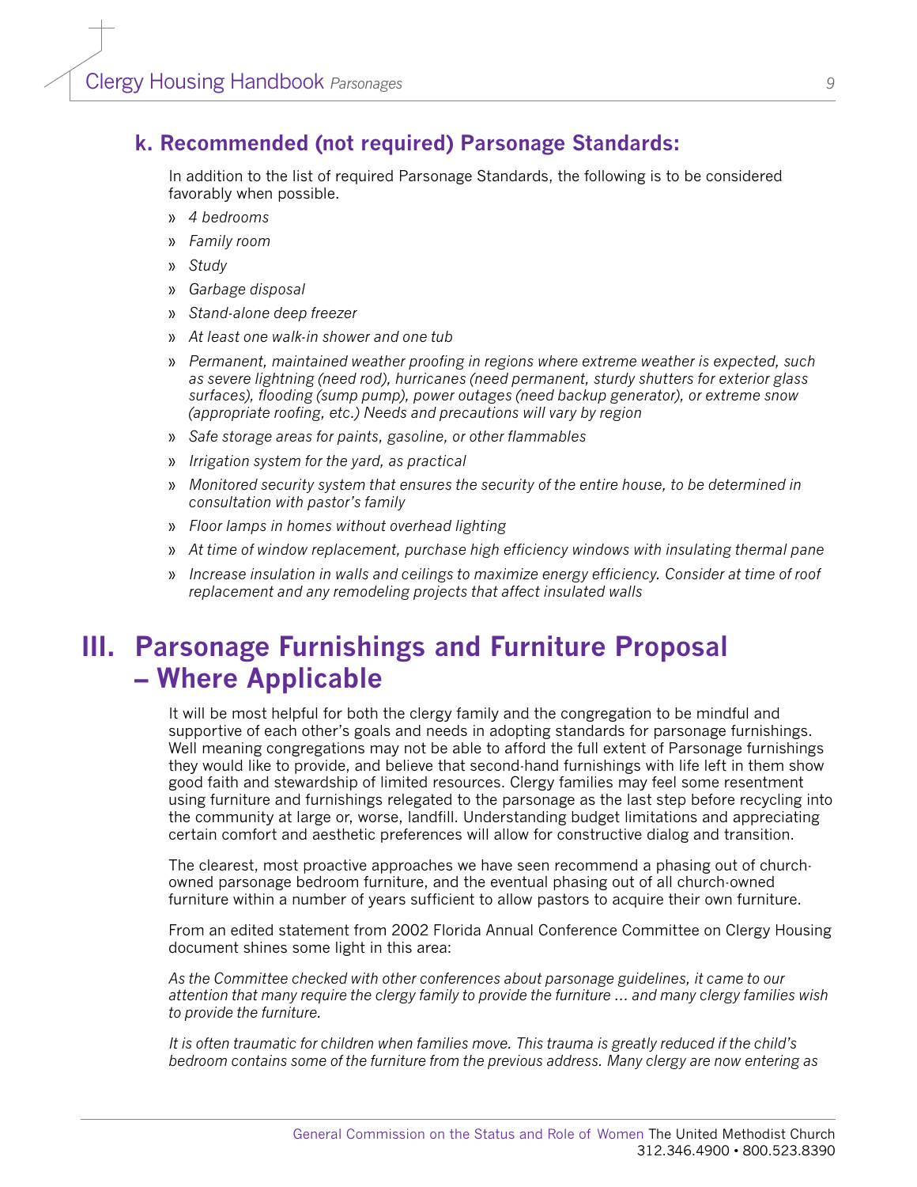### k. Recommended (not required) Parsonage Standards:

In addition to the list of required Parsonage Standards, the following is to be considered favorably when possible.

- *4 bedrooms*
- *Family room*
- *Study*
- *Garbage disposal*
- *Stand-alone deep freezer*
- *At least one walk-in shower and one tub*
- *Permanent, maintained weather proofing in regions where extreme weather is expected, such as severe lightning (need rod), hurricanes (need permanent, sturdy shutters for exterior glass surfaces), flooding (sump pump), power outages (need backup generator), or extreme snow (appropriate roofing, etc.) Needs and precautions will vary by region*
- *Safe storage areas for paints, gasoline, or other flammables*
- *Irrigation system for the yard, as practical*
- *Monitored security system that ensures the security of the entire house, to be determined in consultation with pastor's family*
- *Floor lamps in homes without overhead lighting*
- *At time of window replacement, purchase high efficiency windows with insulating thermal pane*
- *Increase insulation in walls and ceilings to maximize energy efficiency. Consider at time of roof replacement and any remodeling projects that affect insulated walls*

# III. Parsonage Furnishings and Furniture Proposal – Where Applicable

It will be most helpful for both the clergy family and the congregation to be mindful and supportive of each other's goals and needs in adopting standards for parsonage furnishings. Well meaning congregations may not be able to afford the full extent of Parsonage furnishings they would like to provide, and believe that second-hand furnishings with life left in them show good faith and stewardship of limited resources. Clergy families may feel some resentment using furniture and furnishings relegated to the parsonage as the last step before recycling into the community at large or, worse, landfill. Understanding budget limitations and appreciating certain comfort and aesthetic preferences will allow for constructive dialog and transition.

The clearest, most proactive approaches we have seen recommend a phasing out of church-owned parsonage bedroom furniture, and the eventual phasing out of all church-owned furniture within a number of years sufficient to allow pastors to acquire their own furniture.

From an edited statement from 2002 Florida Annual Conference Committee on Clergy Housing document shines some light in this area:

*As the Committee checked with other conferences about parsonage guidelines, it came to our attention that many require the clergy family to provide the furniture ... and many clergy families wish to provide the furniture.*

*It is often traumatic for children when families move. This trauma is greatly reduced if the child's bedroom contains some of the furniture from the previous address. Many clergy are now entering as*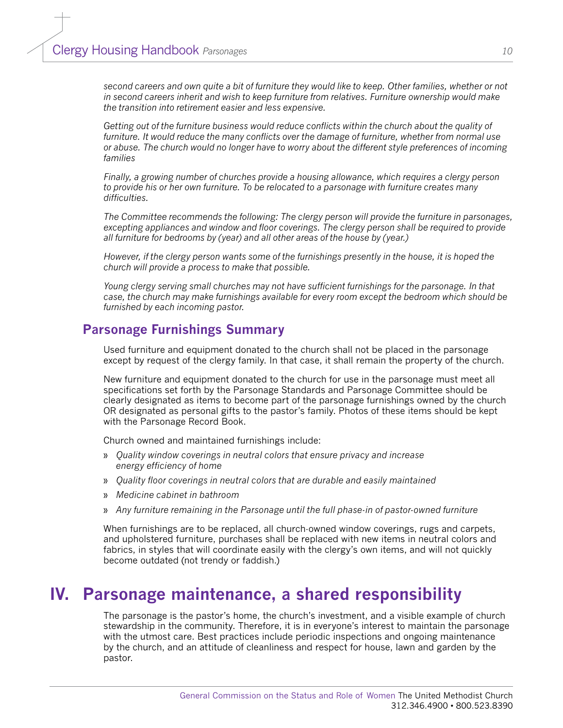*second careers and own quite a bit of furniture they would like to keep. Other families, whether or not in second careers inherit and wish to keep furniture from relatives. Furniture ownership would make the transition into retirement easier and less expensive.*

*Getting out of the furniture business would reduce conflicts within the church about the quality of furniture. It would reduce the many conflicts over the damage of furniture, whether from normal use or abuse. The church would no longer have to worry about the different style preferences of incoming families*

*Finally, a growing number of churches provide a housing allowance, which requires a clergy person to provide his or her own furniture. To be relocated to a parsonage with furniture creates many difficulties.*

*The Committee recommends the following: The clergy person will provide the furniture in parsonages, excepting appliances and window and floor coverings. The clergy person shall be required to provide all furniture for bedrooms by (year) and all other areas of the house by (year.)*

*However, if the clergy person wants some of the furnishings presently in the house, it is hoped the church will provide a process to make that possible.*

*Young clergy serving small churches may not have sufficient furnishings for the parsonage. In that case, the church may make furnishings available for every room except the bedroom which should be furnished by each incoming pastor.*

### Parsonage Furnishings Summary

Used furniture and equipment donated to the church shall not be placed in the parsonage except by request of the clergy family. In that case, it shall remain the property of the church.

New furniture and equipment donated to the church for use in the parsonage must meet all specifications set forth by the Parsonage Standards and Parsonage Committee should be clearly designated as items to become part of the parsonage furnishings owned by the church OR designated as personal gifts to the pastor's family. Photos of these items should be kept with the Parsonage Record Book.

Church owned and maintained furnishings include:

- *Quality window coverings in neutral colors that ensure privacy and increase energy efficiency of home*
- *Quality floor coverings in neutral colors that are durable and easily maintained*
- *Medicine cabinet in bathroom*
- *Any furniture remaining in the Parsonage until the full phase-in of pastor-owned furniture*

When furnishings are to be replaced, all church-owned window coverings, rugs and carpets, and upholstered furniture, purchases shall be replaced with new items in neutral colors and fabrics, in styles that will coordinate easily with the clergy's own items, and will not quickly become outdated (not trendy or faddish.)

## IV. Parsonage maintenance, a shared responsibility

The parsonage is the pastor's home, the church's investment, and a visible example of church stewardship in the community. Therefore, it is in everyone's interest to maintain the parsonage with the utmost care. Best practices include periodic inspections and ongoing maintenance by the church, and an attitude of cleanliness and respect for house, lawn and garden by the pastor.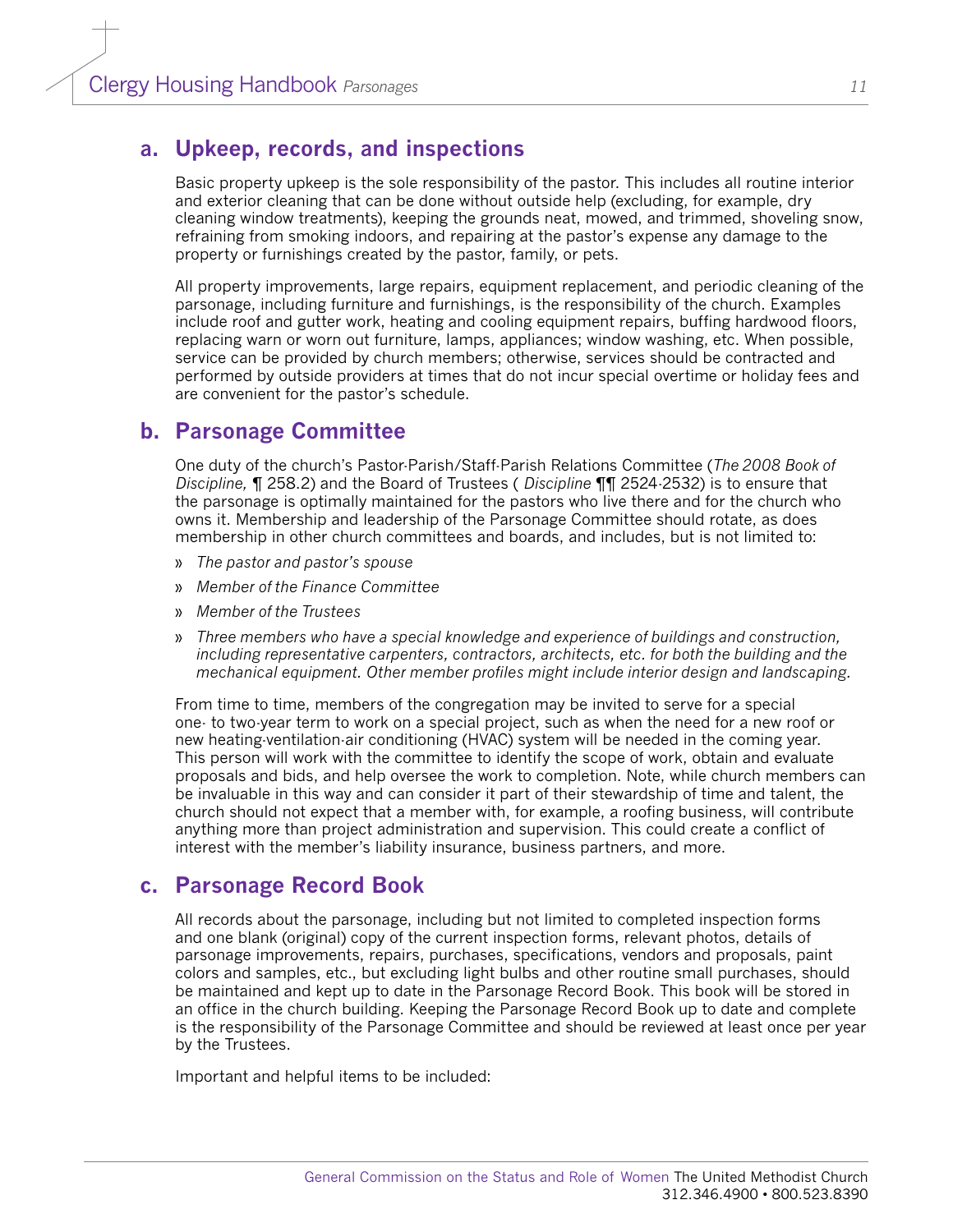## a. Upkeep, records, and inspections

Basic property upkeep is the sole responsibility of the pastor. This includes all routine interior and exterior cleaning that can be done without outside help (excluding, for example, dry cleaning window treatments), keeping the grounds neat, mowed, and trimmed, shoveling snow, refraining from smoking indoors, and repairing at the pastor's expense any damage to the property or furnishings created by the pastor, family, or pets.

All property improvements, large repairs, equipment replacement, and periodic cleaning of the parsonage, including furniture and furnishings, is the responsibility of the church. Examples include roof and gutter work, heating and cooling equipment repairs, buffing hardwood floors, replacing warn or worn out furniture, lamps, appliances; window washing, etc. When possible, service can be provided by church members; otherwise, services should be contracted and performed by outside providers at times that do not incur special overtime or holiday fees and are convenient for the pastor's schedule.

## b. Parsonage Committee

One duty of the church's Pastor-Parish/Staff-Parish Relations Committee (*The 2008 Book of Discipline,* ¶ 258.2) and the Board of Trustees ( *Discipline* ¶¶ 2524-2532) is to ensure that the parsonage is optimally maintained for the pastors who live there and for the church who owns it. Membership and leadership of the Parsonage Committee should rotate, as does membership in other church committees and boards, and includes, but is not limited to:

- *The pastor and pastor's spouse*
- *Member of the Finance Committee*
- *Member of the Trustees*
- *Three members who have a special knowledge and experience of buildings and construction, including representative carpenters, contractors, architects, etc. for both the building and the mechanical equipment. Other member profiles might include interior design and landscaping.*

From time to time, members of the congregation may be invited to serve for a special one- to two-year term to work on a special project, such as when the need for a new roof or new heating-ventilation-air conditioning (HVAC) system will be needed in the coming year. This person will work with the committee to identify the scope of work, obtain and evaluate proposals and bids, and help oversee the work to completion. Note, while church members can be invaluable in this way and can consider it part of their stewardship of time and talent, the church should not expect that a member with, for example, a roofing business, will contribute anything more than project administration and supervision. This could create a conflict of interest with the member's liability insurance, business partners, and more.

## c. Parsonage Record Book

All records about the parsonage, including but not limited to completed inspection forms and one blank (original) copy of the current inspection forms, relevant photos, details of parsonage improvements, repairs, purchases, specifications, vendors and proposals, paint colors and samples, etc., but excluding light bulbs and other routine small purchases, should be maintained and kept up to date in the Parsonage Record Book. This book will be stored in an office in the church building. Keeping the Parsonage Record Book up to date and complete is the responsibility of the Parsonage Committee and should be reviewed at least once per year by the Trustees.

Important and helpful items to be included: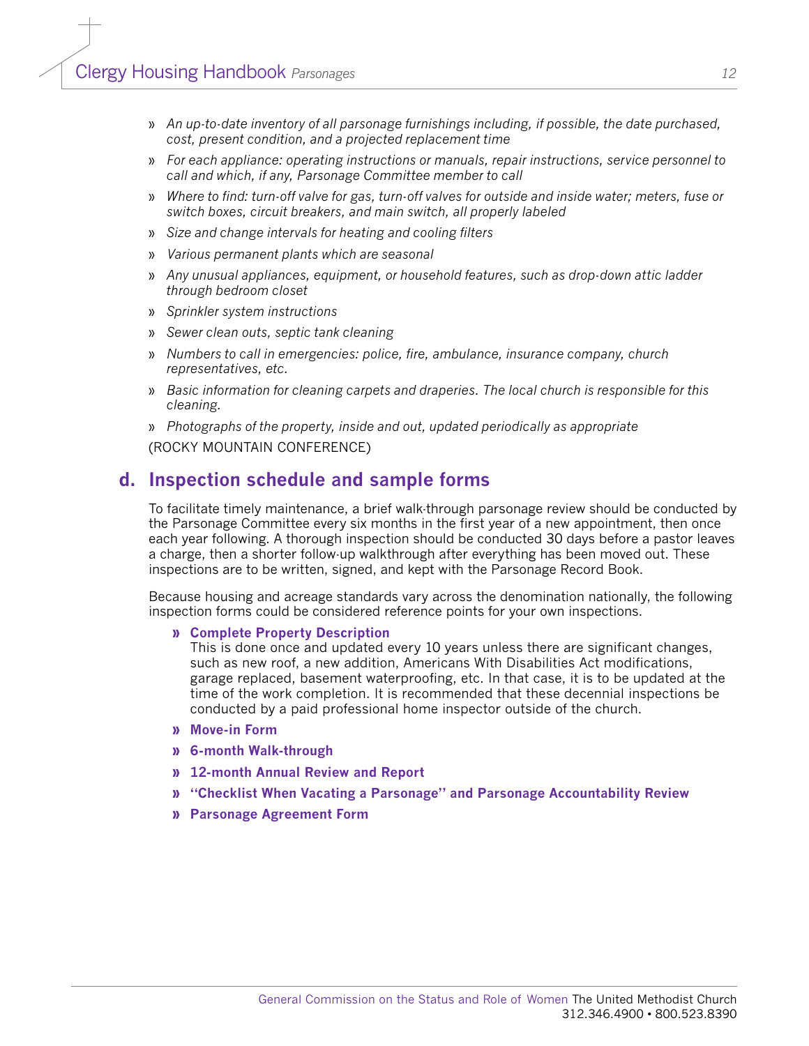- *An up-to-date inventory of all parsonage furnishings including, if possible, the date purchased, cost, present condition, and a projected replacement time*
- *For each appliance: operating instructions or manuals, repair instructions, service personnel to call and which, if any, Parsonage Committee member to call*
- *Where to find: turn-off valve for gas, turn-off valves for outside and inside water; meters, fuse or switch boxes, circuit breakers, and main switch, all properly labeled*
- *Size and change intervals for heating and cooling filters*
- *Various permanent plants which are seasonal*
- *Any unusual appliances, equipment, or household features, such as drop-down attic ladder through bedroom closet*
- *Sprinkler system instructions*
- *Sewer clean outs, septic tank cleaning*
- *Numbers to call in emergencies: police, fire, ambulance, insurance company, church representatives, etc.*
- *Basic information for cleaning carpets and draperies. The local church is responsible for this cleaning.*
- *Photographs of the property, inside and out, updated periodically as appropriate*

(ROCKY MOUNTAIN CONFERENCE)

## d. Inspection schedule and sample forms

To facilitate timely maintenance, a brief walk-through parsonage review should be conducted by the Parsonage Committee every six months in the first year of a new appointment, then once each year following. A thorough inspection should be conducted 30 days before a pastor leaves a charge, then a shorter follow-up walkthrough after everything has been moved out. These inspections are to be written, signed, and kept with the Parsonage Record Book.

Because housing and acreage standards vary across the denomination nationally, the following inspection forms could be considered reference points for your own inspections.

- **Complete Property Description**
  This is done once and updated every 10 years unless there are significant changes, such as new roof, a new addition, Americans With Disabilities Act modifications, garage replaced, basement waterproofing, etc. In that case, it is to be updated at the time of the work completion. It is recommended that these decennial inspections be conducted by a paid professional home inspector outside of the church.
- **Move-in Form**
- **6-month Walk-through**
- **12-month Annual Review and Report**
- **"Checklist When Vacating a Parsonage" and Parsonage Accountability Review**
- **Parsonage Agreement Form**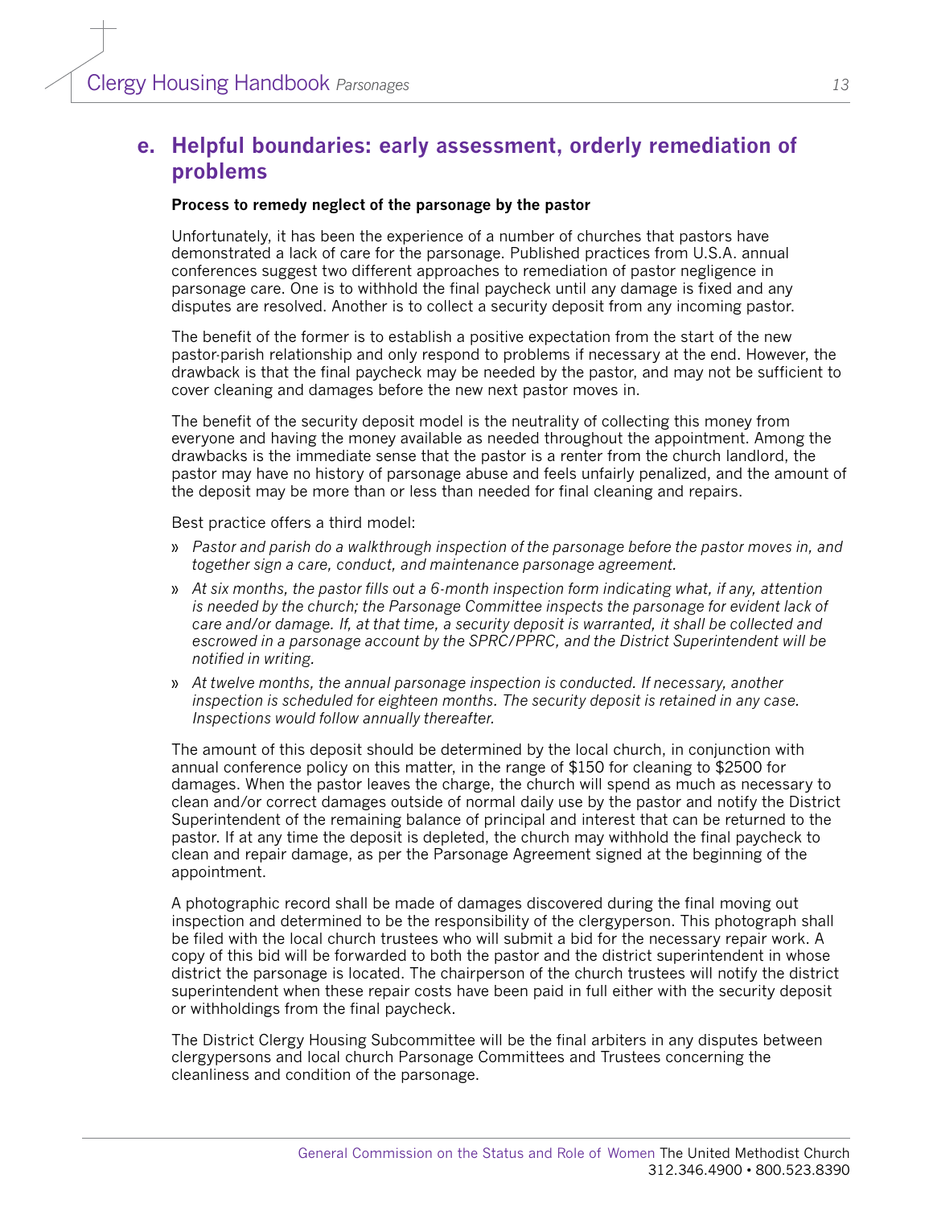## e. Helpful boundaries: early assessment, orderly remediation of problems

**Process to remedy neglect of the parsonage by the pastor**

Unfortunately, it has been the experience of a number of churches that pastors have demonstrated a lack of care for the parsonage. Published practices from U.S.A. annual conferences suggest two different approaches to remediation of pastor negligence in parsonage care. One is to withhold the final paycheck until any damage is fixed and any disputes are resolved. Another is to collect a security deposit from any incoming pastor.

The benefit of the former is to establish a positive expectation from the start of the new pastor-parish relationship and only respond to problems if necessary at the end. However, the drawback is that the final paycheck may be needed by the pastor, and may not be sufficient to cover cleaning and damages before the new next pastor moves in.

The benefit of the security deposit model is the neutrality of collecting this money from everyone and having the money available as needed throughout the appointment. Among the drawbacks is the immediate sense that the pastor is a renter from the church landlord, the pastor may have no history of parsonage abuse and feels unfairly penalized, and the amount of the deposit may be more than or less than needed for final cleaning and repairs.

Best practice offers a third model:

- *Pastor and parish do a walkthrough inspection of the parsonage before the pastor moves in, and together sign a care, conduct, and maintenance parsonage agreement.*
- *At six months, the pastor fills out a 6-month inspection form indicating what, if any, attention is needed by the church; the Parsonage Committee inspects the parsonage for evident lack of care and/or damage. If, at that time, a security deposit is warranted, it shall be collected and escrowed in a parsonage account by the SPRC/PPRC, and the District Superintendent will be notified in writing.*
- *At twelve months, the annual parsonage inspection is conducted. If necessary, another inspection is scheduled for eighteen months. The security deposit is retained in any case. Inspections would follow annually thereafter.*

The amount of this deposit should be determined by the local church, in conjunction with annual conference policy on this matter, in the range of $150 for cleaning to $2500 for damages. When the pastor leaves the charge, the church will spend as much as necessary to clean and/or correct damages outside of normal daily use by the pastor and notify the District Superintendent of the remaining balance of principal and interest that can be returned to the pastor. If at any time the deposit is depleted, the church may withhold the final paycheck to clean and repair damage, as per the Parsonage Agreement signed at the beginning of the appointment.

A photographic record shall be made of damages discovered during the final moving out inspection and determined to be the responsibility of the clergyperson. This photograph shall be filed with the local church trustees who will submit a bid for the necessary repair work. A copy of this bid will be forwarded to both the pastor and the district superintendent in whose district the parsonage is located. The chairperson of the church trustees will notify the district superintendent when these repair costs have been paid in full either with the security deposit or withholdings from the final paycheck.

The District Clergy Housing Subcommittee will be the final arbiters in any disputes between clergypersons and local church Parsonage Committees and Trustees concerning the cleanliness and condition of the parsonage.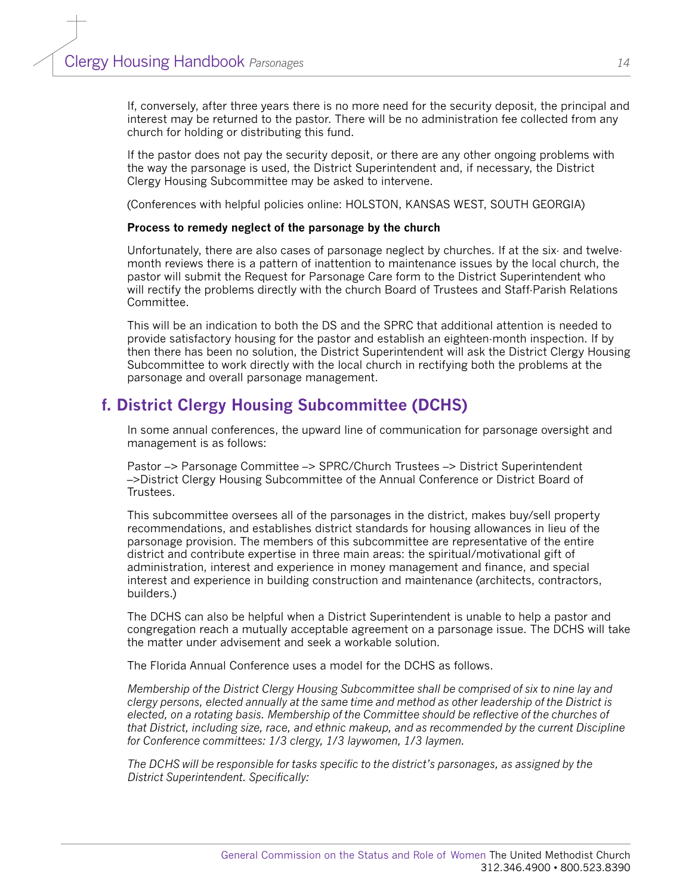If, conversely, after three years there is no more need for the security deposit, the principal and interest may be returned to the pastor. There will be no administration fee collected from any church for holding or distributing this fund.

If the pastor does not pay the security deposit, or there are any other ongoing problems with the way the parsonage is used, the District Superintendent and, if necessary, the District Clergy Housing Subcommittee may be asked to intervene.

(Conferences with helpful policies online: HOLSTON, KANSAS WEST, SOUTH GEORGIA)

**Process to remedy neglect of the parsonage by the church**

Unfortunately, there are also cases of parsonage neglect by churches. If at the six- and twelve-month reviews there is a pattern of inattention to maintenance issues by the local church, the pastor will submit the Request for Parsonage Care form to the District Superintendent who will rectify the problems directly with the church Board of Trustees and Staff-Parish Relations Committee.

This will be an indication to both the DS and the SPRC that additional attention is needed to provide satisfactory housing for the pastor and establish an eighteen-month inspection. If by then there has been no solution, the District Superintendent will ask the District Clergy Housing Subcommittee to work directly with the local church in rectifying both the problems at the parsonage and overall parsonage management.

## f. District Clergy Housing Subcommittee (DCHS)

In some annual conferences, the upward line of communication for parsonage oversight and management is as follows:

Pastor –> Parsonage Committee –> SPRC/Church Trustees –> District Superintendent –>District Clergy Housing Subcommittee of the Annual Conference or District Board of Trustees.

This subcommittee oversees all of the parsonages in the district, makes buy/sell property recommendations, and establishes district standards for housing allowances in lieu of the parsonage provision. The members of this subcommittee are representative of the entire district and contribute expertise in three main areas: the spiritual/motivational gift of administration, interest and experience in money management and finance, and special interest and experience in building construction and maintenance (architects, contractors, builders.)

The DCHS can also be helpful when a District Superintendent is unable to help a pastor and congregation reach a mutually acceptable agreement on a parsonage issue. The DCHS will take the matter under advisement and seek a workable solution.

The Florida Annual Conference uses a model for the DCHS as follows.

*Membership of the District Clergy Housing Subcommittee shall be comprised of six to nine lay and clergy persons, elected annually at the same time and method as other leadership of the District is elected, on a rotating basis. Membership of the Committee should be reflective of the churches of that District, including size, race, and ethnic makeup, and as recommended by the current Discipline for Conference committees: 1/3 clergy, 1/3 laywomen, 1/3 laymen.*

*The DCHS will be responsible for tasks specific to the district's parsonages, as assigned by the District Superintendent. Specifically:*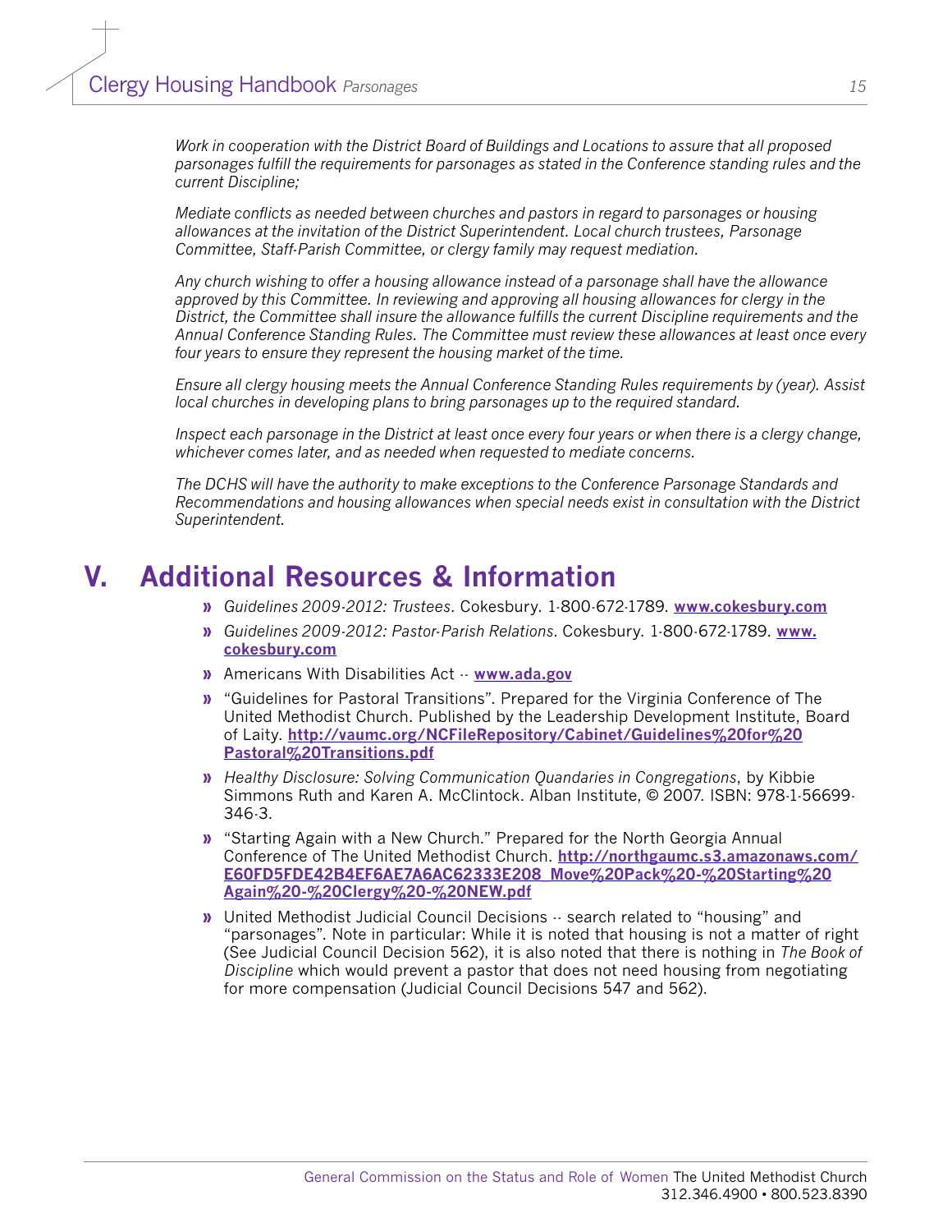*Work in cooperation with the District Board of Buildings and Locations to assure that all proposed parsonages fulfill the requirements for parsonages as stated in the Conference standing rules and the current Discipline;*

*Mediate conflicts as needed between churches and pastors in regard to parsonages or housing allowances at the invitation of the District Superintendent. Local church trustees, Parsonage Committee, Staff-Parish Committee, or clergy family may request mediation.*

*Any church wishing to offer a housing allowance instead of a parsonage shall have the allowance approved by this Committee. In reviewing and approving all housing allowances for clergy in the District, the Committee shall insure the allowance fulfills the current Discipline requirements and the Annual Conference Standing Rules. The Committee must review these allowances at least once every four years to ensure they represent the housing market of the time.*

*Ensure all clergy housing meets the Annual Conference Standing Rules requirements by (year). Assist local churches in developing plans to bring parsonages up to the required standard.*

*Inspect each parsonage in the District at least once every four years or when there is a clergy change, whichever comes later, and as needed when requested to mediate concerns.*

*The DCHS will have the authority to make exceptions to the Conference Parsonage Standards and Recommendations and housing allowances when special needs exist in consultation with the District Superintendent.*

# V. Additional Resources & Information

- *Guidelines 2009-2012: Trustees*. Cokesbury. 1-800-672-1789. **www.cokesbury.com**
- *Guidelines 2009-2012: Pastor-Parish Relations*. Cokesbury. 1-800-672-1789. **www.cokesbury.com**
- Americans With Disabilities Act -- **www.ada.gov**
- "Guidelines for Pastoral Transitions". Prepared for the Virginia Conference of The United Methodist Church. Published by the Leadership Development Institute, Board of Laity. **http://vaumc.org/NCFileRepository/Cabinet/Guidelines%20for%20Pastoral%20Transitions.pdf**
- *Healthy Disclosure: Solving Communication Quandaries in Congregations*, by Kibbie Simmons Ruth and Karen A. McClintock. Alban Institute, © 2007. ISBN: 978-1-56699-346-3.
- "Starting Again with a New Church." Prepared for the North Georgia Annual Conference of The United Methodist Church. **http://northgaumc.s3.amazonaws.com/E60FD5FDE42B4EF6AE7A6AC62333E208_Move%20Pack%20-%20Starting%20Again%20-%20Clergy%20-%20NEW.pdf**
- United Methodist Judicial Council Decisions -- search related to "housing" and "parsonages". Note in particular: While it is noted that housing is not a matter of right (See Judicial Council Decision 562), it is also noted that there is nothing in *The Book of Discipline* which would prevent a pastor that does not need housing from negotiating for more compensation (Judicial Council Decisions 547 and 562).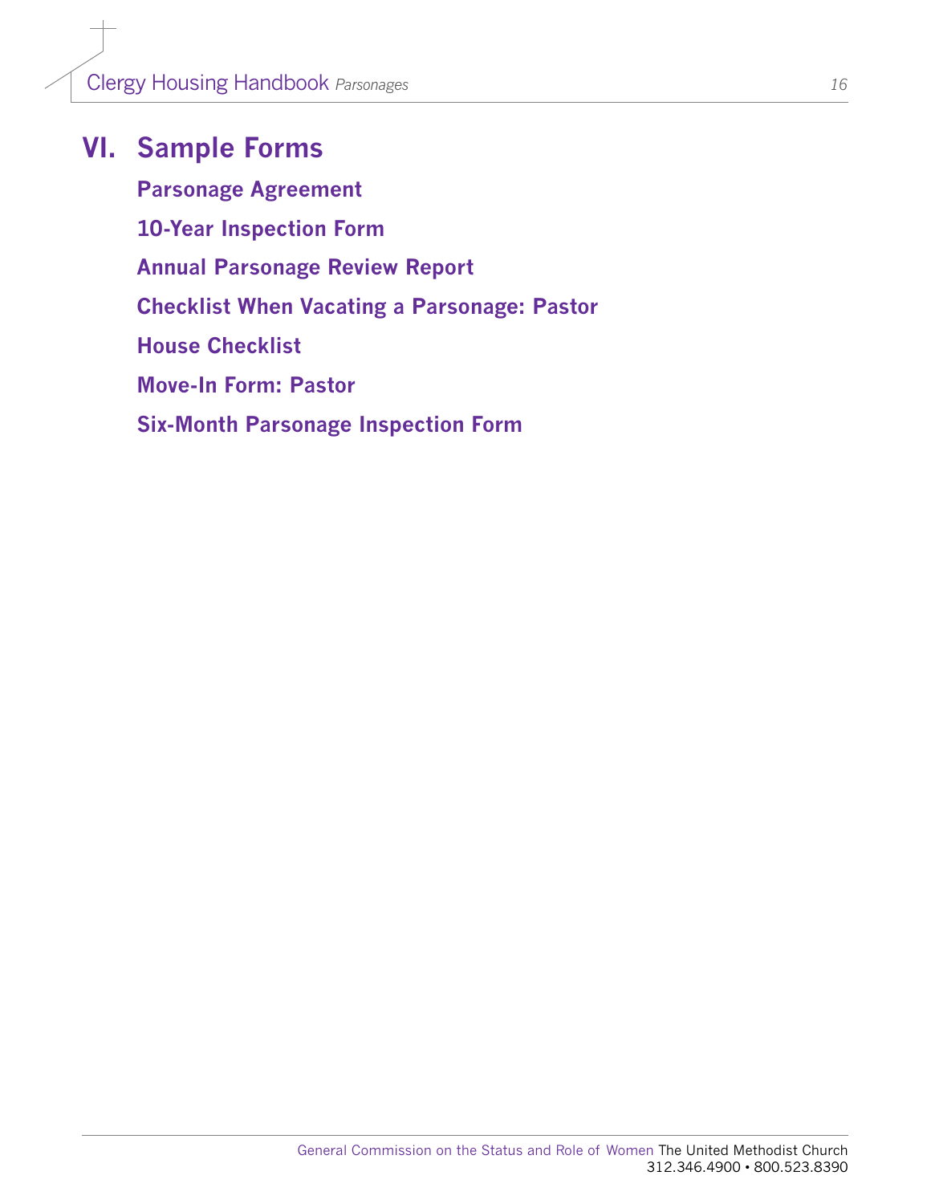# VI. Sample Forms

## Parsonage Agreement

## 10-Year Inspection Form

## Annual Parsonage Review Report

## Checklist When Vacating a Parsonage: Pastor

## House Checklist

## Move-In Form: Pastor

## Six-Month Parsonage Inspection Form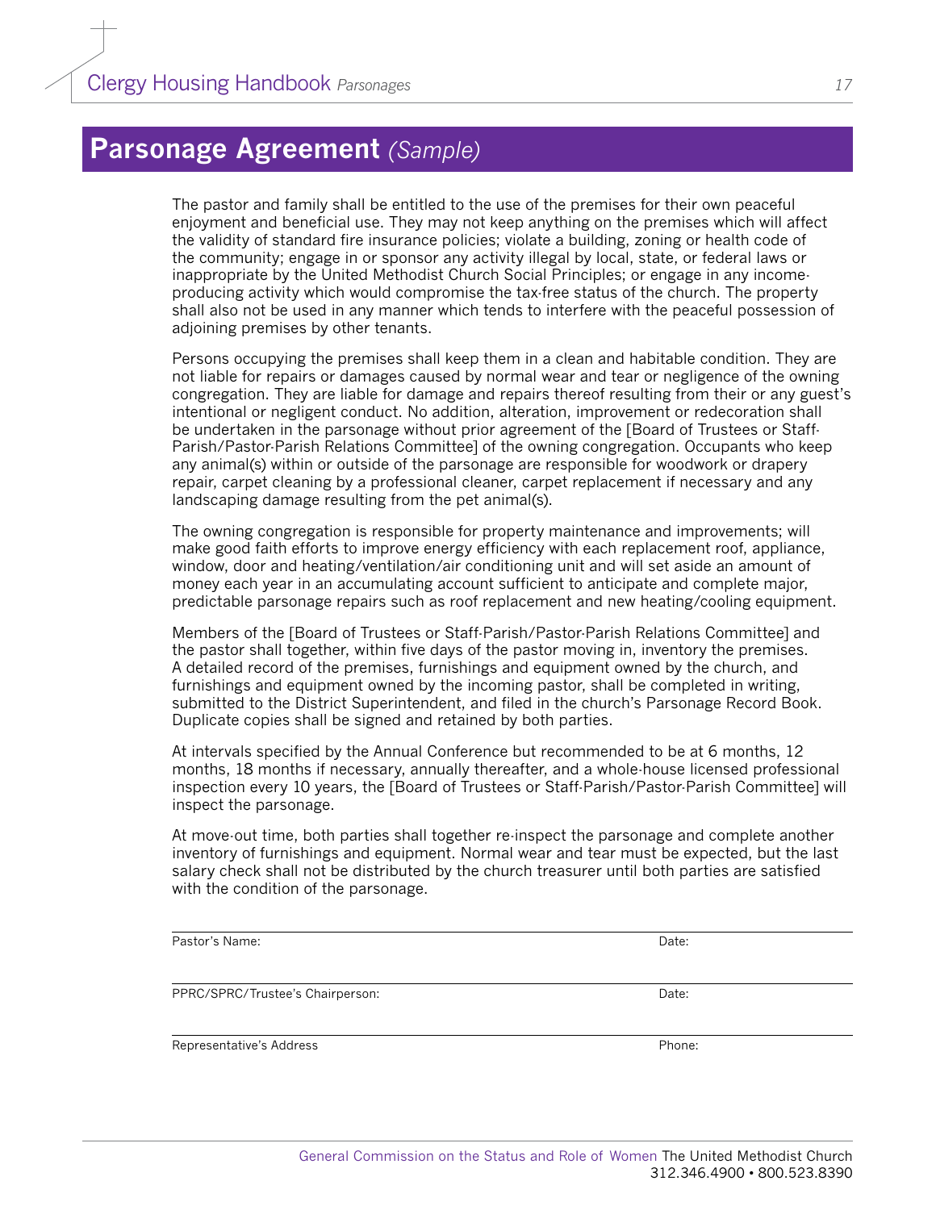# **Parsonage Agreement** *(Sample)*

The pastor and family shall be entitled to the use of the premises for their own peaceful enjoyment and beneficial use. They may not keep anything on the premises which will affect the validity of standard fire insurance policies; violate a building, zoning or health code of the community; engage in or sponsor any activity illegal by local, state, or federal laws or inappropriate by the United Methodist Church Social Principles; or engage in any income-producing activity which would compromise the tax-free status of the church. The property shall also not be used in any manner which tends to interfere with the peaceful possession of adjoining premises by other tenants.

Persons occupying the premises shall keep them in a clean and habitable condition. They are not liable for repairs or damages caused by normal wear and tear or negligence of the owning congregation. They are liable for damage and repairs thereof resulting from their or any guest's intentional or negligent conduct. No addition, alteration, improvement or redecoration shall be undertaken in the parsonage without prior agreement of the [Board of Trustees or Staff-Parish/Pastor-Parish Relations Committee] of the owning congregation. Occupants who keep any animal(s) within or outside of the parsonage are responsible for woodwork or drapery repair, carpet cleaning by a professional cleaner, carpet replacement if necessary and any landscaping damage resulting from the pet animal(s).

The owning congregation is responsible for property maintenance and improvements; will make good faith efforts to improve energy efficiency with each replacement roof, appliance, window, door and heating/ventilation/air conditioning unit and will set aside an amount of money each year in an accumulating account sufficient to anticipate and complete major, predictable parsonage repairs such as roof replacement and new heating/cooling equipment.

Members of the [Board of Trustees or Staff-Parish/Pastor-Parish Relations Committee] and the pastor shall together, within five days of the pastor moving in, inventory the premises. A detailed record of the premises, furnishings and equipment owned by the church, and furnishings and equipment owned by the incoming pastor, shall be completed in writing, submitted to the District Superintendent, and filed in the church's Parsonage Record Book. Duplicate copies shall be signed and retained by both parties.

At intervals specified by the Annual Conference but recommended to be at 6 months, 12 months, 18 months if necessary, annually thereafter, and a whole-house licensed professional inspection every 10 years, the [Board of Trustees or Staff-Parish/Pastor-Parish Committee] will inspect the parsonage.

At move-out time, both parties shall together re-inspect the parsonage and complete another inventory of furnishings and equipment. Normal wear and tear must be expected, but the last salary check shall not be distributed by the church treasurer until both parties are satisfied with the condition of the parsonage.

---

Pastor's Name: Date:

---

PPRC/SPRC/Trustee's Chairperson: Date:

---

Representative's Address Phone: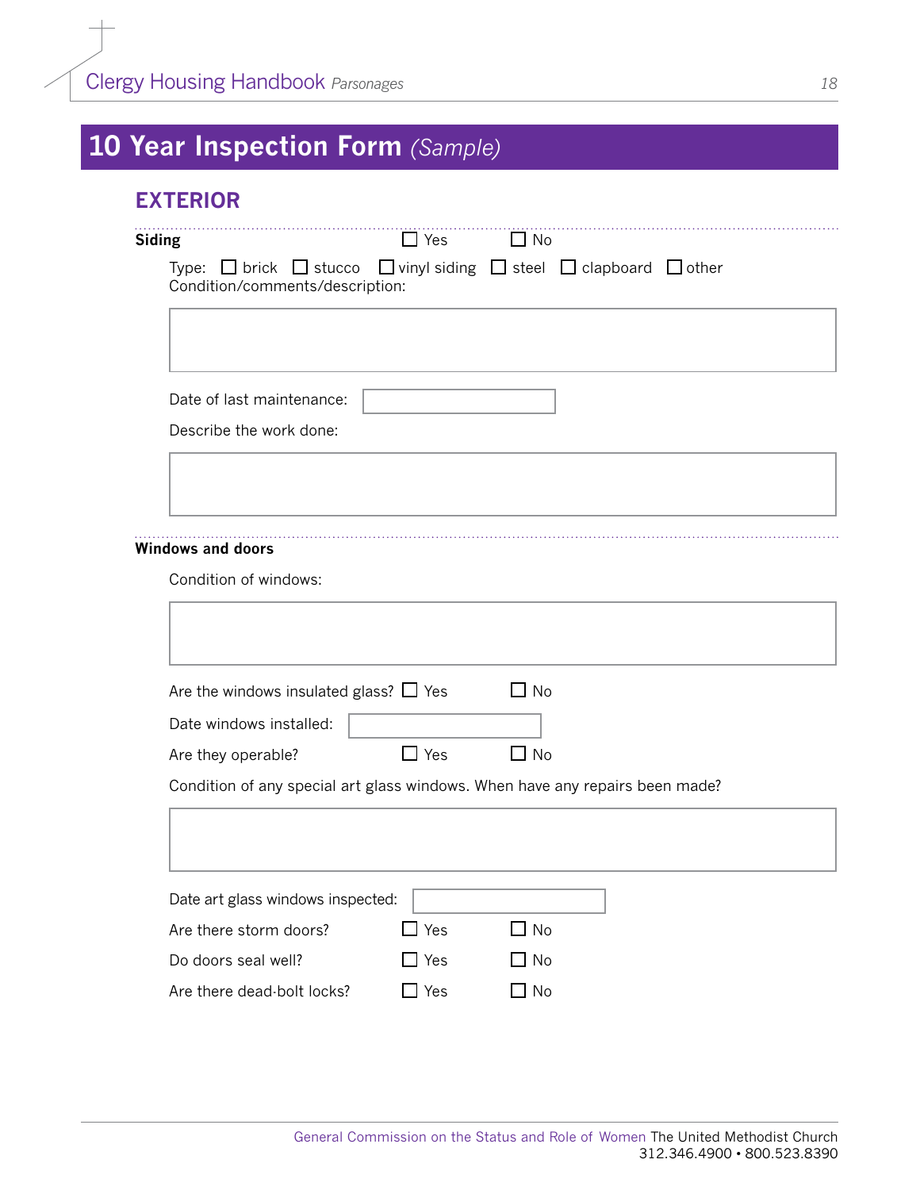# 10 Year Inspection Form *(Sample)*

## EXTERIOR

**Siding** ☐ Yes ☐ No

Type: ☐ brick ☐ stucco ☐ vinyl siding ☐ steel ☐ clapboard ☐ other

Condition/comments/description:

Date of last maintenance:

Describe the work done:

**Windows and doors**

Condition of windows:

Are the windows insulated glass? ☐ Yes ☐ No

Date windows installed:

Are they operable? ☐ Yes ☐ No

Condition of any special art glass windows. When have any repairs been made?

Date art glass windows inspected:

Are there storm doors? ☐ Yes ☐ No

Do doors seal well? ☐ Yes ☐ No

Are there dead-bolt locks? ☐ Yes ☐ No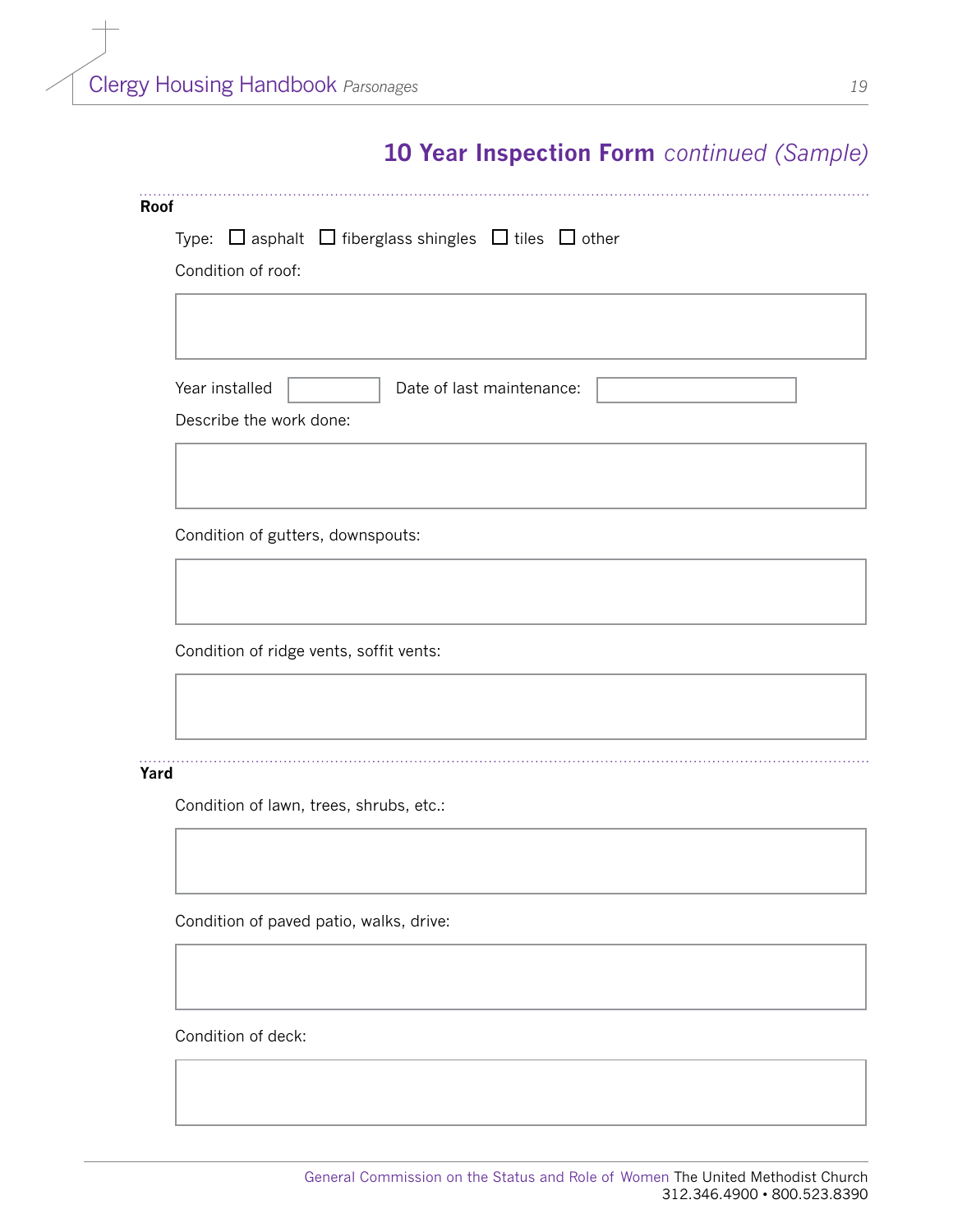## 10 Year Inspection Form *continued (Sample)*

**Roof**

Type: ☐ asphalt ☐ fiberglass shingles ☐ tiles ☐ other

Condition of roof:

Year installed Date of last maintenance:

Describe the work done:

Condition of gutters, downspouts:

Condition of ridge vents, soffit vents:

**Yard**

Condition of lawn, trees, shrubs, etc.:

Condition of paved patio, walks, drive:

Condition of deck:

General Commission on the Status and Role of Women The United Methodist Church
312.346.4900 • 800.523.8390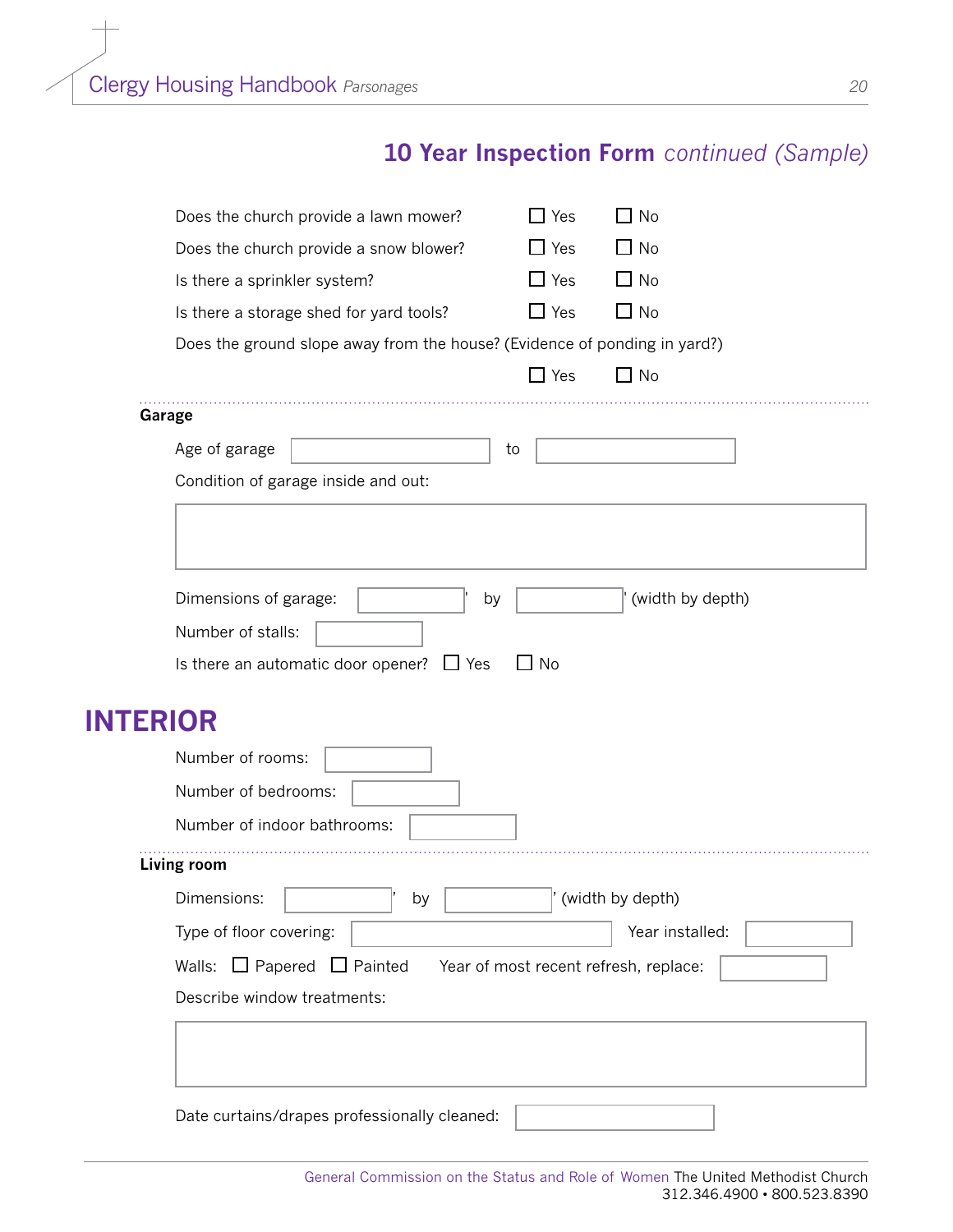## 10 Year Inspection Form *continued (Sample)*

Does the church provide a lawn mower? ☐ Yes ☐ No

Does the church provide a snow blower? ☐ Yes ☐ No

Is there a sprinkler system? ☐ Yes ☐ No

Is there a storage shed for yard tools? ☐ Yes ☐ No

Does the ground slope away from the house? (Evidence of ponding in yard?)

☐ Yes ☐ No

**Garage**

Age of garage ______ to ______

Condition of garage inside and out:

______

Dimensions of garage: ______' by ______' (width by depth)

Number of stalls: ______

Is there an automatic door opener? ☐ Yes ☐ No

# INTERIOR

Number of rooms: ______

Number of bedrooms: ______

Number of indoor bathrooms: ______

**Living room**

Dimensions: ______' by ______' (width by depth)

Type of floor covering: ______ Year installed: ______

Walls: ☐ Papered ☐ Painted Year of most recent refresh, replace: ______

Describe window treatments:

______

Date curtains/drapes professionally cleaned: ______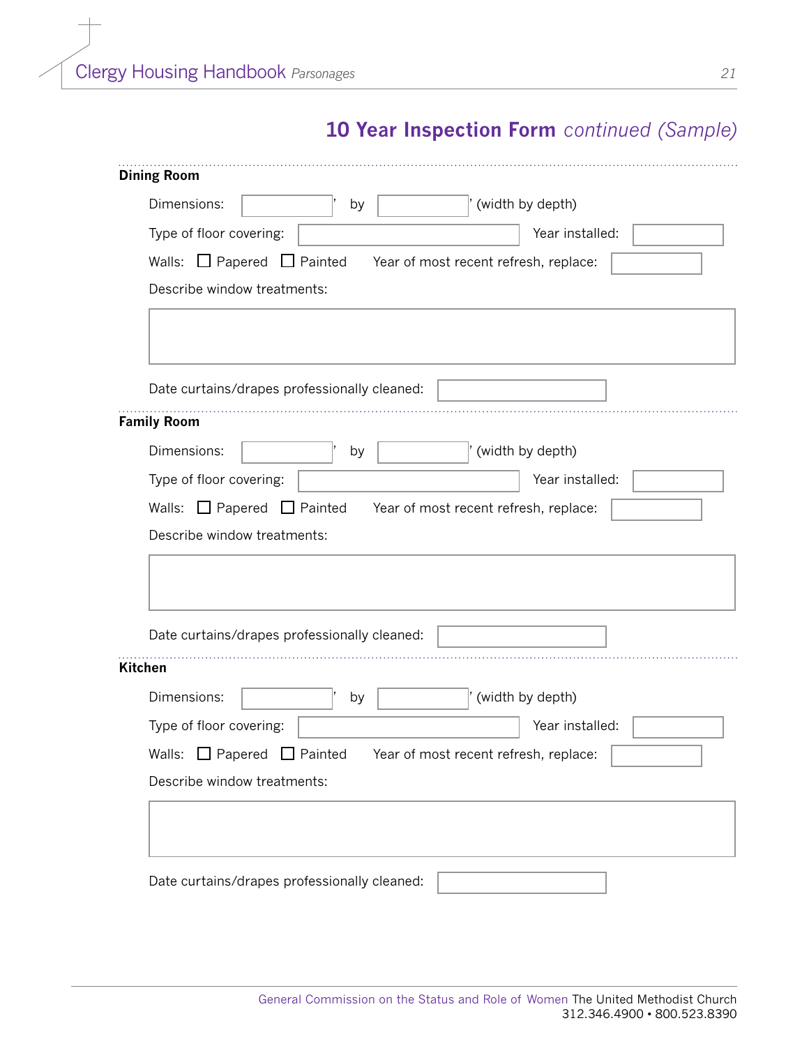## 10 Year Inspection Form *continued (Sample)*

### Dining Room

Dimensions: ________’ by ________’ (width by depth)

Type of floor covering: ________________ Year installed: ________

Walls: ☐ Papered ☐ Painted Year of most recent refresh, replace: ________

Describe window treatments:

Date curtains/drapes professionally cleaned: ________

### Family Room

Dimensions: ________’ by ________’ (width by depth)

Type of floor covering: ________________ Year installed: ________

Walls: ☐ Papered ☐ Painted Year of most recent refresh, replace: ________

Describe window treatments:

Date curtains/drapes professionally cleaned: ________

### Kitchen

Dimensions: ________’ by ________’ (width by depth)

Type of floor covering: ________________ Year installed: ________

Walls: ☐ Papered ☐ Painted Year of most recent refresh, replace: ________

Describe window treatments:

Date curtains/drapes professionally cleaned: ________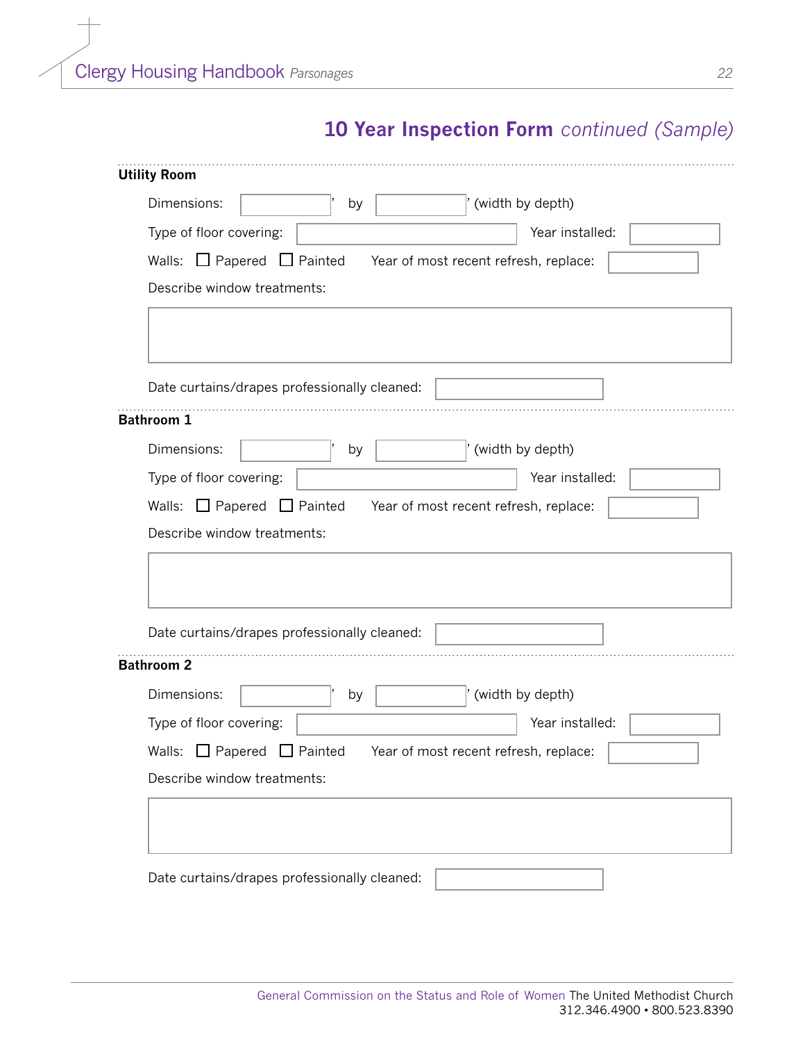## 10 Year Inspection Form *continued (Sample)*

---

**Utility Room**

Dimensions: ________' by ________' (width by depth)

Type of floor covering: ____________________ Year installed: ________

Walls: ☐ Papered ☐ Painted Year of most recent refresh, replace: ________

Describe window treatments:

Date curtains/drapes professionally cleaned: ____________

---

**Bathroom 1**

Dimensions: ________' by ________' (width by depth)

Type of floor covering: ____________________ Year installed: ________

Walls: ☐ Papered ☐ Painted Year of most recent refresh, replace: ________

Describe window treatments:

Date curtains/drapes professionally cleaned: ____________

---

**Bathroom 2**

Dimensions: ________' by ________' (width by depth)

Type of floor covering: ____________________ Year installed: ________

Walls: ☐ Papered ☐ Painted Year of most recent refresh, replace: ________

Describe window treatments:

Date curtains/drapes professionally cleaned: ____________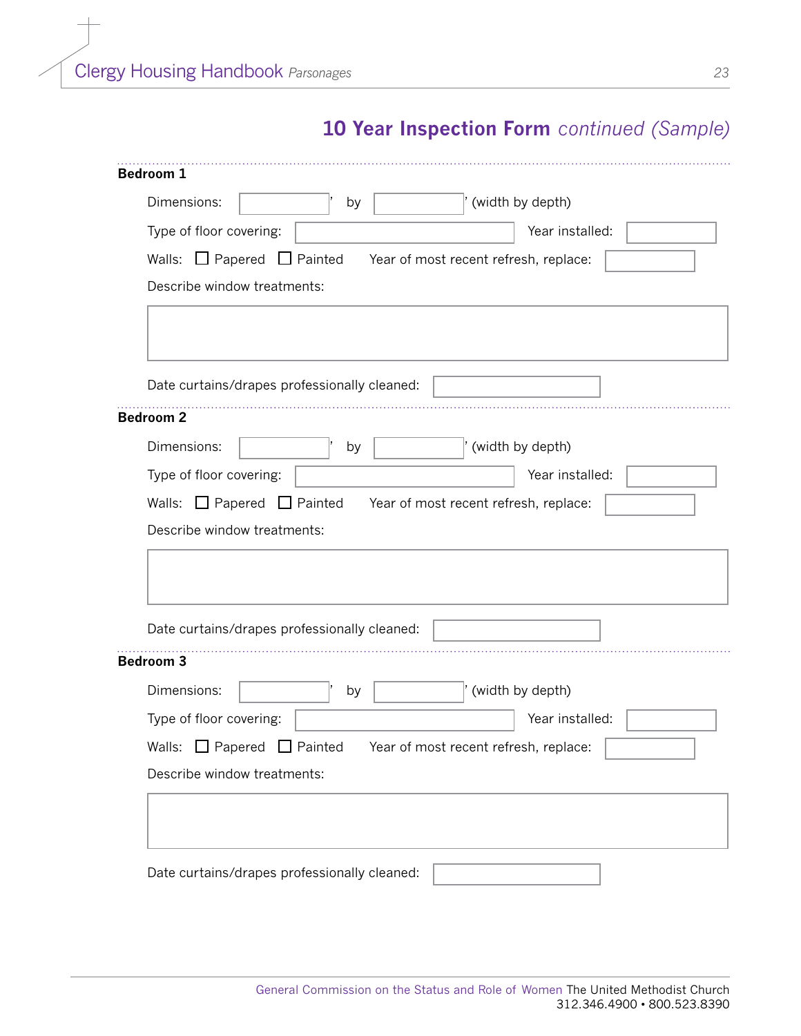# 10 Year Inspection Form *continued (Sample)*

## Bedroom 1

Dimensions: ______' by ______' (width by depth)

Type of floor covering: ____________ Year installed: ______

Walls: ☐ Papered ☐ Painted Year of most recent refresh, replace: ______

Describe window treatments:

Date curtains/drapes professionally cleaned: ______

## Bedroom 2

Dimensions: ______' by ______' (width by depth)

Type of floor covering: ____________ Year installed: ______

Walls: ☐ Papered ☐ Painted Year of most recent refresh, replace: ______

Describe window treatments:

Date curtains/drapes professionally cleaned: ______

## Bedroom 3

Dimensions: ______' by ______' (width by depth)

Type of floor covering: ____________ Year installed: ______

Walls: ☐ Papered ☐ Painted Year of most recent refresh, replace: ______

Describe window treatments:

Date curtains/drapes professionally cleaned: ______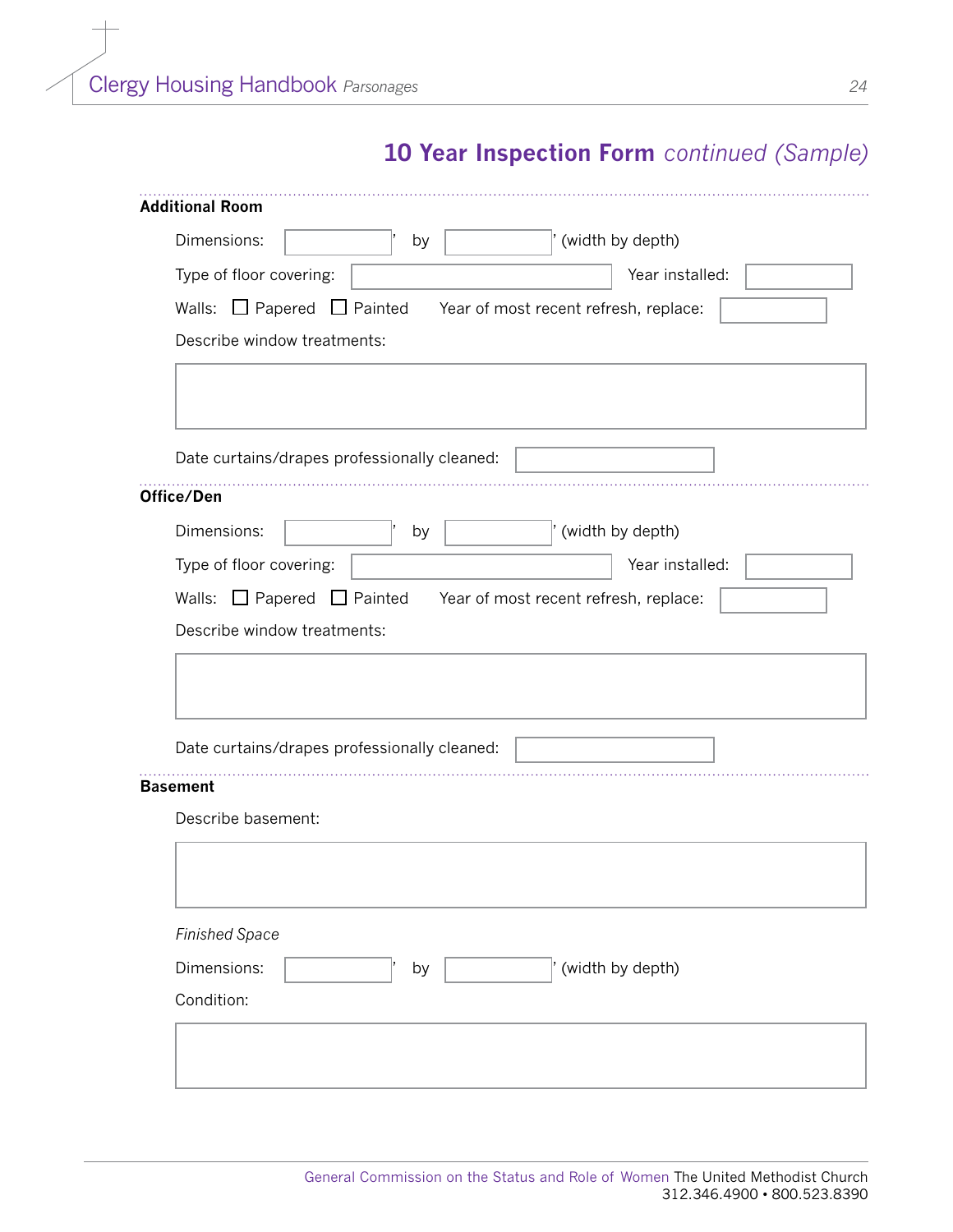# 10 Year Inspection Form *continued (Sample)*

### Additional Room

Dimensions: ________’ by ________’ (width by depth)

Type of floor covering: ________ Year installed: ________

Walls: ☐ Papered ☐ Painted Year of most recent refresh, replace: ________

Describe window treatments:

________

Date curtains/drapes professionally cleaned: ________

### Office/Den

Dimensions: ________’ by ________’ (width by depth)

Type of floor covering: ________ Year installed: ________

Walls: ☐ Papered ☐ Painted Year of most recent refresh, replace: ________

Describe window treatments:

________

Date curtains/drapes professionally cleaned: ________

### Basement

Describe basement:

________

*Finished Space*

Dimensions: ________’ by ________’ (width by depth)

Condition:

________

General Commission on the Status and Role of Women The United Methodist Church
312.346.4900 • 800.523.8390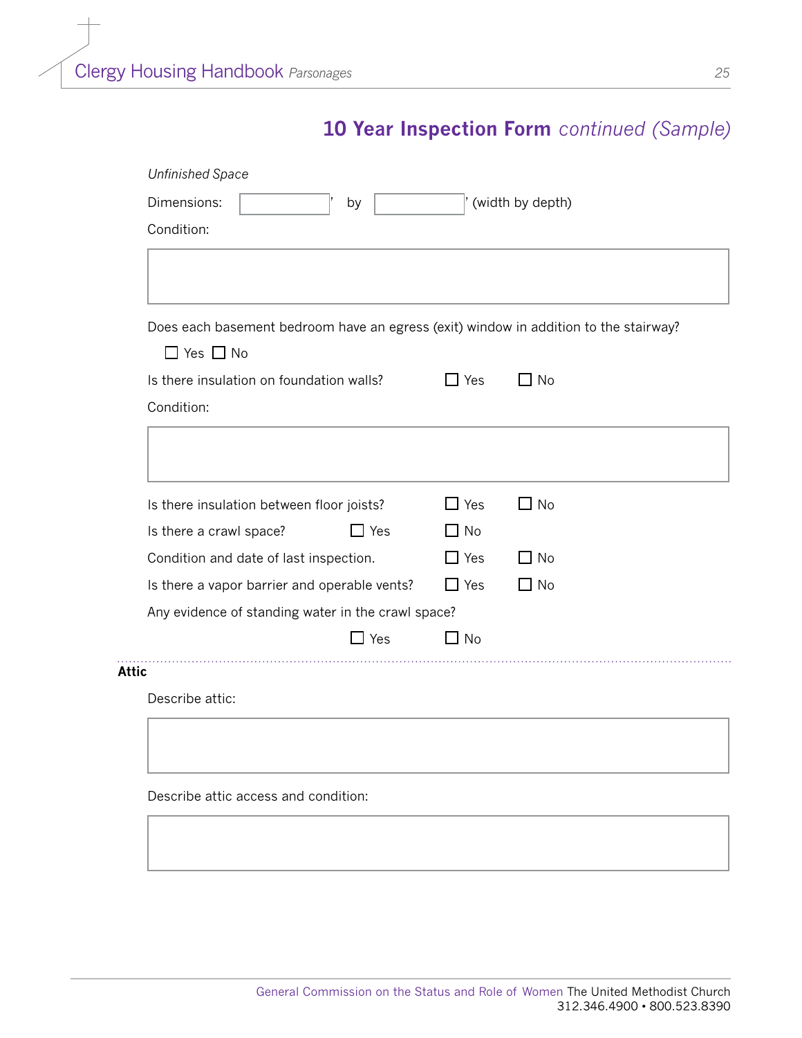## 10 Year Inspection Form *continued (Sample)*

*Unfinished Space*

Dimensions: ______' by ______' (width by depth)

Condition:

Does each basement bedroom have an egress (exit) window in addition to the stairway?

☐ Yes ☐ No

Is there insulation on foundation walls? ☐ Yes ☐ No

Condition:

Is there insulation between floor joists? ☐ Yes ☐ No

Is there a crawl space? ☐ Yes ☐ No

Condition and date of last inspection. ☐ Yes ☐ No

Is there a vapor barrier and operable vents? ☐ Yes ☐ No

Any evidence of standing water in the crawl space?

☐ Yes ☐ No

**Attic**

Describe attic:

Describe attic access and condition: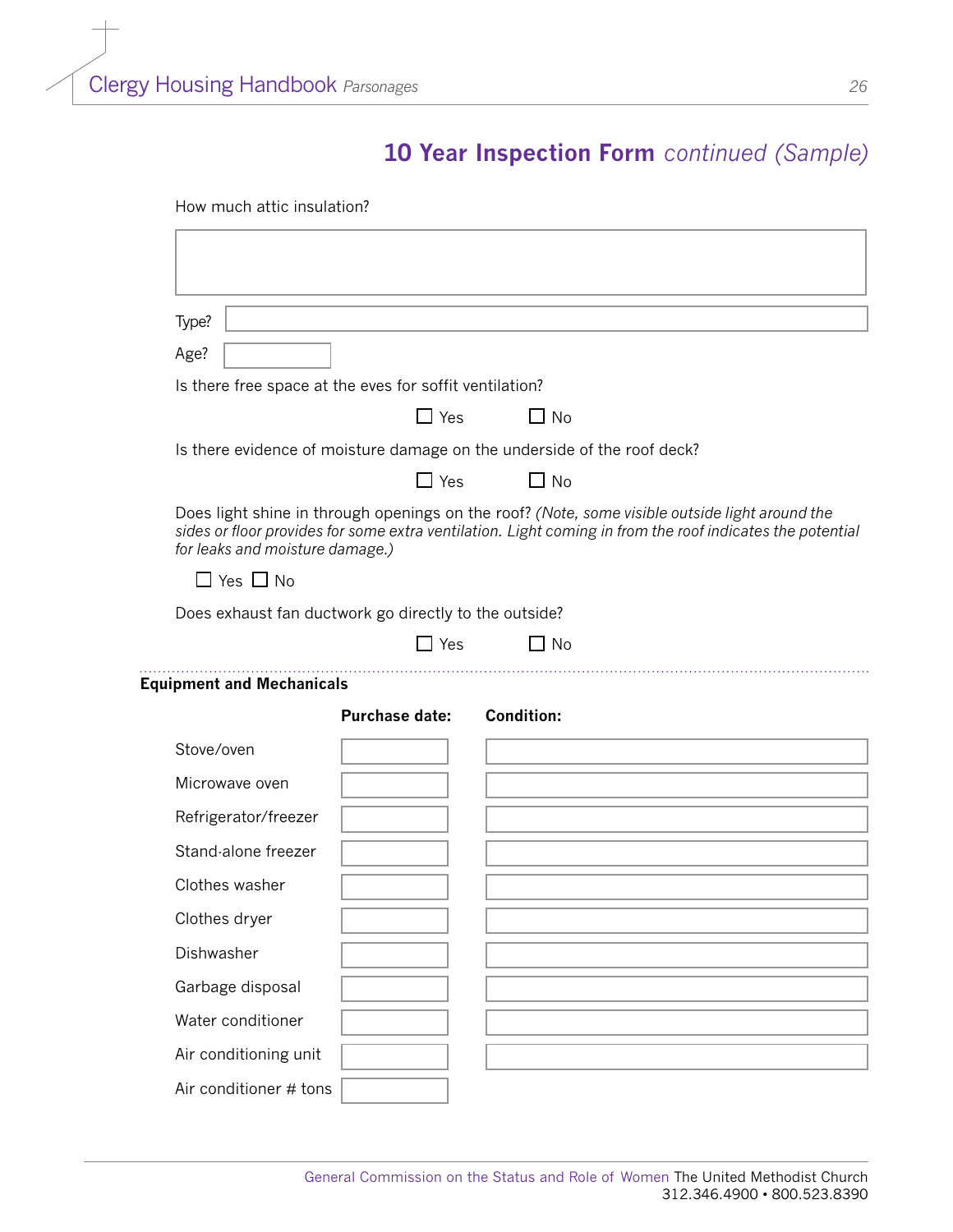## 10 Year Inspection Form *continued (Sample)*

How much attic insulation?

Type?

Age?

Is there free space at the eves for soffit ventilation?

☐ Yes ☐ No

Is there evidence of moisture damage on the underside of the roof deck?

☐ Yes ☐ No

Does light shine in through openings on the roof? *(Note, some visible outside light around the sides or floor provides for some extra ventilation. Light coming in from the roof indicates the potential for leaks and moisture damage.)*

☐ Yes ☐ No

Does exhaust fan ductwork go directly to the outside?

☐ Yes ☐ No

---

**Equipment and Mechanicals**

| | **Purchase date:** | **Condition:** |
|---|---|---|
| Stove/oven | | |
| Microwave oven | | |
| Refrigerator/freezer | | |
| Stand-alone freezer | | |
| Clothes washer | | |
| Clothes dryer | | |
| Dishwasher | | |
| Garbage disposal | | |
| Water conditioner | | |
| Air conditioning unit | | |
| Air conditioner # tons | | |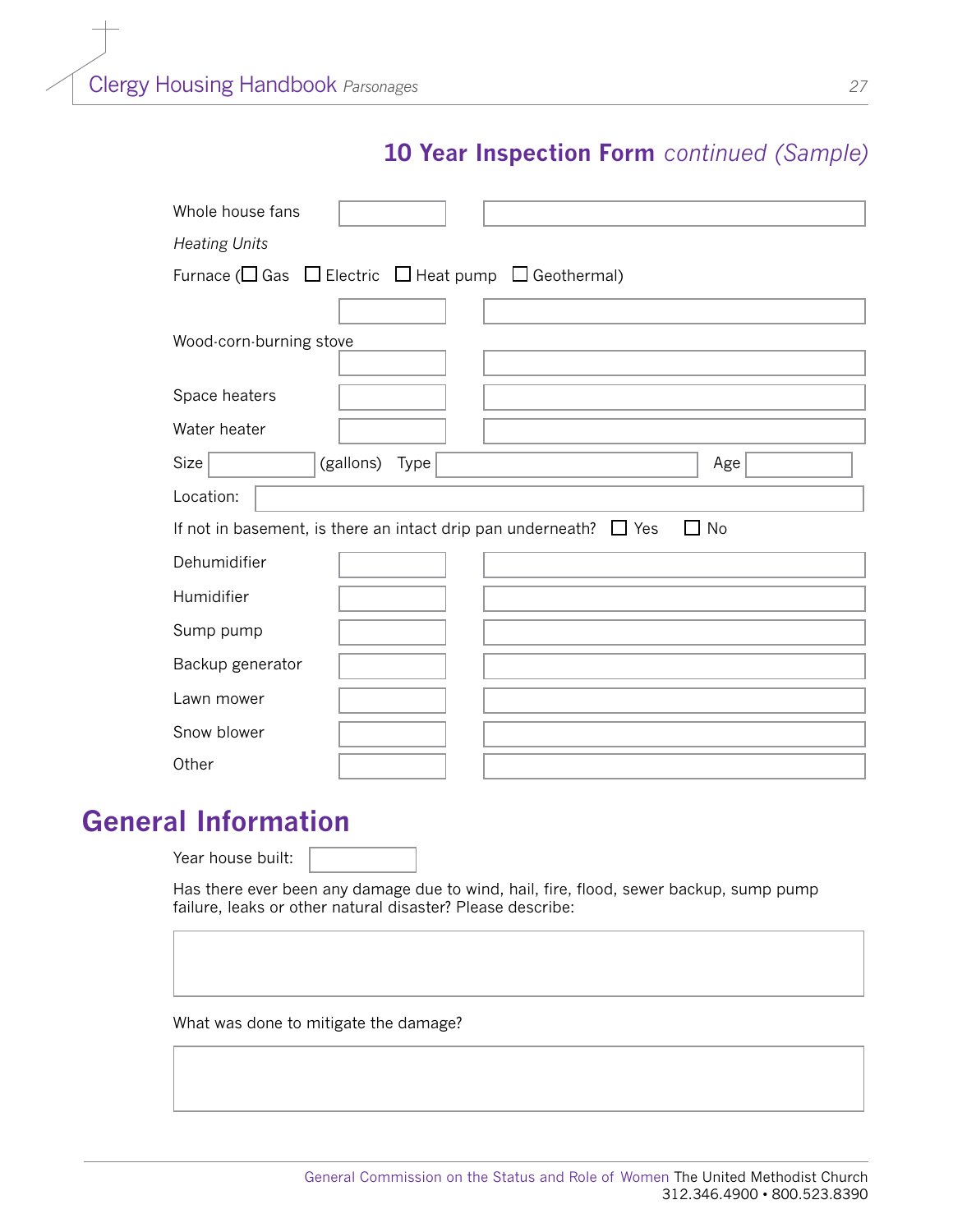## 10 Year Inspection Form *continued (Sample)*

Whole house fans

*Heating Units*

Furnace (☐ Gas ☐ Electric ☐ Heat pump ☐ Geothermal)

Wood-corn-burning stove

Space heaters

Water heater

Size ______ (gallons) Type ______ Age ______

Location:

If not in basement, is there an intact drip pan underneath? ☐ Yes ☐ No

Dehumidifier

Humidifier

Sump pump

Backup generator

Lawn mower

Snow blower

Other

# General Information

Year house built:

Has there ever been any damage due to wind, hail, fire, flood, sewer backup, sump pump failure, leaks or other natural disaster? Please describe:

What was done to mitigate the damage?

General Commission on the Status and Role of Women The United Methodist Church
312.346.4900 • 800.523.8390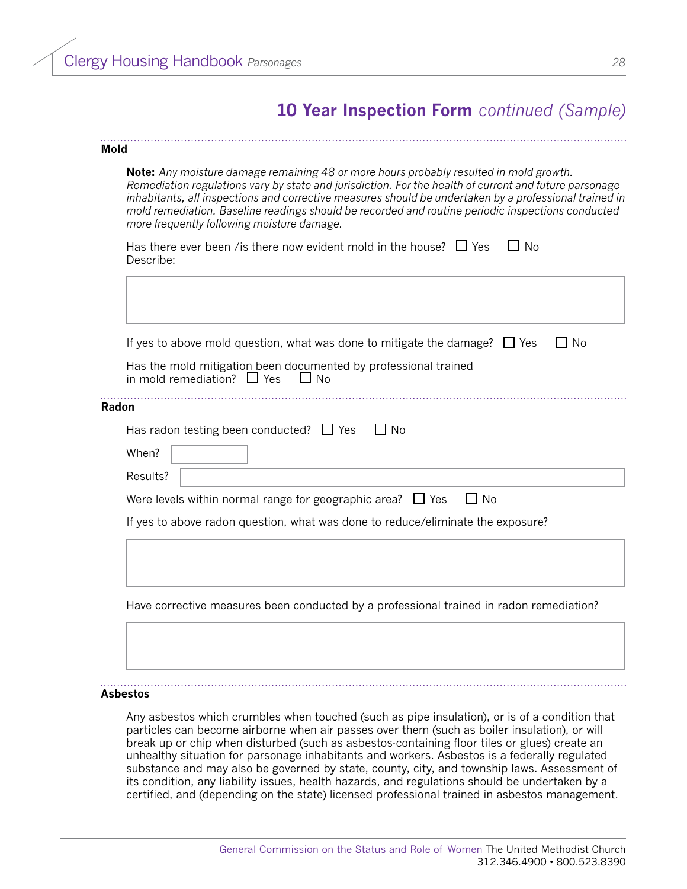# 10 Year Inspection Form *continued (Sample)*

## Mold

**Note:** *Any moisture damage remaining 48 or more hours probably resulted in mold growth. Remediation regulations vary by state and jurisdiction. For the health of current and future parsonage inhabitants, all inspections and corrective measures should be undertaken by a professional trained in mold remediation. Baseline readings should be recorded and routine periodic inspections conducted more frequently following moisture damage.*

Has there ever been /is there now evident mold in the house? ☐ Yes ☐ No

Describe:

If yes to above mold question, what was done to mitigate the damage? ☐ Yes ☐ No

Has the mold mitigation been documented by professional trained in mold remediation? ☐ Yes ☐ No

## Radon

Has radon testing been conducted? ☐ Yes ☐ No

When?

Results?

Were levels within normal range for geographic area? ☐ Yes ☐ No

If yes to above radon question, what was done to reduce/eliminate the exposure?

Have corrective measures been conducted by a professional trained in radon remediation?

## Asbestos

Any asbestos which crumbles when touched (such as pipe insulation), or is of a condition that particles can become airborne when air passes over them (such as boiler insulation), or will break up or chip when disturbed (such as asbestos-containing floor tiles or glues) create an unhealthy situation for parsonage inhabitants and workers. Asbestos is a federally regulated substance and may also be governed by state, county, city, and township laws. Assessment of its condition, any liability issues, health hazards, and regulations should be undertaken by a certified, and (depending on the state) licensed professional trained in asbestos management.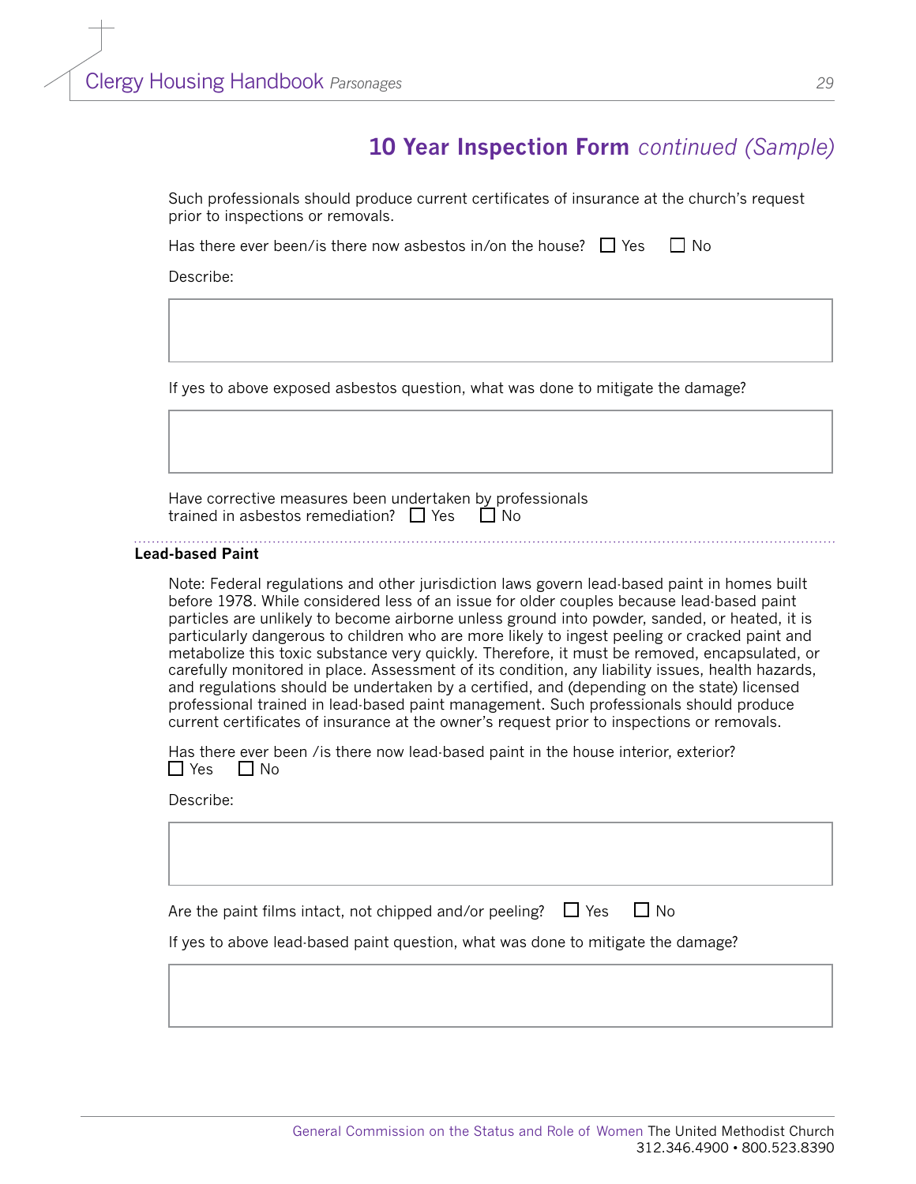## 10 Year Inspection Form *continued (Sample)*

Such professionals should produce current certificates of insurance at the church's request prior to inspections or removals.

Has there ever been/is there now asbestos in/on the house? ☐ Yes ☐ No

Describe:

| |
|---|
| |

If yes to above exposed asbestos question, what was done to mitigate the damage?

| |
|---|
| |

Have corrective measures been undertaken by professionals trained in asbestos remediation? ☐ Yes ☐ No

**Lead-based Paint**

Note: Federal regulations and other jurisdiction laws govern lead-based paint in homes built before 1978. While considered less of an issue for older couples because lead-based paint particles are unlikely to become airborne unless ground into powder, sanded, or heated, it is particularly dangerous to children who are more likely to ingest peeling or cracked paint and metabolize this toxic substance very quickly. Therefore, it must be removed, encapsulated, or carefully monitored in place. Assessment of its condition, any liability issues, health hazards, and regulations should be undertaken by a certified, and (depending on the state) licensed professional trained in lead-based paint management. Such professionals should produce current certificates of insurance at the owner's request prior to inspections or removals.

Has there ever been /is there now lead-based paint in the house interior, exterior?
☐ Yes ☐ No

Describe:

| |
|---|
| |

Are the paint films intact, not chipped and/or peeling? ☐ Yes ☐ No

If yes to above lead-based paint question, what was done to mitigate the damage?

| |
|---|
| |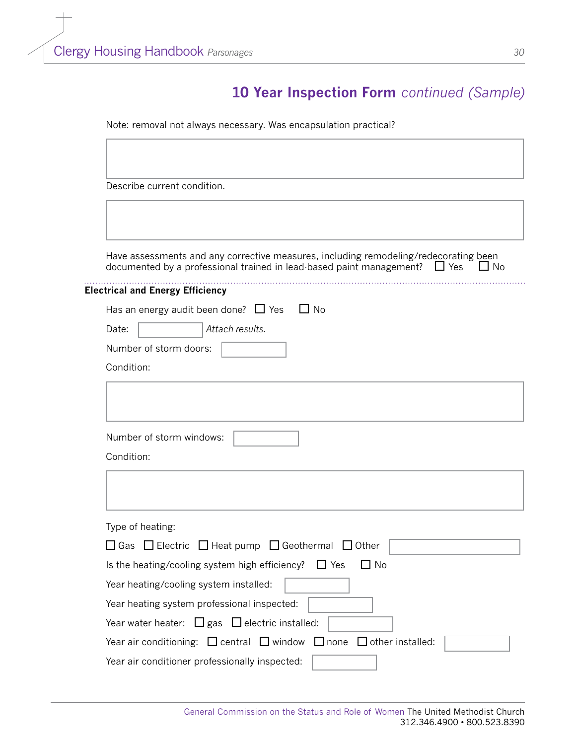## 10 Year Inspection Form *continued (Sample)*

Note: removal not always necessary. Was encapsulation practical?

[ ]

Describe current condition.

[ ]

Have assessments and any corrective measures, including remodeling/redecorating been documented by a professional trained in lead-based paint management? ☐ Yes ☐ No

### Electrical and Energy Efficiency

Has an energy audit been done? ☐ Yes ☐ No

Date: [ ] *Attach results.*

Number of storm doors: [ ]

Condition:

[ ]

Number of storm windows: [ ]

Condition:

[ ]

Type of heating:

☐ Gas ☐ Electric ☐ Heat pump ☐ Geothermal ☐ Other [ ]

Is the heating/cooling system high efficiency? ☐ Yes ☐ No

Year heating/cooling system installed: [ ]

Year heating system professional inspected: [ ]

Year water heater: ☐ gas ☐ electric installed: [ ]

Year air conditioning: ☐ central ☐ window ☐ none ☐ other installed: [ ]

Year air conditioner professionally inspected: [ ]

General Commission on the Status and Role of Women The United Methodist Church
312.346.4900 • 800.523.8390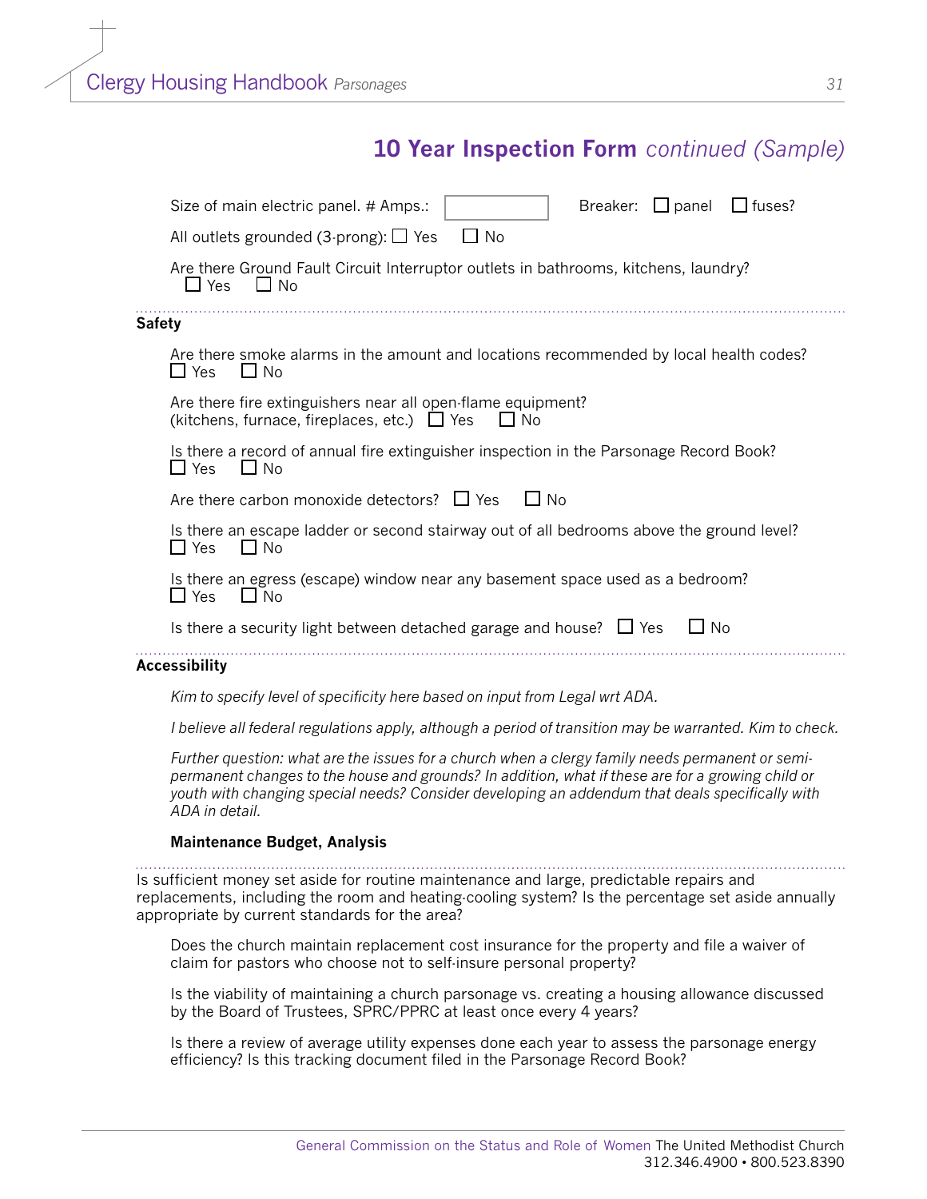## 10 Year Inspection Form *continued (Sample)*

Size of main electric panel. # Amps.: ____________ Breaker: ☐ panel ☐ fuses?

All outlets grounded (3-prong): ☐ Yes ☐ No

Are there Ground Fault Circuit Interruptor outlets in bathrooms, kitchens, laundry?
☐ Yes ☐ No

---

**Safety**

Are there smoke alarms in the amount and locations recommended by local health codes?
☐ Yes ☐ No

Are there fire extinguishers near all open-flame equipment?
(kitchens, furnace, fireplaces, etc.) ☐ Yes ☐ No

Is there a record of annual fire extinguisher inspection in the Parsonage Record Book?
☐ Yes ☐ No

Are there carbon monoxide detectors? ☐ Yes ☐ No

Is there an escape ladder or second stairway out of all bedrooms above the ground level?
☐ Yes ☐ No

Is there an egress (escape) window near any basement space used as a bedroom?
☐ Yes ☐ No

Is there a security light between detached garage and house? ☐ Yes ☐ No

---

**Accessibility**

*Kim to specify level of specificity here based on input from Legal wrt ADA.*

*I believe all federal regulations apply, although a period of transition may be warranted. Kim to check.*

*Further question: what are the issues for a church when a clergy family needs permanent or semi-permanent changes to the house and grounds? In addition, what if these are for a growing child or youth with changing special needs? Consider developing an addendum that deals specifically with ADA in detail.*

**Maintenance Budget, Analysis**

---

Is sufficient money set aside for routine maintenance and large, predictable repairs and replacements, including the room and heating-cooling system? Is the percentage set aside annually appropriate by current standards for the area?

Does the church maintain replacement cost insurance for the property and file a waiver of claim for pastors who choose not to self-insure personal property?

Is the viability of maintaining a church parsonage vs. creating a housing allowance discussed by the Board of Trustees, SPRC/PPRC at least once every 4 years?

Is there a review of average utility expenses done each year to assess the parsonage energy efficiency? Is this tracking document filed in the Parsonage Record Book?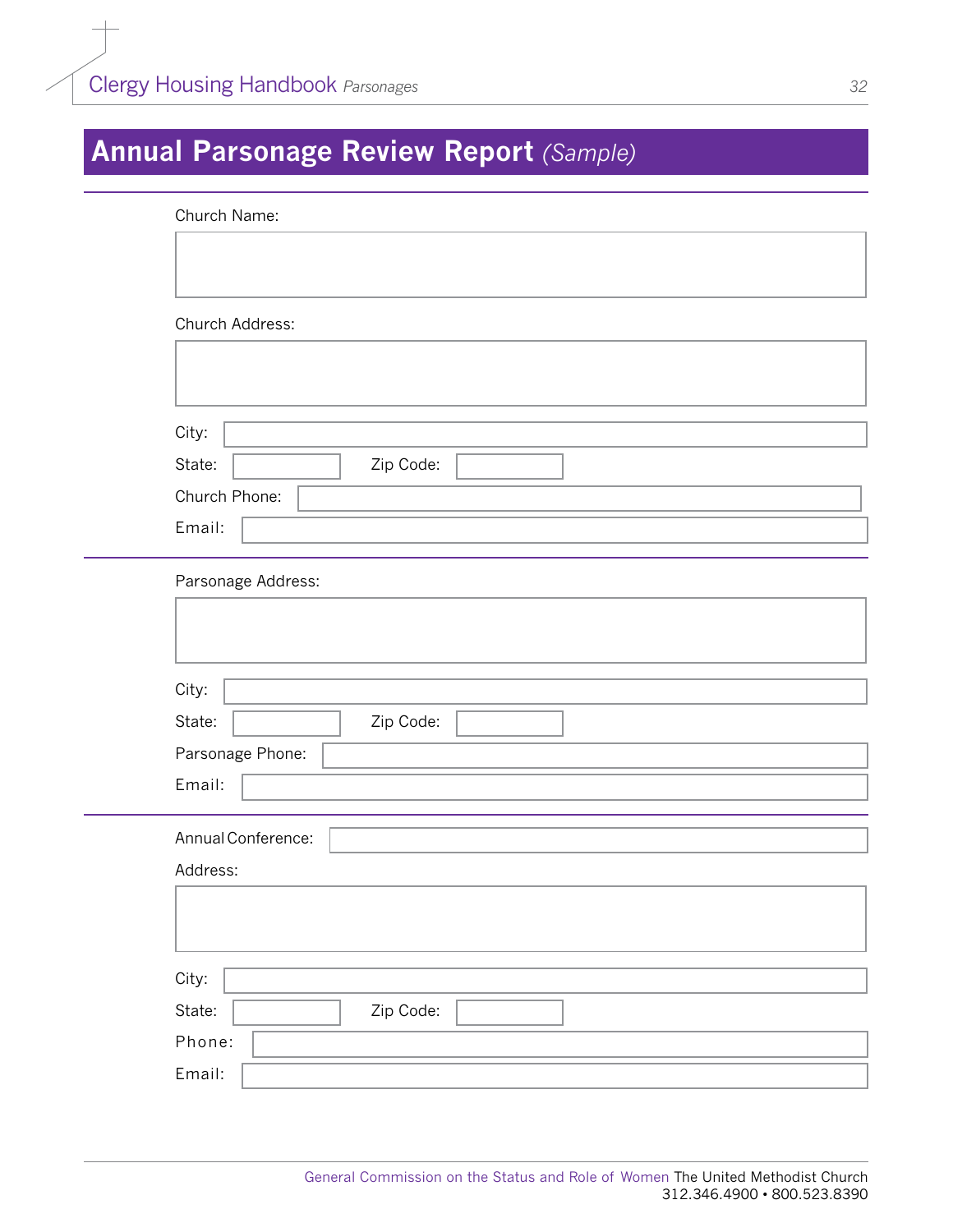# Annual Parsonage Review Report *(Sample)*

Church Name:

Church Address:

City:

State: Zip Code:

Church Phone:

Email:

---

Parsonage Address:

City:

State: Zip Code:

Parsonage Phone:

Email:

---

Annual Conference:

Address:

City:

State: Zip Code:

Phone:

Email:

General Commission on the Status and Role of Women The United Methodist Church
312.346.4900 • 800.523.8390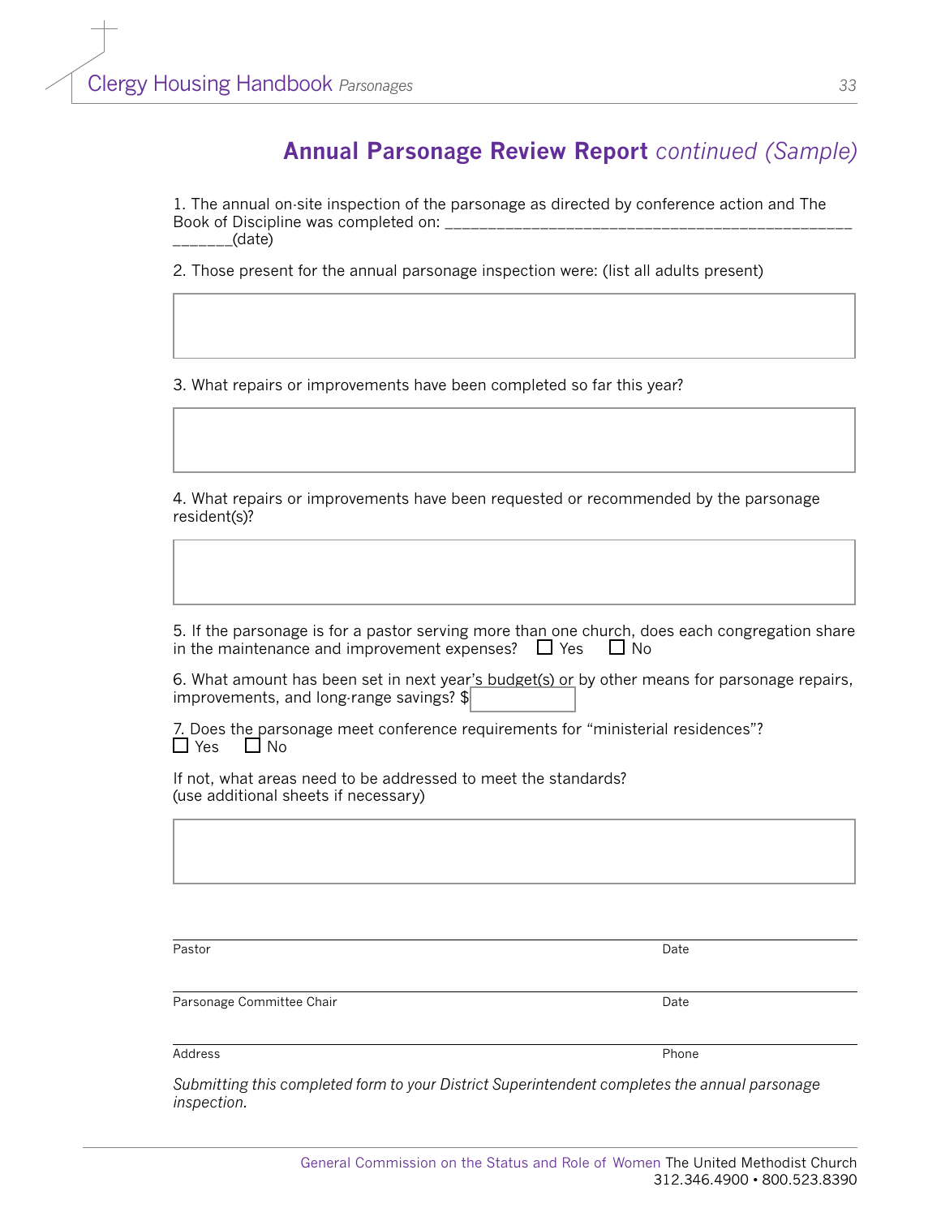## **Annual Parsonage Review Report** *continued (Sample)*

1. The annual on-site inspection of the parsonage as directed by conference action and The Book of Discipline was completed on: _______________________________________________ _______(date)

2. Those present for the annual parsonage inspection were: (list all adults present)

3. What repairs or improvements have been completed so far this year?

4. What repairs or improvements have been requested or recommended by the parsonage resident(s)?

5. If the parsonage is for a pastor serving more than one church, does each congregation share in the maintenance and improvement expenses? ☐ Yes ☐ No

6. What amount has been set in next year's budget(s) or by other means for parsonage repairs, improvements, and long-range savings? $

7. Does the parsonage meet conference requirements for "ministerial residences"?
☐ Yes ☐ No

If not, what areas need to be addressed to meet the standards?
(use additional sheets if necessary)

| | |
|---|---|
| Pastor | Date |
| Parsonage Committee Chair | Date |
| Address | Phone |

*Submitting this completed form to your District Superintendent completes the annual parsonage inspection.*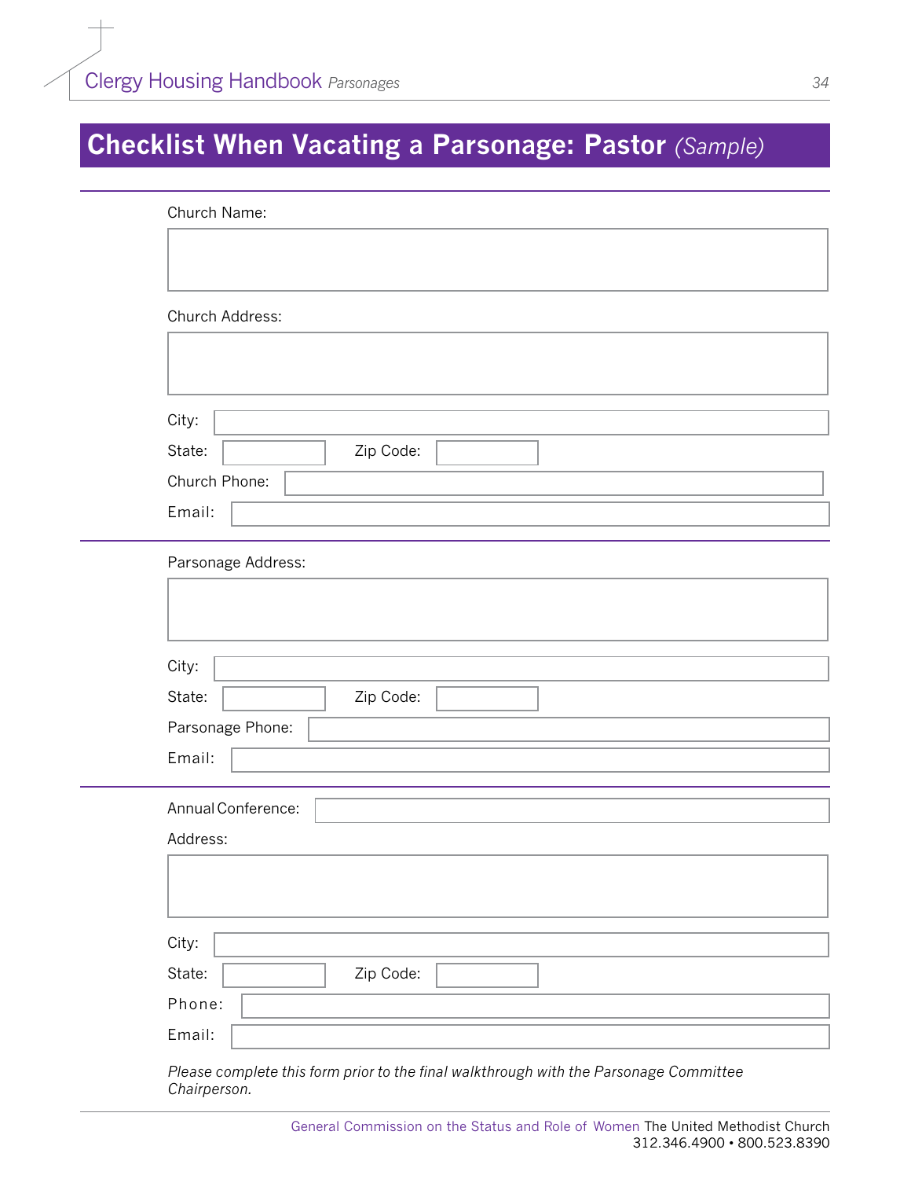# Checklist When Vacating a Parsonage: Pastor *(Sample)*

---

Church Name:

Church Address:

City:

State: Zip Code:

Church Phone:

Email:

---

Parsonage Address:

City:

State: Zip Code:

Parsonage Phone:

Email:

---

Annual Conference:

Address:

City:

State: Zip Code:

Phone:

Email:

*Please complete this form prior to the final walkthrough with the Parsonage Committee Chairperson.*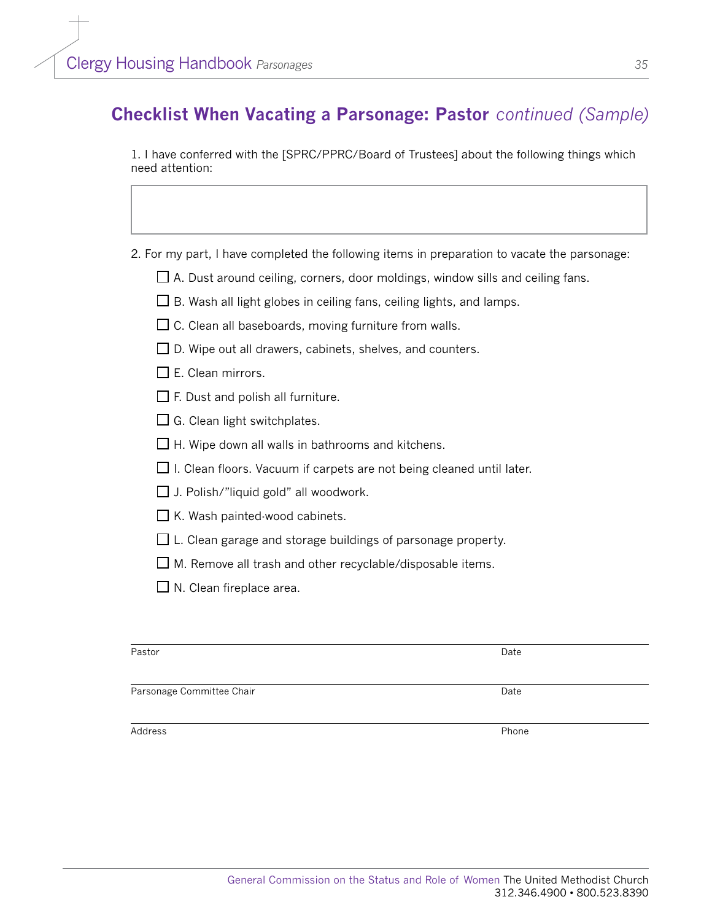## Checklist When Vacating a Parsonage: Pastor *continued (Sample)*

1. I have conferred with the [SPRC/PPRC/Board of Trustees] about the following things which need attention:

| |
|---|
| |

2. For my part, I have completed the following items in preparation to vacate the parsonage:

- ☐ A. Dust around ceiling, corners, door moldings, window sills and ceiling fans.
- ☐ B. Wash all light globes in ceiling fans, ceiling lights, and lamps.
- ☐ C. Clean all baseboards, moving furniture from walls.
- ☐ D. Wipe out all drawers, cabinets, shelves, and counters.
- ☐ E. Clean mirrors.
- ☐ F. Dust and polish all furniture.
- ☐ G. Clean light switchplates.
- ☐ H. Wipe down all walls in bathrooms and kitchens.
- ☐ I. Clean floors. Vacuum if carpets are not being cleaned until later.
- ☐ J. Polish/"liquid gold" all woodwork.
- ☐ K. Wash painted-wood cabinets.
- ☐ L. Clean garage and storage buildings of parsonage property.
- ☐ M. Remove all trash and other recyclable/disposable items.
- ☐ N. Clean fireplace area.

______________________________________________________________

Pastor                                                                                    Date

______________________________________________________________

Parsonage Committee Chair                                                    Date

______________________________________________________________

Address                                                                                  Phone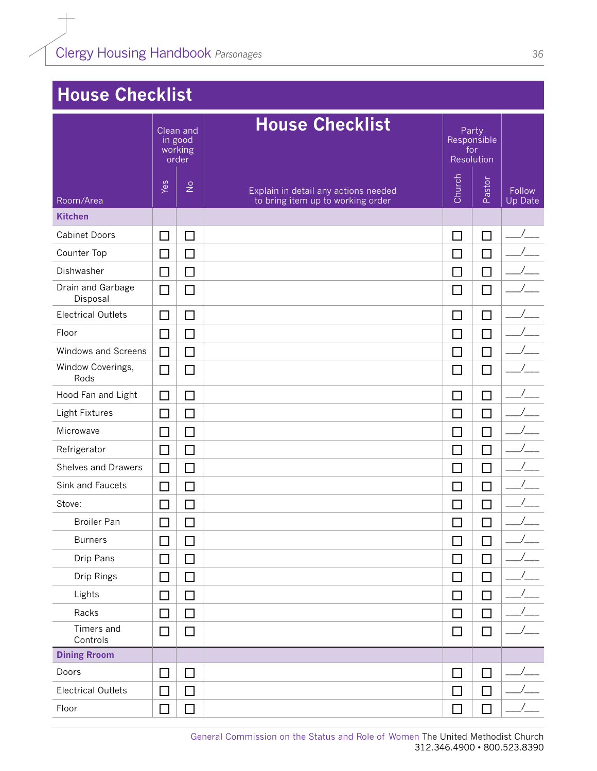# House Checklist

| Room/Area | Clean and in good working order | | House Checklist | Party Responsible for Resolution | | Follow Up Date |
|---|---|---|---|---|---|---|
| | Yes | No | Explain in detail any actions needed to bring item up to working order | Church | Pastor | |
| **Kitchen** | | | | | | |
| Cabinet Doors | ☐ | ☐ | | ☐ | ☐ | ___/___ |
| Counter Top | ☐ | ☐ | | ☐ | ☐ | ___/___ |
| Dishwasher | ☐ | ☐ | | ☐ | ☐ | ___/___ |
| Drain and Garbage Disposal | ☐ | ☐ | | ☐ | ☐ | ___/___ |
| Electrical Outlets | ☐ | ☐ | | ☐ | ☐ | ___/___ |
| Floor | ☐ | ☐ | | ☐ | ☐ | ___/___ |
| Windows and Screens | ☐ | ☐ | | ☐ | ☐ | ___/___ |
| Window Coverings, Rods | ☐ | ☐ | | ☐ | ☐ | ___/___ |
| Hood Fan and Light | ☐ | ☐ | | ☐ | ☐ | ___/___ |
| Light Fixtures | ☐ | ☐ | | ☐ | ☐ | ___/___ |
| Microwave | ☐ | ☐ | | ☐ | ☐ | ___/___ |
| Refrigerator | ☐ | ☐ | | ☐ | ☐ | ___/___ |
| Shelves and Drawers | ☐ | ☐ | | ☐ | ☐ | ___/___ |
| Sink and Faucets | ☐ | ☐ | | ☐ | ☐ | ___/___ |
| Stove: | ☐ | ☐ | | ☐ | ☐ | ___/___ |
| Broiler Pan | ☐ | ☐ | | ☐ | ☐ | ___/___ |
| Burners | ☐ | ☐ | | ☐ | ☐ | ___/___ |
| Drip Pans | ☐ | ☐ | | ☐ | ☐ | ___/___ |
| Drip Rings | ☐ | ☐ | | ☐ | ☐ | ___/___ |
| Lights | ☐ | ☐ | | ☐ | ☐ | ___/___ |
| Racks | ☐ | ☐ | | ☐ | ☐ | ___/___ |
| Timers and Controls | ☐ | ☐ | | ☐ | ☐ | ___/___ |
| **Dining Rroom** | | | | | | |
| Doors | ☐ | ☐ | | ☐ | ☐ | ___/___ |
| Electrical Outlets | ☐ | ☐ | | ☐ | ☐ | ___/___ |
| Floor | ☐ | ☐ | | ☐ | ☐ | ___/___ |

General Commission on the Status and Role of Women The United Methodist Church
312.346.4900 • 800.523.8390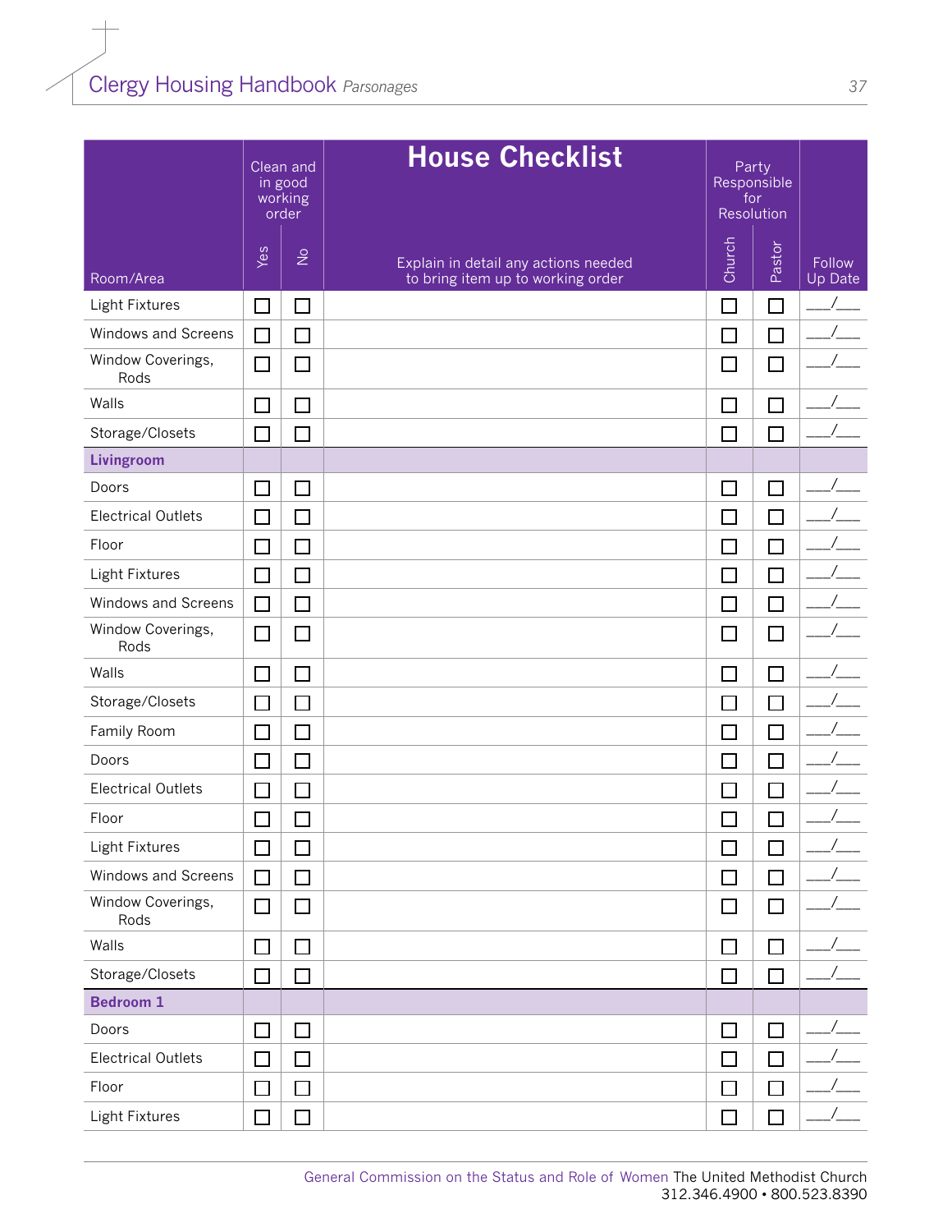| Room/Area | Clean and in good working order | | House Checklist | Party Responsible for Resolution | | |
|---|---|---|---|---|---|---|
| | Yes | No | Explain in detail any actions needed to bring item up to working order | Church | Pastor | Follow Up Date |
| Light Fixtures | ☐ | ☐ | | ☐ | ☐ | ___/___ |
| Windows and Screens | ☐ | ☐ | | ☐ | ☐ | ___/___ |
| Window Coverings, Rods | ☐ | ☐ | | ☐ | ☐ | ___/___ |
| Walls | ☐ | ☐ | | ☐ | ☐ | ___/___ |
| Storage/Closets | ☐ | ☐ | | ☐ | ☐ | ___/___ |
| **Livingroom** | | | | | | |
| Doors | ☐ | ☐ | | ☐ | ☐ | ___/___ |
| Electrical Outlets | ☐ | ☐ | | ☐ | ☐ | ___/___ |
| Floor | ☐ | ☐ | | ☐ | ☐ | ___/___ |
| Light Fixtures | ☐ | ☐ | | ☐ | ☐ | ___/___ |
| Windows and Screens | ☐ | ☐ | | ☐ | ☐ | ___/___ |
| Window Coverings, Rods | ☐ | ☐ | | ☐ | ☐ | ___/___ |
| Walls | ☐ | ☐ | | ☐ | ☐ | ___/___ |
| Storage/Closets | ☐ | ☐ | | ☐ | ☐ | ___/___ |
| Family Room | ☐ | ☐ | | ☐ | ☐ | ___/___ |
| Doors | ☐ | ☐ | | ☐ | ☐ | ___/___ |
| Electrical Outlets | ☐ | ☐ | | ☐ | ☐ | ___/___ |
| Floor | ☐ | ☐ | | ☐ | ☐ | ___/___ |
| Light Fixtures | ☐ | ☐ | | ☐ | ☐ | ___/___ |
| Windows and Screens | ☐ | ☐ | | ☐ | ☐ | ___/___ |
| Window Coverings, Rods | ☐ | ☐ | | ☐ | ☐ | ___/___ |
| Walls | ☐ | ☐ | | ☐ | ☐ | ___/___ |
| Storage/Closets | ☐ | ☐ | | ☐ | ☐ | ___/___ |
| **Bedroom 1** | | | | | | |
| Doors | ☐ | ☐ | | ☐ | ☐ | ___/___ |
| Electrical Outlets | ☐ | ☐ | | ☐ | ☐ | ___/___ |
| Floor | ☐ | ☐ | | ☐ | ☐ | ___/___ |
| Light Fixtures | ☐ | ☐ | | ☐ | ☐ | ___/___ |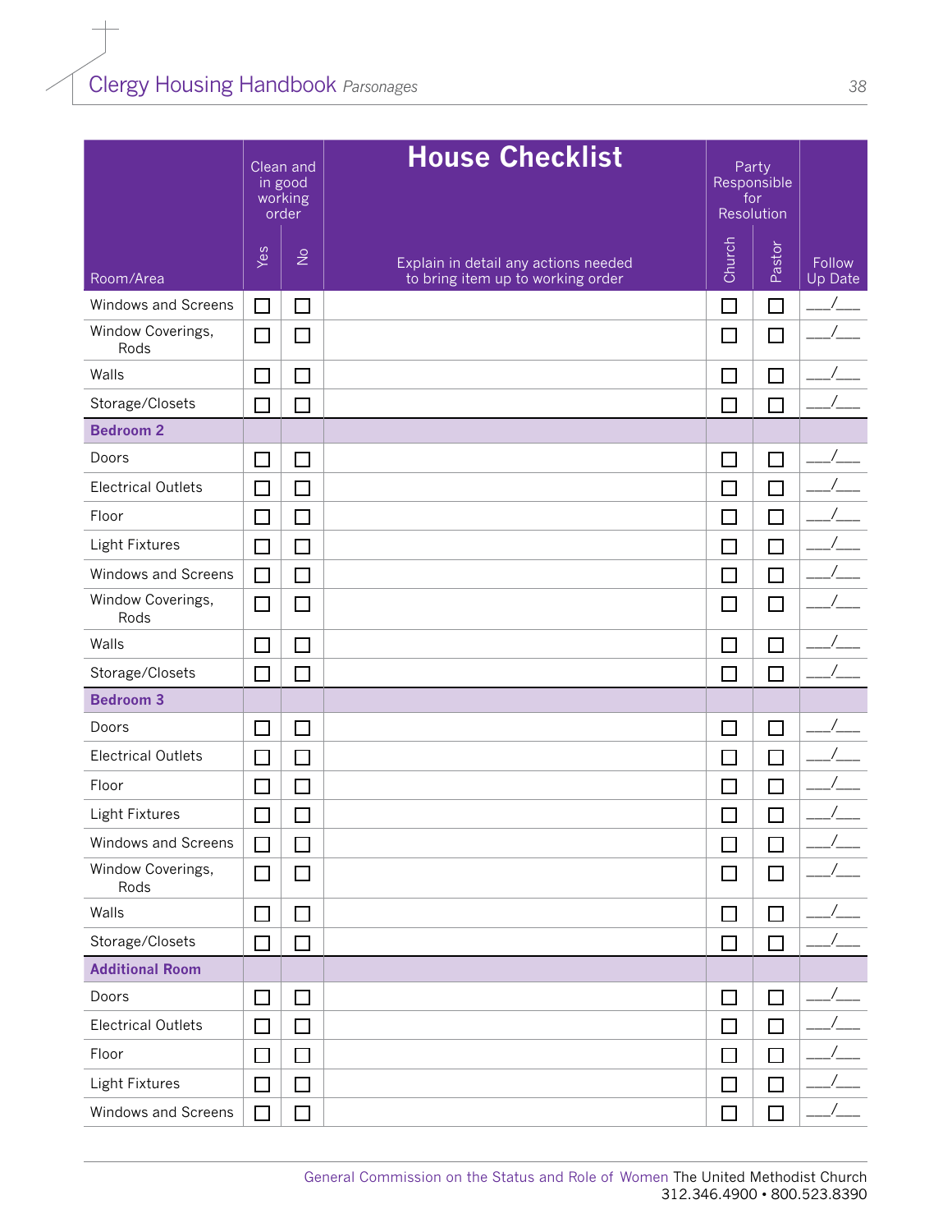## House Checklist

| Room/Area | Clean and in good working order | | Explain in detail any actions needed to bring item up to working order | Party Responsible for Resolution | | Follow Up Date |
|---|---|---|---|---|---|---|
| | Yes | No | | Church | Pastor | |
| Windows and Screens | ☐ | ☐ | | ☐ | ☐ | ___/___ |
| Window Coverings, Rods | ☐ | ☐ | | ☐ | ☐ | ___/___ |
| Walls | ☐ | ☐ | | ☐ | ☐ | ___/___ |
| Storage/Closets | ☐ | ☐ | | ☐ | ☐ | ___/___ |
| **Bedroom 2** | | | | | | |
| Doors | ☐ | ☐ | | ☐ | ☐ | ___/___ |
| Electrical Outlets | ☐ | ☐ | | ☐ | ☐ | ___/___ |
| Floor | ☐ | ☐ | | ☐ | ☐ | ___/___ |
| Light Fixtures | ☐ | ☐ | | ☐ | ☐ | ___/___ |
| Windows and Screens | ☐ | ☐ | | ☐ | ☐ | ___/___ |
| Window Coverings, Rods | ☐ | ☐ | | ☐ | ☐ | ___/___ |
| Walls | ☐ | ☐ | | ☐ | ☐ | ___/___ |
| Storage/Closets | ☐ | ☐ | | ☐ | ☐ | ___/___ |
| **Bedroom 3** | | | | | | |
| Doors | ☐ | ☐ | | ☐ | ☐ | ___/___ |
| Electrical Outlets | ☐ | ☐ | | ☐ | ☐ | ___/___ |
| Floor | ☐ | ☐ | | ☐ | ☐ | ___/___ |
| Light Fixtures | ☐ | ☐ | | ☐ | ☐ | ___/___ |
| Windows and Screens | ☐ | ☐ | | ☐ | ☐ | ___/___ |
| Window Coverings, Rods | ☐ | ☐ | | ☐ | ☐ | ___/___ |
| Walls | ☐ | ☐ | | ☐ | ☐ | ___/___ |
| Storage/Closets | ☐ | ☐ | | ☐ | ☐ | ___/___ |
| **Additional Room** | | | | | | |
| Doors | ☐ | ☐ | | ☐ | ☐ | ___/___ |
| Electrical Outlets | ☐ | ☐ | | ☐ | ☐ | ___/___ |
| Floor | ☐ | ☐ | | ☐ | ☐ | ___/___ |
| Light Fixtures | ☐ | ☐ | | ☐ | ☐ | ___/___ |
| Windows and Screens | ☐ | ☐ | | ☐ | ☐ | ___/___ |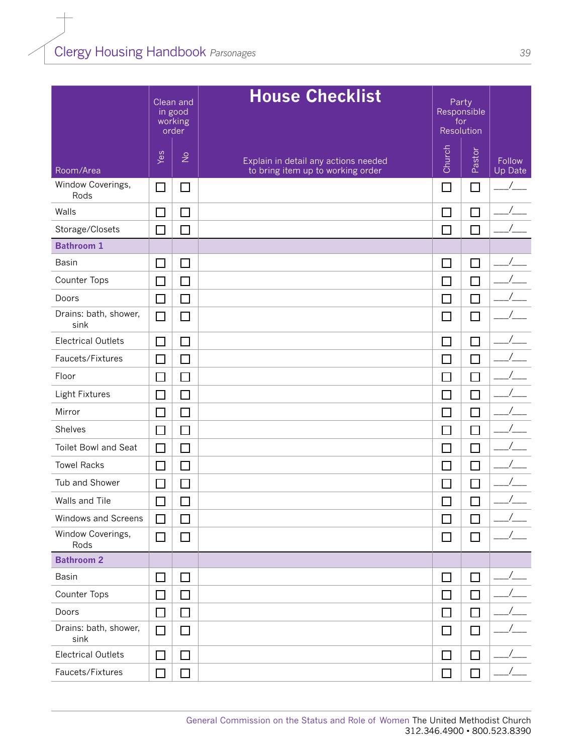## House Checklist

| Room/Area | Clean and in good working order | | Explain in detail any actions needed to bring item up to working order | Party Responsible for Resolution | | Follow Up Date |
|---|---|---|---|---|---|---|
| | Yes | No | | Church | Pastor | |
| Window Coverings, Rods | ☐ | ☐ | | ☐ | ☐ | \_\_\_/\_\_\_ |
| Walls | ☐ | ☐ | | ☐ | ☐ | \_\_\_/\_\_\_ |
| Storage/Closets | ☐ | ☐ | | ☐ | ☐ | \_\_\_/\_\_\_ |
| **Bathroom 1** | | | | | | |
| Basin | ☐ | ☐ | | ☐ | ☐ | \_\_\_/\_\_\_ |
| Counter Tops | ☐ | ☐ | | ☐ | ☐ | \_\_\_/\_\_\_ |
| Doors | ☐ | ☐ | | ☐ | ☐ | \_\_\_/\_\_\_ |
| Drains: bath, shower, sink | ☐ | ☐ | | ☐ | ☐ | \_\_\_/\_\_\_ |
| Electrical Outlets | ☐ | ☐ | | ☐ | ☐ | \_\_\_/\_\_\_ |
| Faucets/Fixtures | ☐ | ☐ | | ☐ | ☐ | \_\_\_/\_\_\_ |
| Floor | ☐ | ☐ | | ☐ | ☐ | \_\_\_/\_\_\_ |
| Light Fixtures | ☐ | ☐ | | ☐ | ☐ | \_\_\_/\_\_\_ |
| Mirror | ☐ | ☐ | | ☐ | ☐ | \_\_\_/\_\_\_ |
| Shelves | ☐ | ☐ | | ☐ | ☐ | \_\_\_/\_\_\_ |
| Toilet Bowl and Seat | ☐ | ☐ | | ☐ | ☐ | \_\_\_/\_\_\_ |
| Towel Racks | ☐ | ☐ | | ☐ | ☐ | \_\_\_/\_\_\_ |
| Tub and Shower | ☐ | ☐ | | ☐ | ☐ | \_\_\_/\_\_\_ |
| Walls and Tile | ☐ | ☐ | | ☐ | ☐ | \_\_\_/\_\_\_ |
| Windows and Screens | ☐ | ☐ | | ☐ | ☐ | \_\_\_/\_\_\_ |
| Window Coverings, Rods | ☐ | ☐ | | ☐ | ☐ | \_\_\_/\_\_\_ |
| **Bathroom 2** | | | | | | |
| Basin | ☐ | ☐ | | ☐ | ☐ | \_\_\_/\_\_\_ |
| Counter Tops | ☐ | ☐ | | ☐ | ☐ | \_\_\_/\_\_\_ |
| Doors | ☐ | ☐ | | ☐ | ☐ | \_\_\_/\_\_\_ |
| Drains: bath, shower, sink | ☐ | ☐ | | ☐ | ☐ | \_\_\_/\_\_\_ |
| Electrical Outlets | ☐ | ☐ | | ☐ | ☐ | \_\_\_/\_\_\_ |
| Faucets/Fixtures | ☐ | ☐ | | ☐ | ☐ | \_\_\_/\_\_\_ |

General Commission on the Status and Role of Women The United Methodist Church
312.346.4900 • 800.523.8390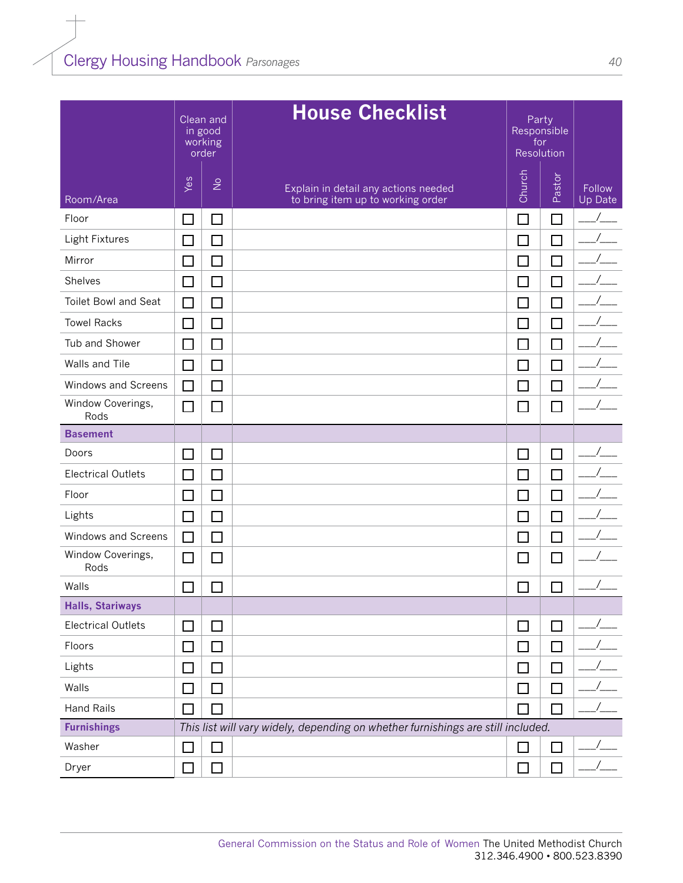## House Checklist

| Room/Area | Clean and in good working order | | Explain in detail any actions needed to bring item up to working order | Party Responsible for Resolution | | Follow Up Date |
|---|---|---|---|---|---|---|
| | Yes | No | | Church | Pastor | |
| Floor | ☐ | ☐ | | ☐ | ☐ | ___/___ |
| Light Fixtures | ☐ | ☐ | | ☐ | ☐ | ___/___ |
| Mirror | ☐ | ☐ | | ☐ | ☐ | ___/___ |
| Shelves | ☐ | ☐ | | ☐ | ☐ | ___/___ |
| Toilet Bowl and Seat | ☐ | ☐ | | ☐ | ☐ | ___/___ |
| Towel Racks | ☐ | ☐ | | ☐ | ☐ | ___/___ |
| Tub and Shower | ☐ | ☐ | | ☐ | ☐ | ___/___ |
| Walls and Tile | ☐ | ☐ | | ☐ | ☐ | ___/___ |
| Windows and Screens | ☐ | ☐ | | ☐ | ☐ | ___/___ |
| Window Coverings, Rods | ☐ | ☐ | | ☐ | ☐ | ___/___ |
| **Basement** | | | | | | |
| Doors | ☐ | ☐ | | ☐ | ☐ | ___/___ |
| Electrical Outlets | ☐ | ☐ | | ☐ | ☐ | ___/___ |
| Floor | ☐ | ☐ | | ☐ | ☐ | ___/___ |
| Lights | ☐ | ☐ | | ☐ | ☐ | ___/___ |
| Windows and Screens | ☐ | ☐ | | ☐ | ☐ | ___/___ |
| Window Coverings, Rods | ☐ | ☐ | | ☐ | ☐ | ___/___ |
| Walls | ☐ | ☐ | | ☐ | ☐ | ___/___ |
| **Halls, Stairways** | | | | | | |
| Electrical Outlets | ☐ | ☐ | | ☐ | ☐ | ___/___ |
| Floors | ☐ | ☐ | | ☐ | ☐ | ___/___ |
| Lights | ☐ | ☐ | | ☐ | ☐ | ___/___ |
| Walls | ☐ | ☐ | | ☐ | ☐ | ___/___ |
| Hand Rails | ☐ | ☐ | | ☐ | ☐ | ___/___ |
| **Furnishings** | *This list will vary widely, depending on whether furnishings are still included.* | | | | | |
| Washer | ☐ | ☐ | | ☐ | ☐ | ___/___ |
| Dryer | ☐ | ☐ | | ☐ | ☐ | ___/___ |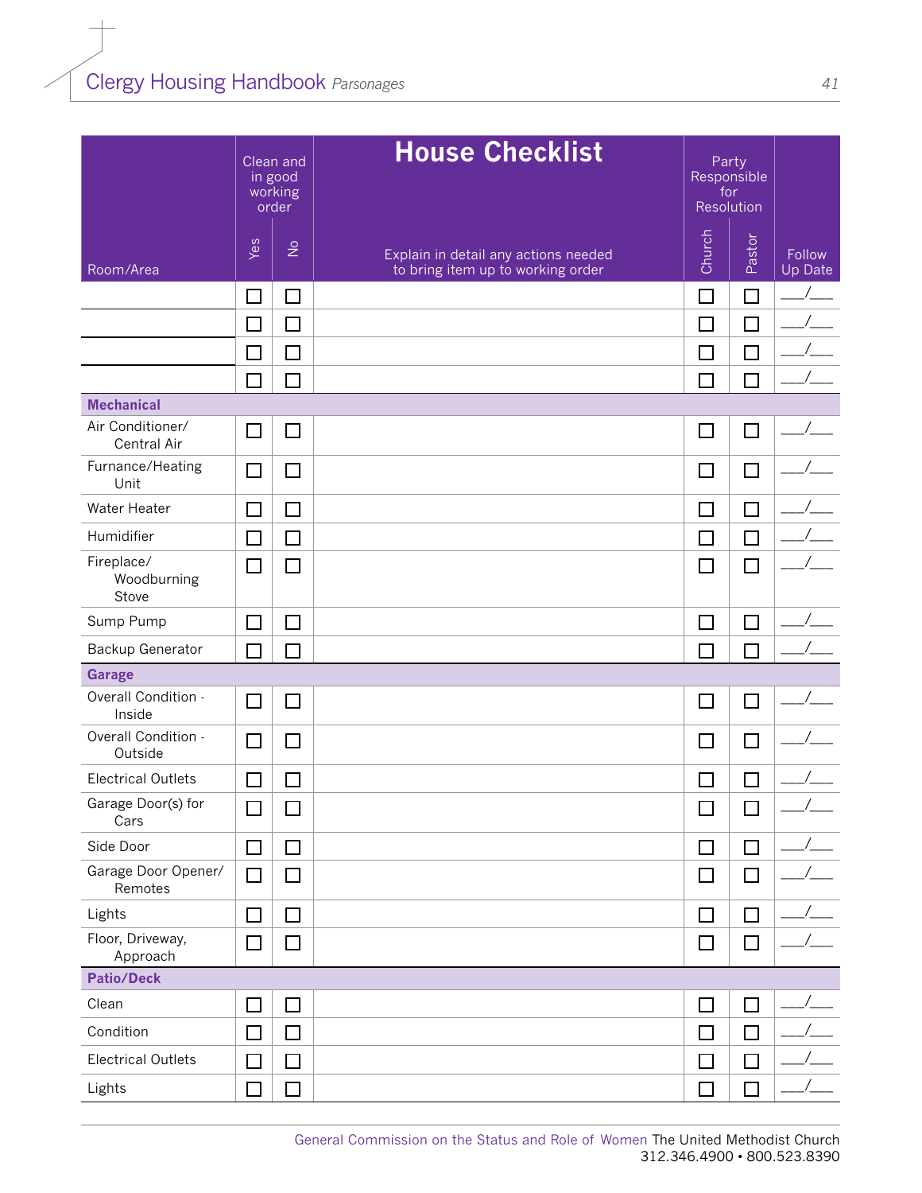| Room/Area | Clean and in good working order: Yes | No | House Checklist — Explain in detail any actions needed to bring item up to working order | Party Responsible for Resolution: Church | Pastor | Follow Up Date |
|---|---|---|---|---|---|---|
| | ☐ | ☐ | | ☐ | ☐ | ___/___ |
| | ☐ | ☐ | | ☐ | ☐ | ___/___ |
| | ☐ | ☐ | | ☐ | ☐ | ___/___ |
| | ☐ | ☐ | | ☐ | ☐ | ___/___ |
| **Mechanical** | | | | | | |
| Air Conditioner/ Central Air | ☐ | ☐ | | ☐ | ☐ | ___/___ |
| Furnance/Heating Unit | ☐ | ☐ | | ☐ | ☐ | ___/___ |
| Water Heater | ☐ | ☐ | | ☐ | ☐ | ___/___ |
| Humidifier | ☐ | ☐ | | ☐ | ☐ | ___/___ |
| Fireplace/ Woodburning Stove | ☐ | ☐ | | ☐ | ☐ | ___/___ |
| Sump Pump | ☐ | ☐ | | ☐ | ☐ | ___/___ |
| Backup Generator | ☐ | ☐ | | ☐ | ☐ | ___/___ |
| **Garage** | | | | | | |
| Overall Condition - Inside | ☐ | ☐ | | ☐ | ☐ | ___/___ |
| Overall Condition - Outside | ☐ | ☐ | | ☐ | ☐ | ___/___ |
| Electrical Outlets | ☐ | ☐ | | ☐ | ☐ | ___/___ |
| Garage Door(s) for Cars | ☐ | ☐ | | ☐ | ☐ | ___/___ |
| Side Door | ☐ | ☐ | | ☐ | ☐ | ___/___ |
| Garage Door Opener/ Remotes | ☐ | ☐ | | ☐ | ☐ | ___/___ |
| Lights | ☐ | ☐ | | ☐ | ☐ | ___/___ |
| Floor, Driveway, Approach | ☐ | ☐ | | ☐ | ☐ | ___/___ |
| **Patio/Deck** | | | | | | |
| Clean | ☐ | ☐ | | ☐ | ☐ | ___/___ |
| Condition | ☐ | ☐ | | ☐ | ☐ | ___/___ |
| Electrical Outlets | ☐ | ☐ | | ☐ | ☐ | ___/___ |
| Lights | ☐ | ☐ | | ☐ | ☐ | ___/___ |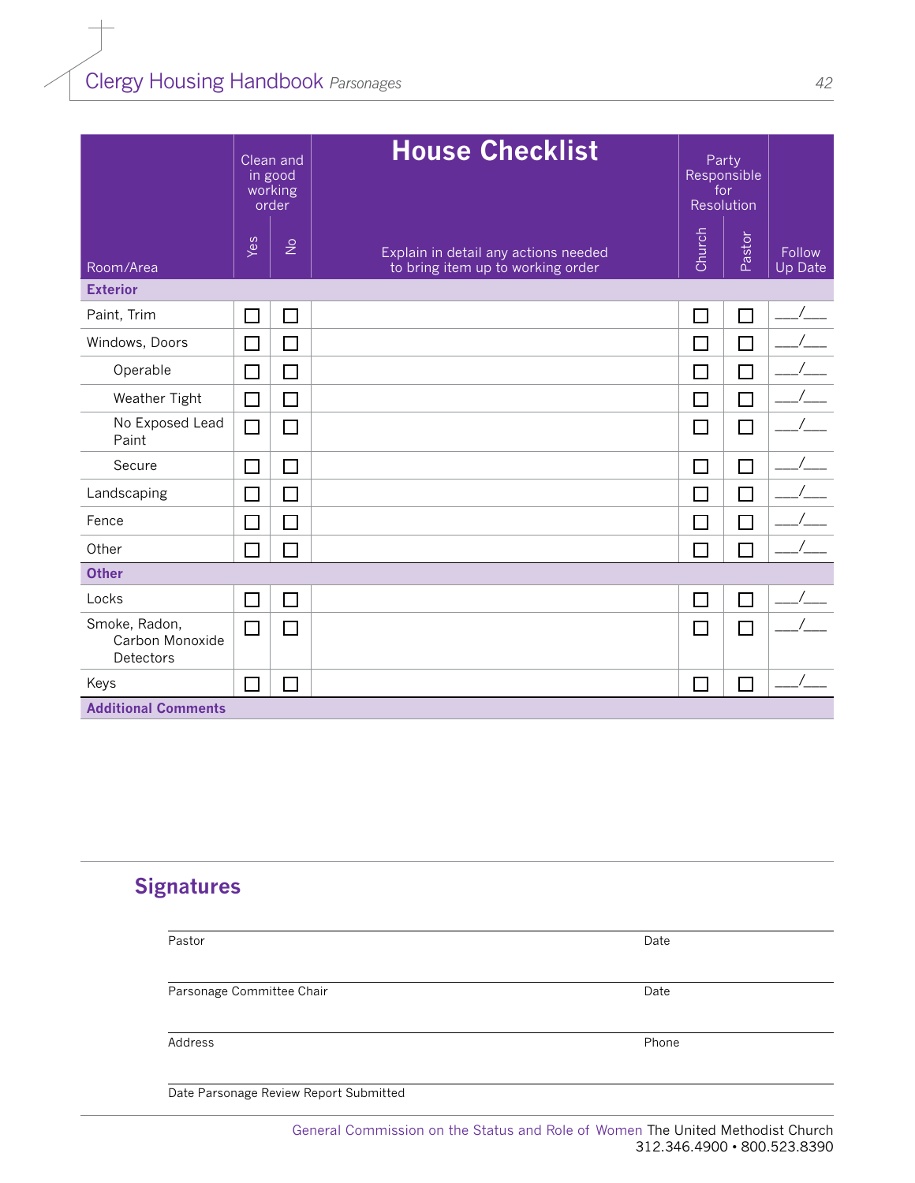## House Checklist

| Room/Area | Clean and in good working order: Yes | No | Explain in detail any actions needed to bring item up to working order | Party Responsible for Resolution: Church | Pastor | Follow Up Date |
|---|---|---|---|---|---|---|
| **Exterior** | | | | | | |
| Paint, Trim | ☐ | ☐ | | ☐ | ☐ | ___/___ |
| Windows, Doors | ☐ | ☐ | | ☐ | ☐ | ___/___ |
| Operable | ☐ | ☐ | | ☐ | ☐ | ___/___ |
| Weather Tight | ☐ | ☐ | | ☐ | ☐ | ___/___ |
| No Exposed Lead Paint | ☐ | ☐ | | ☐ | ☐ | ___/___ |
| Secure | ☐ | ☐ | | ☐ | ☐ | ___/___ |
| Landscaping | ☐ | ☐ | | ☐ | ☐ | ___/___ |
| Fence | ☐ | ☐ | | ☐ | ☐ | ___/___ |
| Other | ☐ | ☐ | | ☐ | ☐ | ___/___ |
| **Other** | | | | | | |
| Locks | ☐ | ☐ | | ☐ | ☐ | ___/___ |
| Smoke, Radon, Carbon Monoxide Detectors | ☐ | ☐ | | ☐ | ☐ | ___/___ |
| Keys | ☐ | ☐ | | ☐ | ☐ | ___/___ |
| **Additional Comments** | | | | | | |

## Signatures

Pastor ______________________ Date ____________

Parsonage Committee Chair ______________________ Date ____________

Address ______________________ Phone ____________

Date Parsonage Review Report Submitted ______________________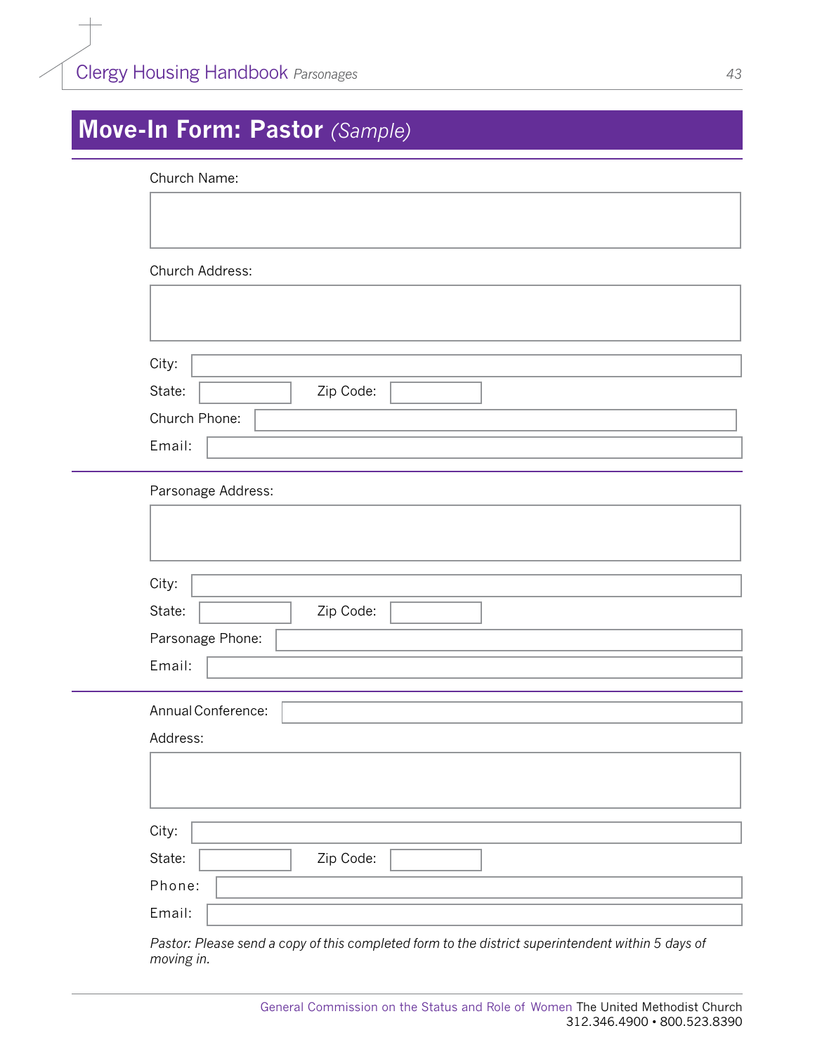# Move-In Form: Pastor *(Sample)*

Church Name:

Church Address:

City:

State: Zip Code:

Church Phone:

Email:

---

Parsonage Address:

City:

State: Zip Code:

Parsonage Phone:

Email:

---

Annual Conference:

Address:

City:

State: Zip Code:

Phone:

Email:

*Pastor: Please send a copy of this completed form to the district superintendent within 5 days of moving in.*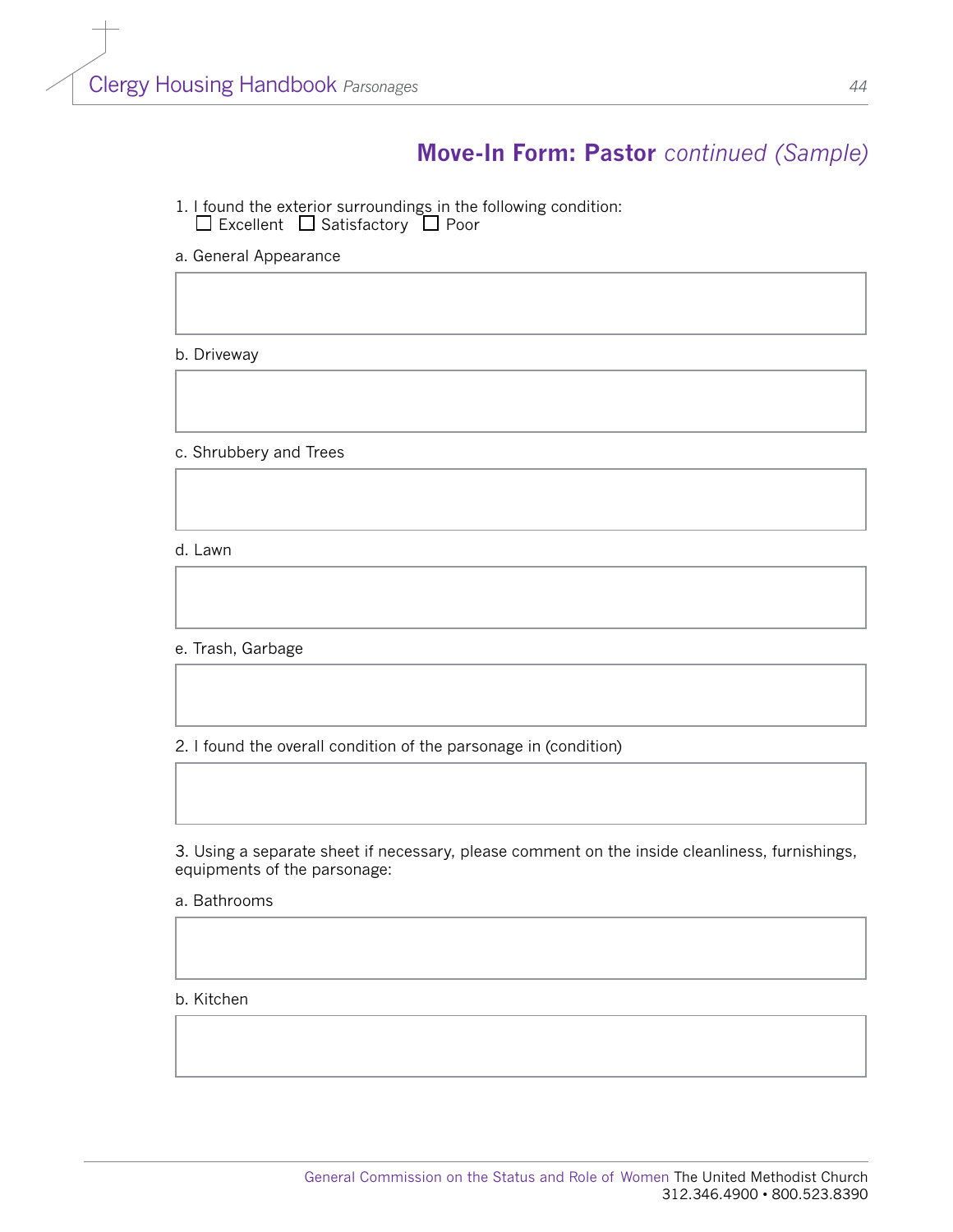## **Move-In Form: Pastor** *continued (Sample)*

1. I found the exterior surroundings in the following condition:
   ☐ Excellent ☐ Satisfactory ☐ Poor

a. General Appearance

b. Driveway

c. Shrubbery and Trees

d. Lawn

e. Trash, Garbage

2. I found the overall condition of the parsonage in (condition)

3. Using a separate sheet if necessary, please comment on the inside cleanliness, furnishings, equipments of the parsonage:

a. Bathrooms

b. Kitchen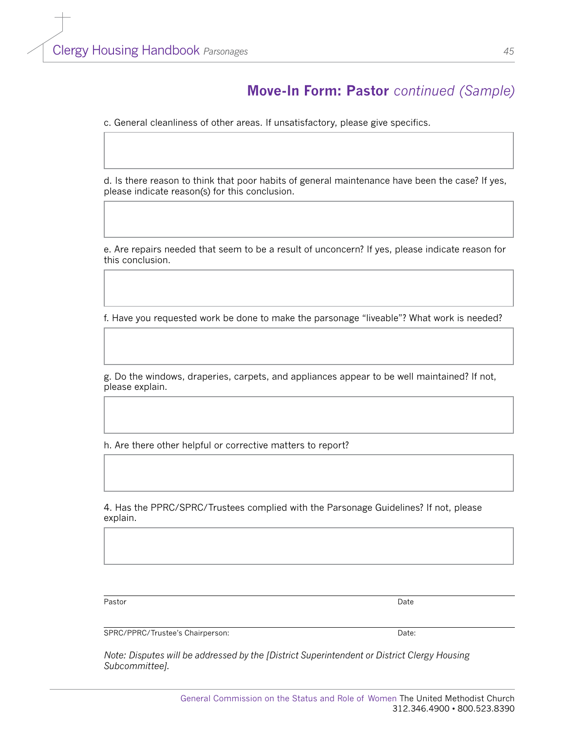## Move-In Form: Pastor *continued (Sample)*

c. General cleanliness of other areas. If unsatisfactory, please give specifics.

d. Is there reason to think that poor habits of general maintenance have been the case? If yes, please indicate reason(s) for this conclusion.

e. Are repairs needed that seem to be a result of unconcern? If yes, please indicate reason for this conclusion.

f. Have you requested work be done to make the parsonage “liveable”? What work is needed?

g. Do the windows, draperies, carpets, and appliances appear to be well maintained? If not, please explain.

h. Are there other helpful or corrective matters to report?

4. Has the PPRC/SPRC/Trustees complied with the Parsonage Guidelines? If not, please explain.

Pastor Date

SPRC/PPRC/Trustee’s Chairperson: Date:

*Note: Disputes will be addressed by the [District Superintendent or District Clergy Housing Subcommittee].*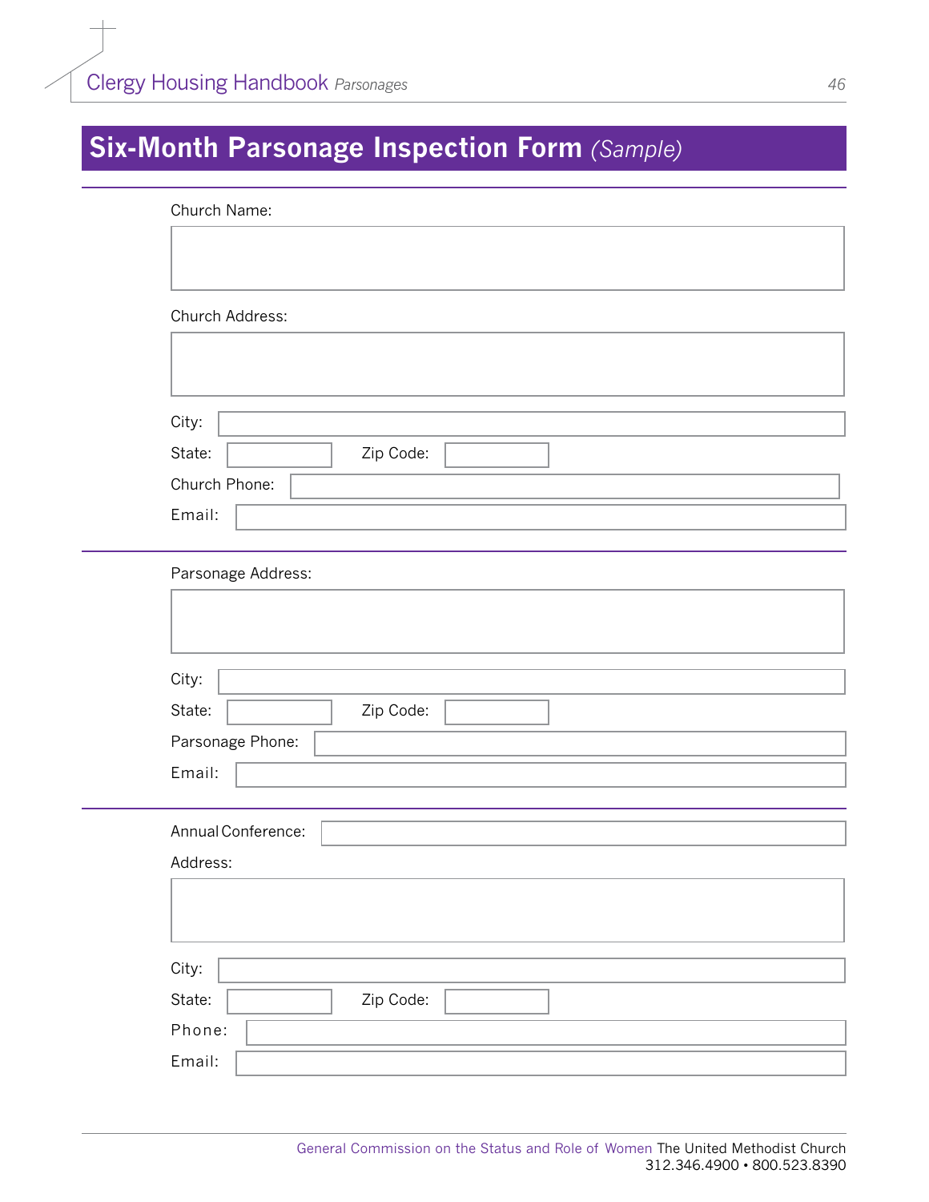# Six-Month Parsonage Inspection Form *(Sample)*

---

Church Name:

Church Address:

City:

State: Zip Code:

Church Phone:

Email:

---

Parsonage Address:

City:

State: Zip Code:

Parsonage Phone:

Email:

---

Annual Conference:

Address:

City:

State: Zip Code:

Phone:

Email:

---

General Commission on the Status and Role of Women The United Methodist Church
312.346.4900 • 800.523.8390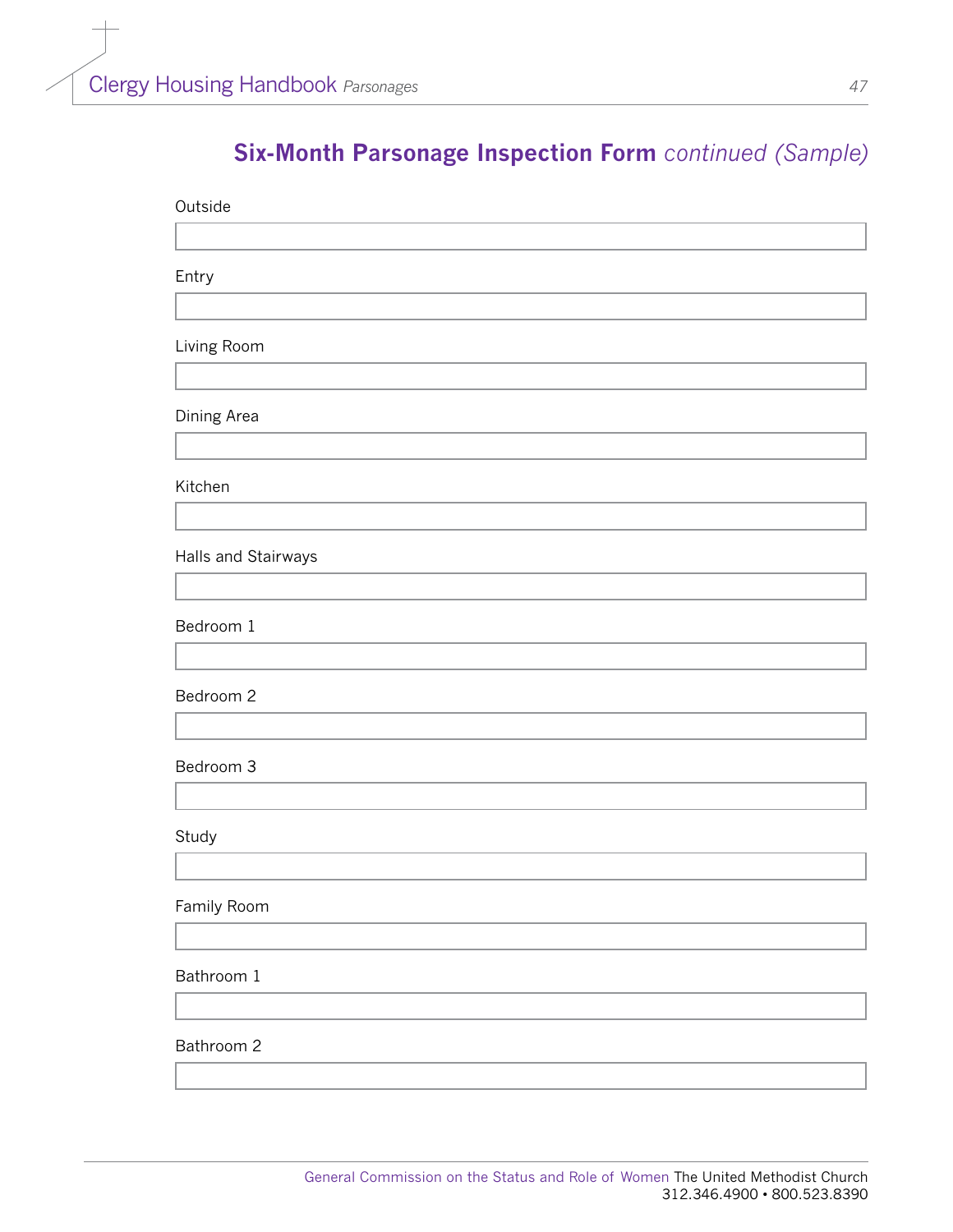## **Six-Month Parsonage Inspection Form** *continued (Sample)*

Outside

Entry

Living Room

Dining Area

Kitchen

Halls and Stairways

Bedroom 1

Bedroom 2

Bedroom 3

Study

Family Room

Bathroom 1

Bathroom 2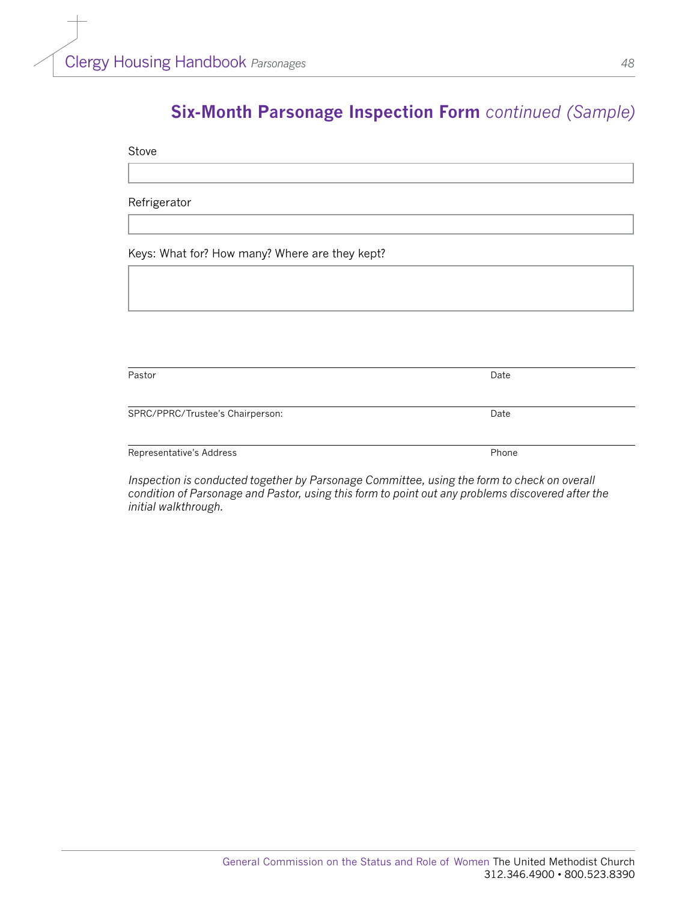## **Six-Month Parsonage Inspection Form** *continued (Sample)*

Stove

Refrigerator

Keys: What for? How many? Where are they kept?

Pastor ____________________ Date ____________

SPRC/PPRC/Trustee's Chairperson: ____________________ Date ____________

Representative's Address ____________________ Phone ____________

*Inspection is conducted together by Parsonage Committee, using the form to check on overall condition of Parsonage and Pastor, using this form to point out any problems discovered after the initial walkthrough.*